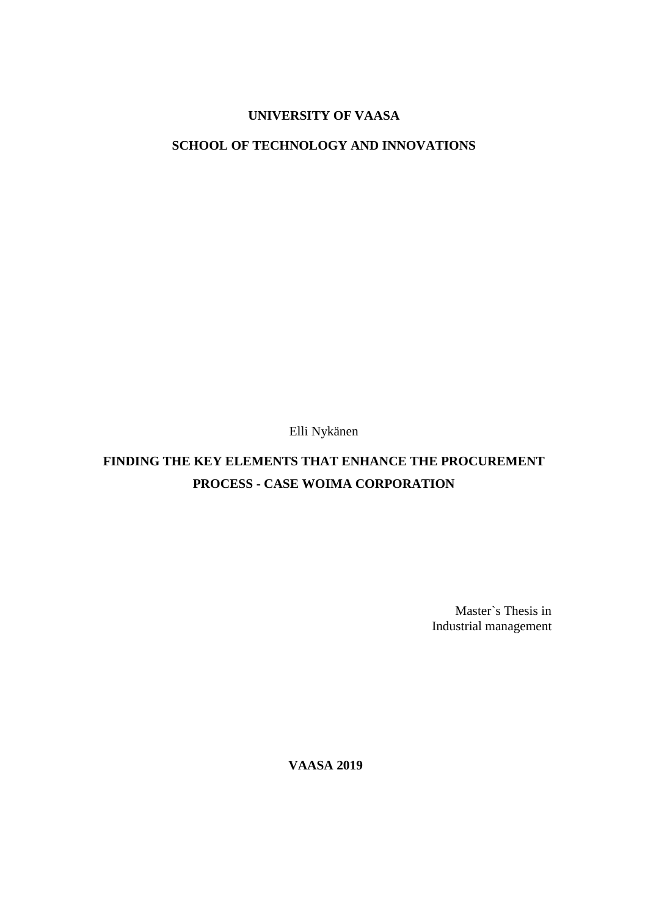**UNIVERSITY OF VAASA**

**SCHOOL OF TECHNOLOGY AND INNOVATIONS**

Elli Nykänen

# FINDING THE KEY ELEMENTS THAT ENHANCE THE PROCUREMENT PROCESS - CASE WOIMA CORPORATION

Master`s Thesis in
Industrial management

**VAASA 2019**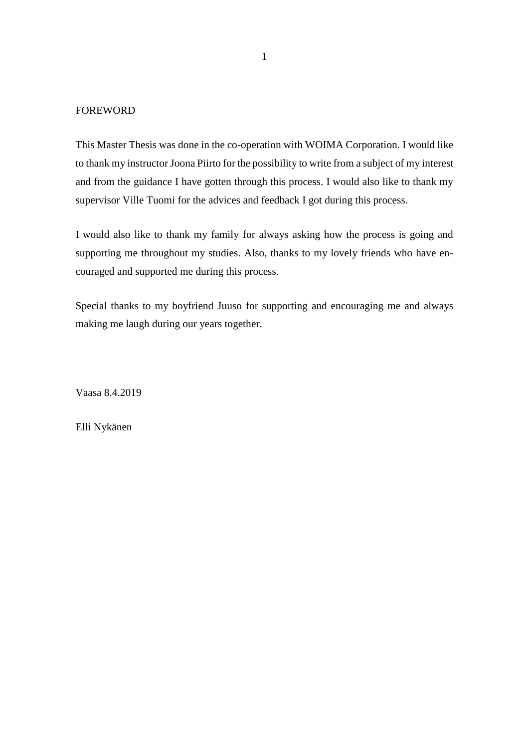# FOREWORD

This Master Thesis was done in the co-operation with WOIMA Corporation. I would like to thank my instructor Joona Piirto for the possibility to write from a subject of my interest and from the guidance I have gotten through this process. I would also like to thank my supervisor Ville Tuomi for the advices and feedback I got during this process.

I would also like to thank my family for always asking how the process is going and supporting me throughout my studies. Also, thanks to my lovely friends who have encouraged and supported me during this process.

Special thanks to my boyfriend Juuso for supporting and encouraging me and always making me laugh during our years together.

Vaasa 8.4.2019

Elli Nykänen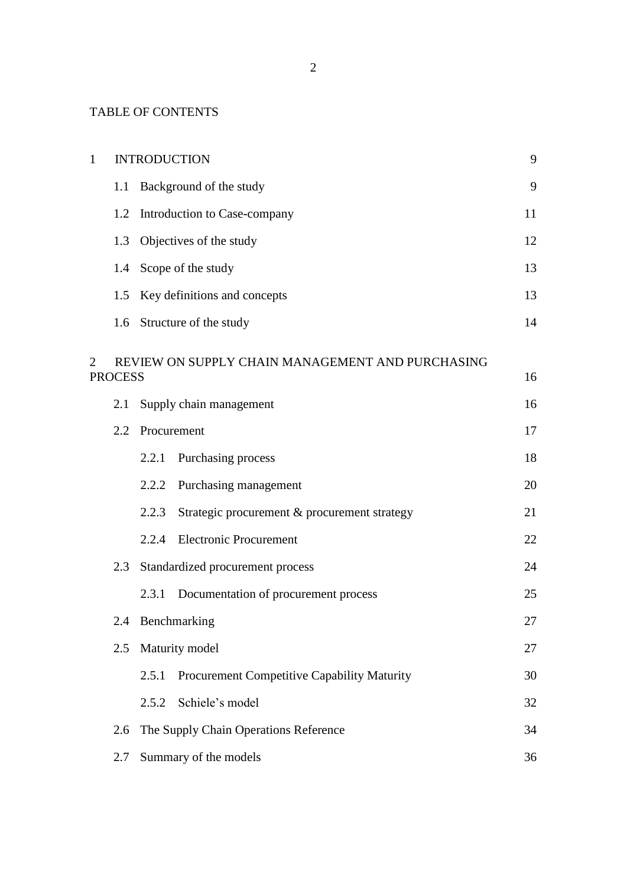TABLE OF CONTENTS

| | | |
|---|---|---|
| 1 | INTRODUCTION | 9 |
| 1.1 | Background of the study | 9 |
| 1.2 | Introduction to Case-company | 11 |
| 1.3 | Objectives of the study | 12 |
| 1.4 | Scope of the study | 13 |
| 1.5 | Key definitions and concepts | 13 |
| 1.6 | Structure of the study | 14 |
| 2 | REVIEW ON SUPPLY CHAIN MANAGEMENT AND PURCHASING PROCESS | 16 |
| 2.1 | Supply chain management | 16 |
| 2.2 | Procurement | 17 |
| 2.2.1 | Purchasing process | 18 |
| 2.2.2 | Purchasing management | 20 |
| 2.2.3 | Strategic procurement & procurement strategy | 21 |
| 2.2.4 | Electronic Procurement | 22 |
| 2.3 | Standardized procurement process | 24 |
| 2.3.1 | Documentation of procurement process | 25 |
| 2.4 | Benchmarking | 27 |
| 2.5 | Maturity model | 27 |
| 2.5.1 | Procurement Competitive Capability Maturity | 30 |
| 2.5.2 | Schiele's model | 32 |
| 2.6 | The Supply Chain Operations Reference | 34 |
| 2.7 | Summary of the models | 36 |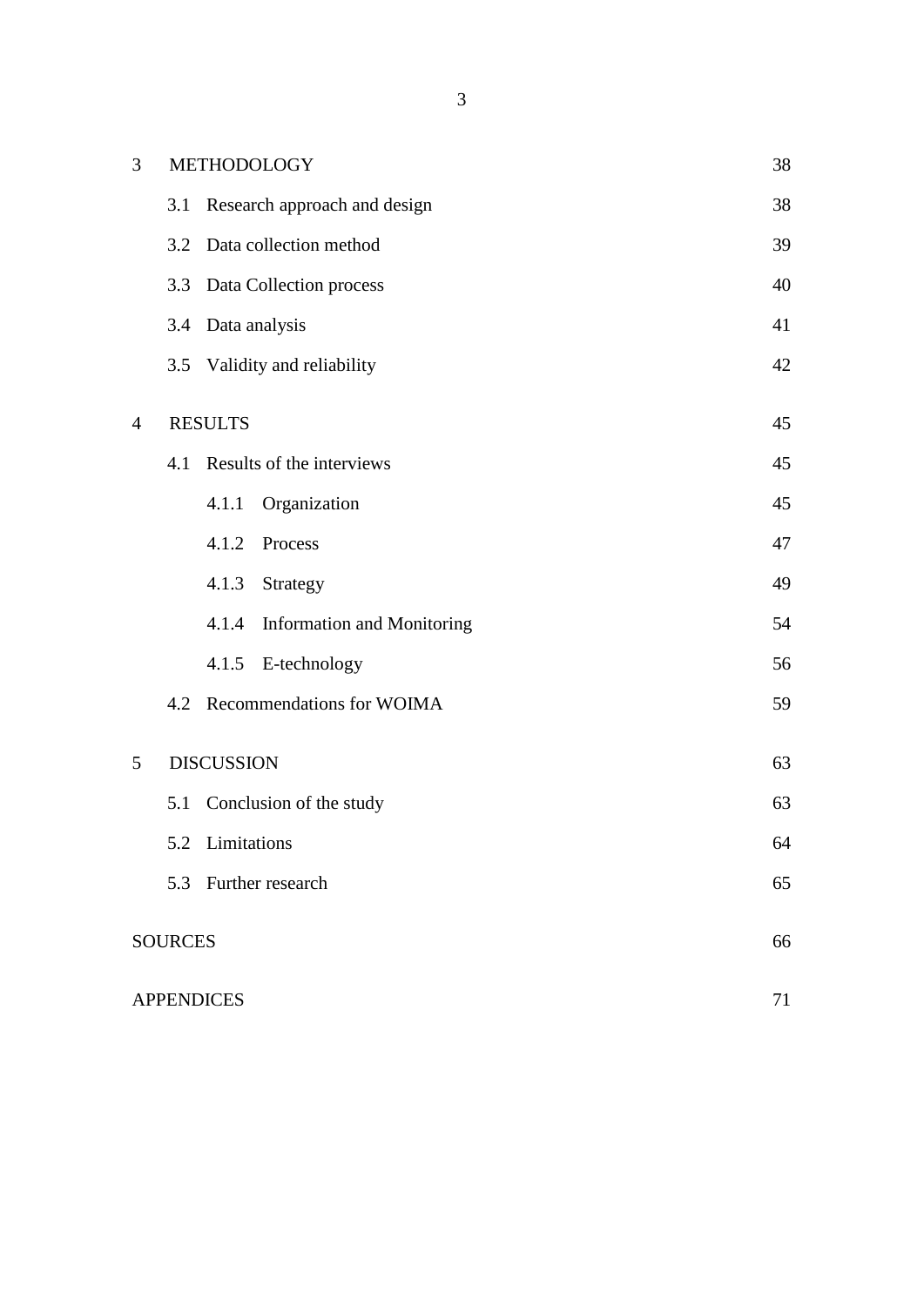| | | |
|---|---|---|
| 3 | METHODOLOGY | 38 |
| | 3.1 Research approach and design | 38 |
| | 3.2 Data collection method | 39 |
| | 3.3 Data Collection process | 40 |
| | 3.4 Data analysis | 41 |
| | 3.5 Validity and reliability | 42 |
| 4 | RESULTS | 45 |
| | 4.1 Results of the interviews | 45 |
| | 4.1.1 Organization | 45 |
| | 4.1.2 Process | 47 |
| | 4.1.3 Strategy | 49 |
| | 4.1.4 Information and Monitoring | 54 |
| | 4.1.5 E-technology | 56 |
| | 4.2 Recommendations for WOIMA | 59 |
| 5 | DISCUSSION | 63 |
| | 5.1 Conclusion of the study | 63 |
| | 5.2 Limitations | 64 |
| | 5.3 Further research | 65 |
| SOURCES | | 66 |
| APPENDICES | | 71 |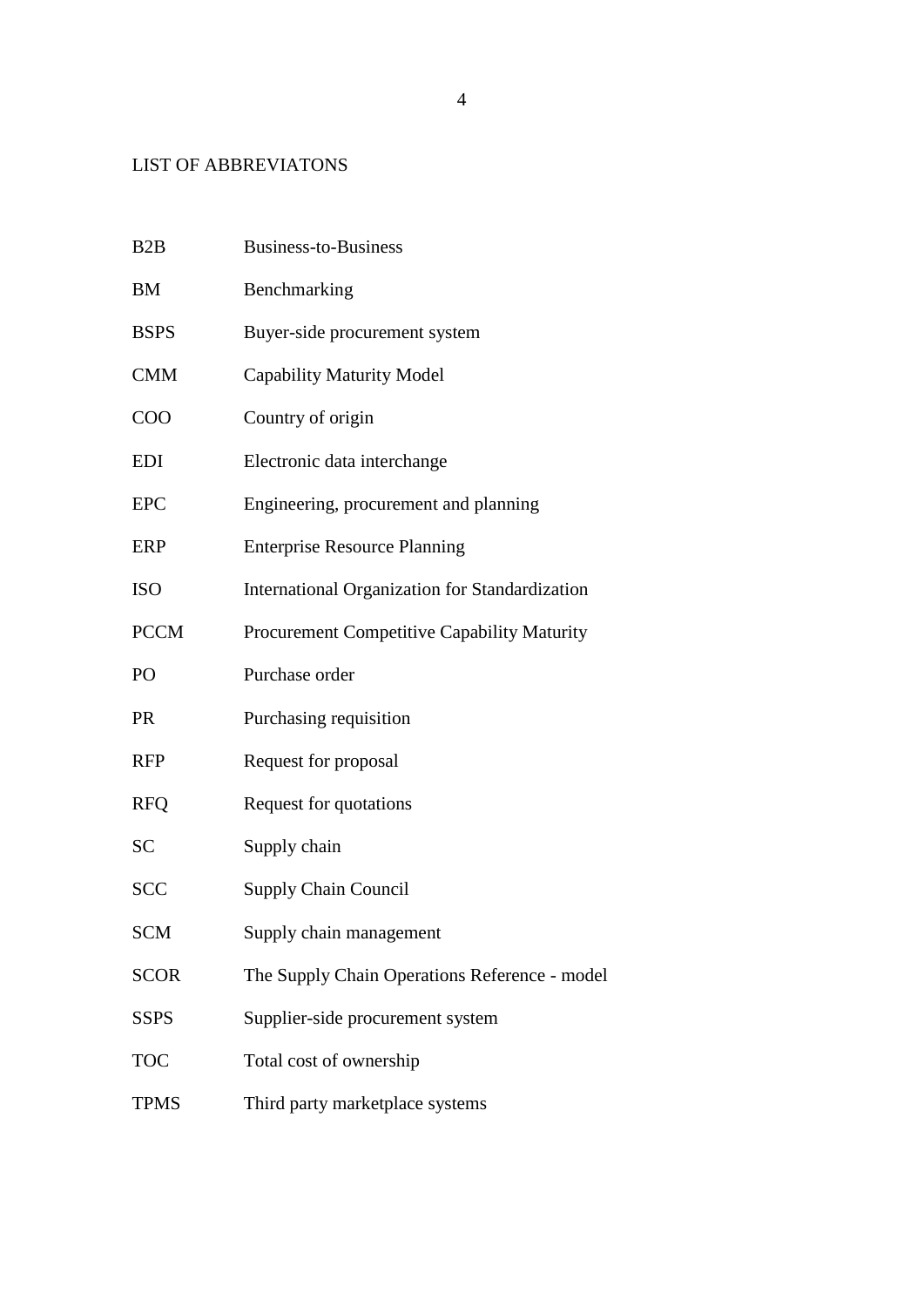# LIST OF ABBREVIATONS

| | |
|---|---|
| B2B | Business-to-Business |
| BM | Benchmarking |
| BSPS | Buyer-side procurement system |
| CMM | Capability Maturity Model |
| COO | Country of origin |
| EDI | Electronic data interchange |
| EPC | Engineering, procurement and planning |
| ERP | Enterprise Resource Planning |
| ISO | International Organization for Standardization |
| PCCM | Procurement Competitive Capability Maturity |
| PO | Purchase order |
| PR | Purchasing requisition |
| RFP | Request for proposal |
| RFQ | Request for quotations |
| SC | Supply chain |
| SCC | Supply Chain Council |
| SCM | Supply chain management |
| SCOR | The Supply Chain Operations Reference - model |
| SSPS | Supplier-side procurement system |
| TOC | Total cost of ownership |
| TPMS | Third party marketplace systems |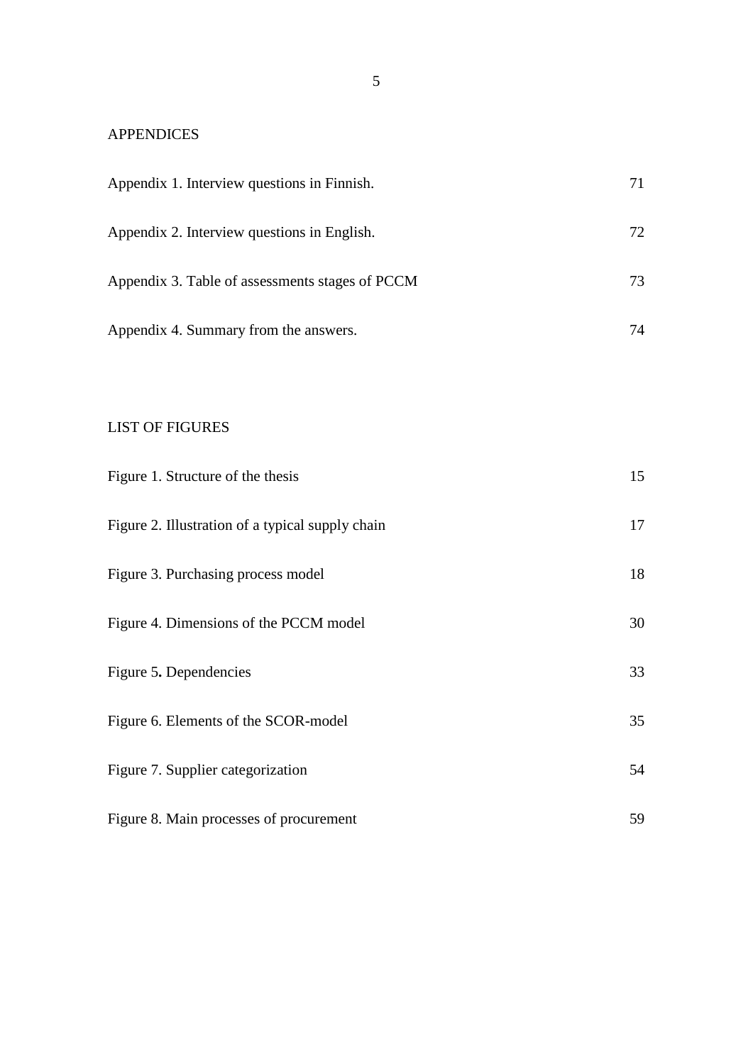## APPENDICES

| | |
|---|---|
| Appendix 1. Interview questions in Finnish. | 71 |
| Appendix 2. Interview questions in English. | 72 |
| Appendix 3. Table of assessments stages of PCCM | 73 |
| Appendix 4. Summary from the answers. | 74 |

## LIST OF FIGURES

| | |
|---|---|
| Figure 1. Structure of the thesis | 15 |
| Figure 2. Illustration of a typical supply chain | 17 |
| Figure 3. Purchasing process model | 18 |
| Figure 4. Dimensions of the PCCM model | 30 |
| Figure 5**.** Dependencies | 33 |
| Figure 6. Elements of the SCOR-model | 35 |
| Figure 7. Supplier categorization | 54 |
| Figure 8. Main processes of procurement | 59 |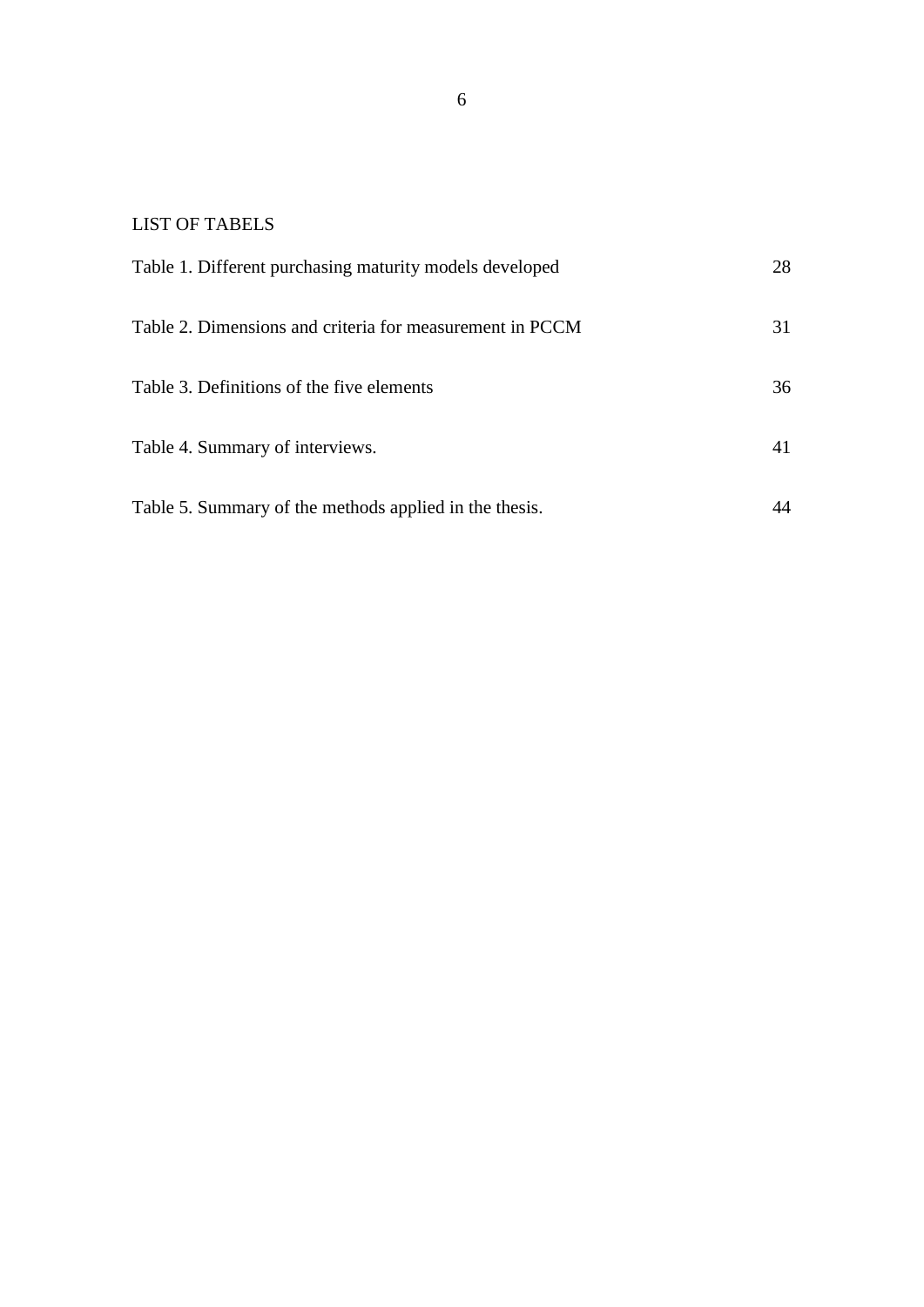## LIST OF TABELS

| | |
|---|---|
| Table 1. Different purchasing maturity models developed | 28 |
| Table 2. Dimensions and criteria for measurement in PCCM | 31 |
| Table 3. Definitions of the five elements | 36 |
| Table 4. Summary of interviews. | 41 |
| Table 5. Summary of the methods applied in the thesis. | 44 |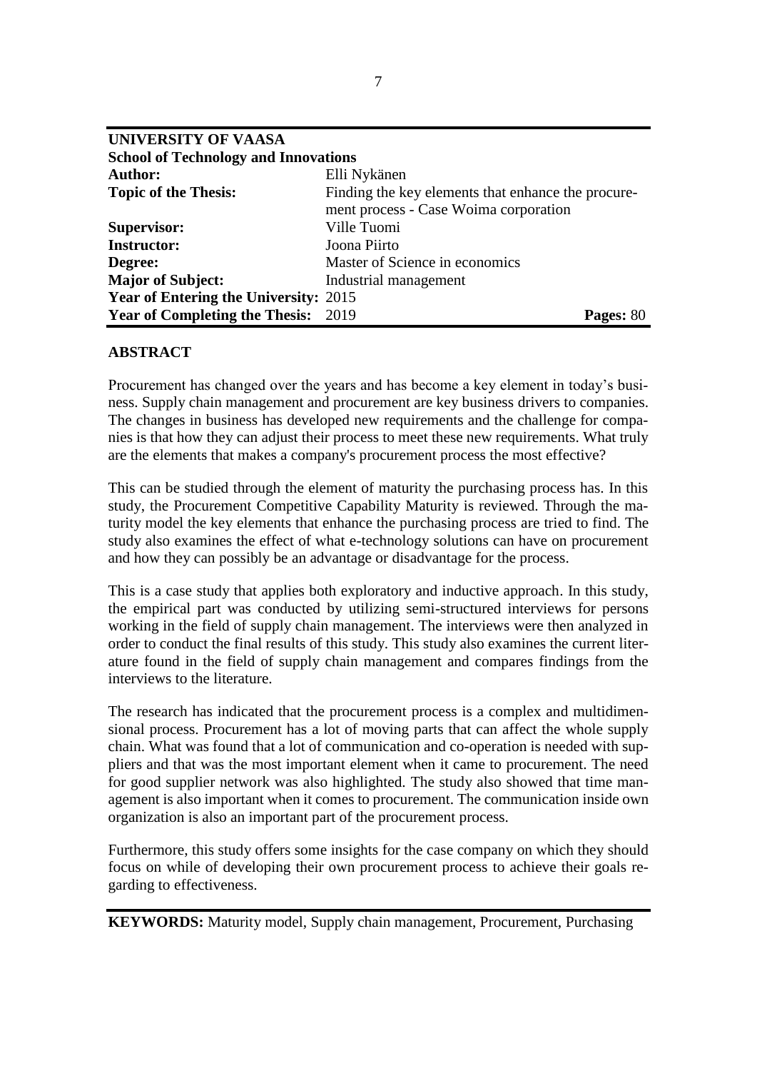| **UNIVERSITY OF VAASA** | | |
|---|---|---|
| **School of Technology and Innovations** | | |
| **Author:** | Elli Nykänen | |
| **Topic of the Thesis:** | Finding the key elements that enhance the procurement process - Case Woima corporation | |
| **Supervisor:** | Ville Tuomi | |
| **Instructor:** | Joona Piirto | |
| **Degree:** | Master of Science in economics | |
| **Major of Subject:** | Industrial management | |
| **Year of Entering the University:** | 2015 | |
| **Year of Completing the Thesis:** | 2019 | **Pages:** 80 |

## ABSTRACT

Procurement has changed over the years and has become a key element in today's business. Supply chain management and procurement are key business drivers to companies. The changes in business has developed new requirements and the challenge for companies is that how they can adjust their process to meet these new requirements. What truly are the elements that makes a company's procurement process the most effective?

This can be studied through the element of maturity the purchasing process has. In this study, the Procurement Competitive Capability Maturity is reviewed. Through the maturity model the key elements that enhance the purchasing process are tried to find. The study also examines the effect of what e-technology solutions can have on procurement and how they can possibly be an advantage or disadvantage for the process.

This is a case study that applies both exploratory and inductive approach. In this study, the empirical part was conducted by utilizing semi-structured interviews for persons working in the field of supply chain management. The interviews were then analyzed in order to conduct the final results of this study. This study also examines the current literature found in the field of supply chain management and compares findings from the interviews to the literature.

The research has indicated that the procurement process is a complex and multidimensional process. Procurement has a lot of moving parts that can affect the whole supply chain. What was found that a lot of communication and co-operation is needed with suppliers and that was the most important element when it came to procurement. The need for good supplier network was also highlighted. The study also showed that time management is also important when it comes to procurement. The communication inside own organization is also an important part of the procurement process.

Furthermore, this study offers some insights for the case company on which they should focus on while of developing their own procurement process to achieve their goals regarding to effectiveness.

**KEYWORDS:** Maturity model, Supply chain management, Procurement, Purchasing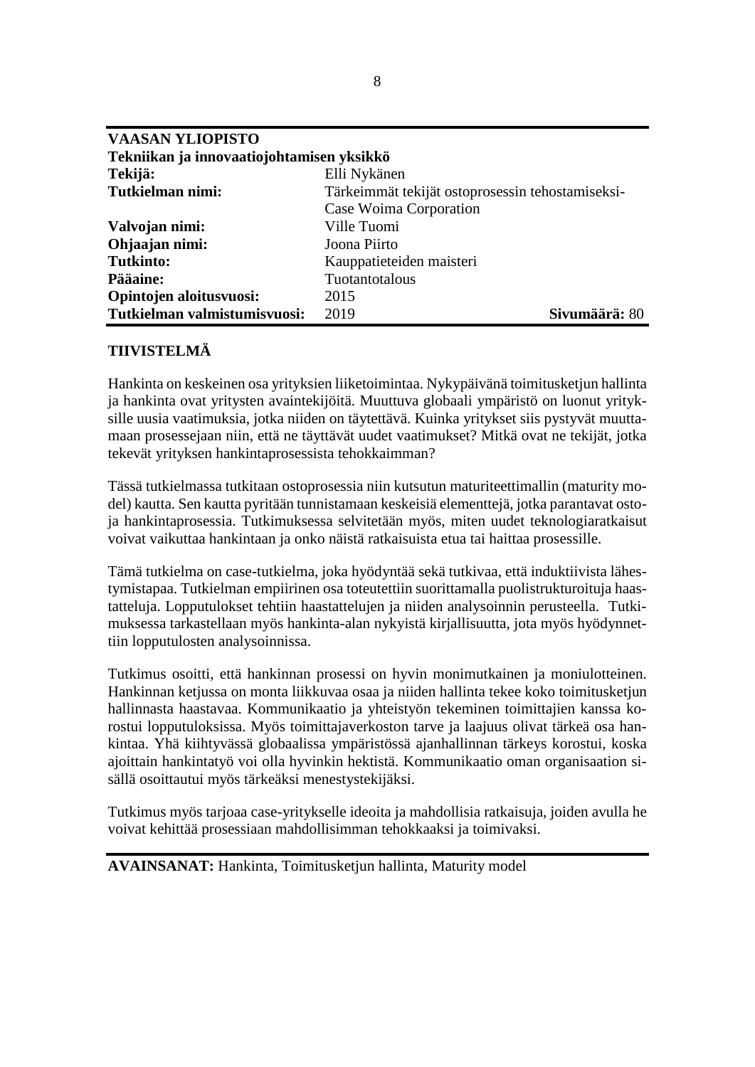| **VAASAN YLIOPISTO** | | |
|---|---|---|
| **Tekniikan ja innovaatiojohtamisen yksikkö** | | |
| **Tekijä:** | Elli Nykänen | |
| **Tutkielman nimi:** | Tärkeimmät tekijät ostoprosessin tehostamiseksi-Case Woima Corporation | |
| **Valvojan nimi:** | Ville Tuomi | |
| **Ohjaajan nimi:** | Joona Piirto | |
| **Tutkinto:** | Kauppatieteiden maisteri | |
| **Pääaine:** | Tuotantotalous | |
| **Opintojen aloitusvuosi:** | 2015 | |
| **Tutkielman valmistumisvuosi:** | 2019 | **Sivumäärä:** 80 |

## TIIVISTELMÄ

Hankinta on keskeinen osa yritysten liiketoimintaa. Nykypäivänä toimitusketjun hallinta ja hankinta ovat yritysten avaintekijöitä. Muuttuva globaali ympäristö on luonut yrityksille uusia vaatimuksia, jotka niiden on täytettävä. Kuinka yritykset siis pystyvät muuttamaan prosessejaan niin, että ne täyttävät uudet vaatimukset? Mitkä ovat ne tekijät, jotka tekevät yrityksen hankintaprosessista tehokkaimman?

Tässä tutkielmassa tutkitaan ostoprosessia niin kutsutun maturiteettimallin (maturity model) kautta. Sen kautta pyritään tunnistamaan keskeisiä elementtejä, jotka parantavat osto- ja hankintaprosessia. Tutkimuksessa selvitetään myös, miten uudet teknologiaratkaisut voivat vaikuttaa hankintaan ja onko näistä ratkaisuista etua tai haittaa prosessille.

Tämä tutkielma on case-tutkielma, joka hyödyntää sekä tutkivaa, että induktiivista lähestymistapaa. Tutkielman empiirinen osa toteutettiin suorittamalla puolistrukturoituja haastatteluja. Lopputulokset tehtiin haastattelujen ja niiden analysoinnin perusteella. Tutkimuksessa tarkastellaan myös hankinta-alan nykyistä kirjallisuutta, jota myös hyödynnettiin lopputulosten analysoinnissa.

Tutkimus osoitti, että hankinnan prosessi on hyvin monimutkainen ja moniulotteinen. Hankinnan ketjussa on monta liikkuvaa osaa ja niiden hallinta tekee koko toimitusketjun hallinnasta haastavaa. Kommunikaatio ja yhteistyön tekeminen toimittajien kanssa korostui lopputuloksissa. Myös toimittajaverkoston tarve ja laajuus olivat tärkeä osa hankintaa. Yhä kiihtyvässä globaalissa ympäristössä ajanhallinnan tärkeys korostui, koska ajoittain hankintatyö voi olla hyvinkin hektistä. Kommunikaatio oman organisaation sisällä osoittautui myös tärkeäksi menestystekijäksi.

Tutkimus myös tarjoaa case-yritykselle ideoita ja mahdollisia ratkaisuja, joiden avulla he voivat kehittää prosessiaan mahdollisimman tehokkaaksi ja toimivaksi.

**AVAINSANAT:** Hankinta, Toimitusketjun hallinta, Maturity model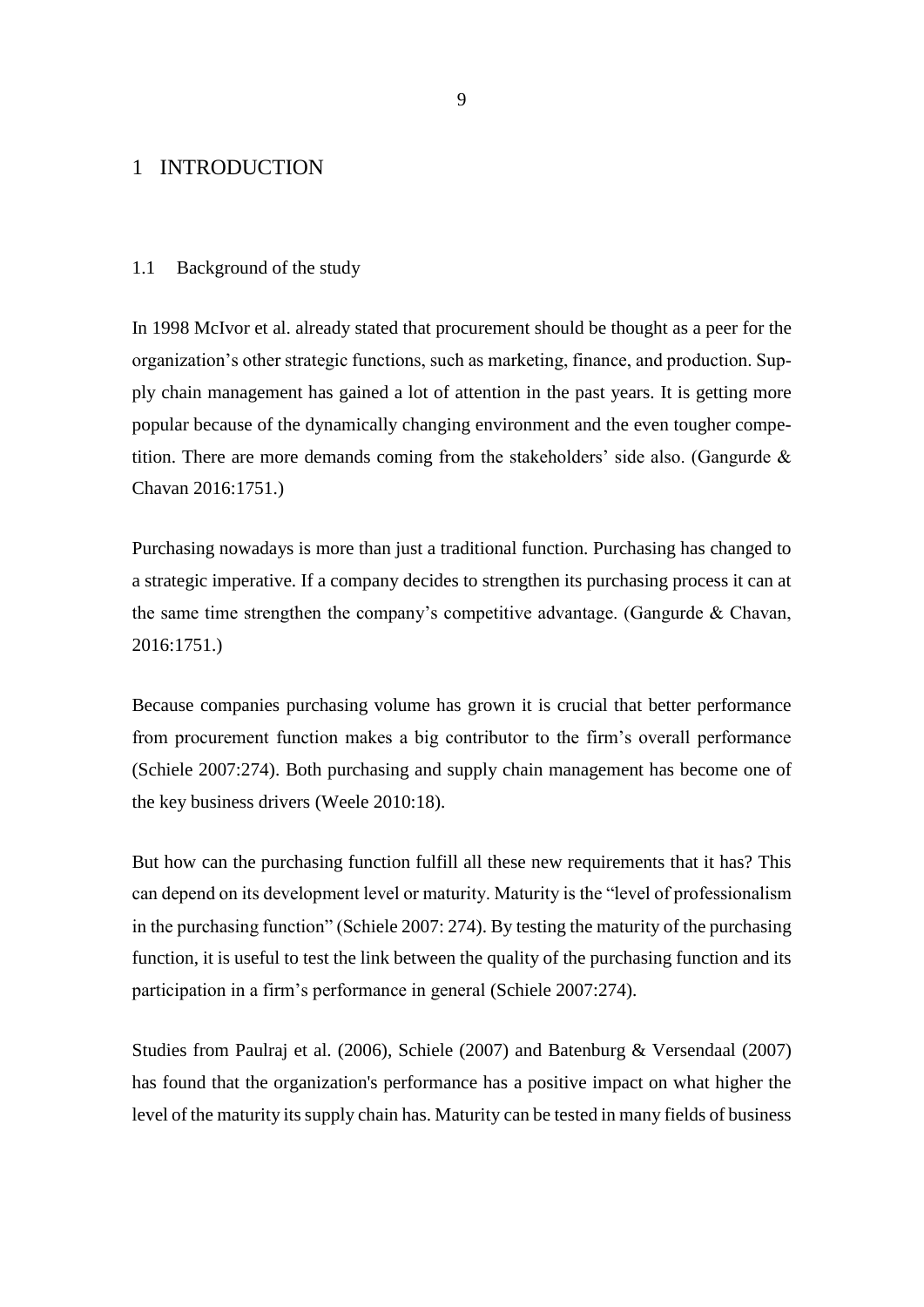# 1 INTRODUCTION

## 1.1 Background of the study

In 1998 McIvor et al. already stated that procurement should be thought as a peer for the organization's other strategic functions, such as marketing, finance, and production. Supply chain management has gained a lot of attention in the past years. It is getting more popular because of the dynamically changing environment and the even tougher competition. There are more demands coming from the stakeholders' side also. (Gangurde & Chavan 2016:1751.)

Purchasing nowadays is more than just a traditional function. Purchasing has changed to a strategic imperative. If a company decides to strengthen its purchasing process it can at the same time strengthen the company's competitive advantage. (Gangurde & Chavan, 2016:1751.)

Because companies purchasing volume has grown it is crucial that better performance from procurement function makes a big contributor to the firm's overall performance (Schiele 2007:274). Both purchasing and supply chain management has become one of the key business drivers (Weele 2010:18).

But how can the purchasing function fulfill all these new requirements that it has? This can depend on its development level or maturity. Maturity is the "level of professionalism in the purchasing function" (Schiele 2007: 274). By testing the maturity of the purchasing function, it is useful to test the link between the quality of the purchasing function and its participation in a firm's performance in general (Schiele 2007:274).

Studies from Paulraj et al. (2006), Schiele (2007) and Batenburg & Versendaal (2007) has found that the organization's performance has a positive impact on what higher the level of the maturity its supply chain has. Maturity can be tested in many fields of business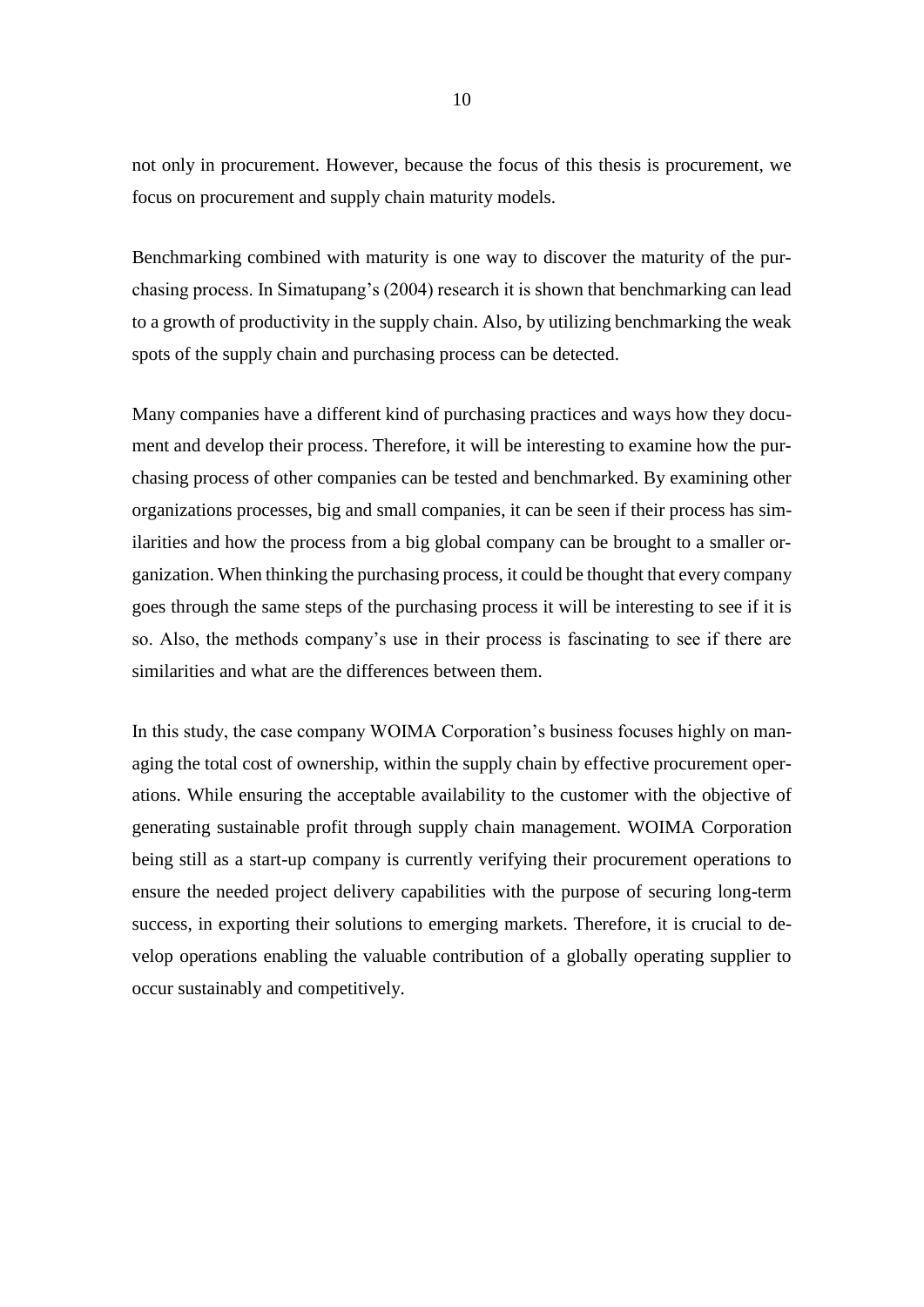not only in procurement. However, because the focus of this thesis is procurement, we focus on procurement and supply chain maturity models.

Benchmarking combined with maturity is one way to discover the maturity of the purchasing process. In Simatupang's (2004) research it is shown that benchmarking can lead to a growth of productivity in the supply chain. Also, by utilizing benchmarking the weak spots of the supply chain and purchasing process can be detected.

Many companies have a different kind of purchasing practices and ways how they document and develop their process. Therefore, it will be interesting to examine how the purchasing process of other companies can be tested and benchmarked. By examining other organizations processes, big and small companies, it can be seen if their process has similarities and how the process from a big global company can be brought to a smaller organization. When thinking the purchasing process, it could be thought that every company goes through the same steps of the purchasing process it will be interesting to see if it is so. Also, the methods company's use in their process is fascinating to see if there are similarities and what are the differences between them.

In this study, the case company WOIMA Corporation's business focuses highly on managing the total cost of ownership, within the supply chain by effective procurement operations. While ensuring the acceptable availability to the customer with the objective of generating sustainable profit through supply chain management. WOIMA Corporation being still as a start-up company is currently verifying their procurement operations to ensure the needed project delivery capabilities with the purpose of securing long-term success, in exporting their solutions to emerging markets. Therefore, it is crucial to develop operations enabling the valuable contribution of a globally operating supplier to occur sustainably and competitively.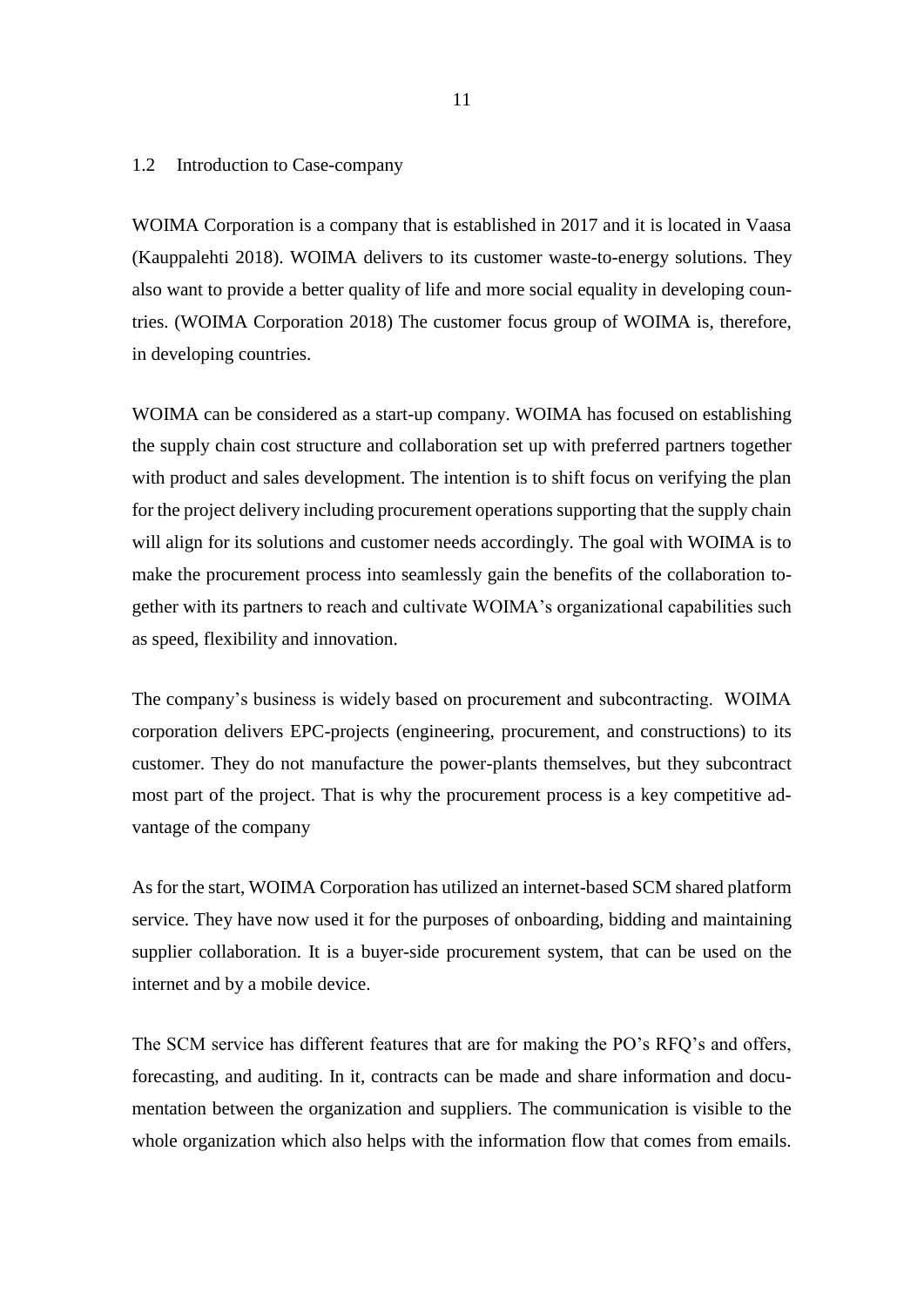## 1.2 Introduction to Case-company

WOIMA Corporation is a company that is established in 2017 and it is located in Vaasa (Kauppalehti 2018). WOIMA delivers to its customer waste-to-energy solutions. They also want to provide a better quality of life and more social equality in developing countries. (WOIMA Corporation 2018) The customer focus group of WOIMA is, therefore, in developing countries.

WOIMA can be considered as a start-up company. WOIMA has focused on establishing the supply chain cost structure and collaboration set up with preferred partners together with product and sales development. The intention is to shift focus on verifying the plan for the project delivery including procurement operations supporting that the supply chain will align for its solutions and customer needs accordingly. The goal with WOIMA is to make the procurement process into seamlessly gain the benefits of the collaboration together with its partners to reach and cultivate WOIMA's organizational capabilities such as speed, flexibility and innovation.

The company's business is widely based on procurement and subcontracting. WOIMA corporation delivers EPC-projects (engineering, procurement, and constructions) to its customer. They do not manufacture the power-plants themselves, but they subcontract most part of the project. That is why the procurement process is a key competitive advantage of the company

As for the start, WOIMA Corporation has utilized an internet-based SCM shared platform service. They have now used it for the purposes of onboarding, bidding and maintaining supplier collaboration. It is a buyer-side procurement system, that can be used on the internet and by a mobile device.

The SCM service has different features that are for making the PO's RFQ's and offers, forecasting, and auditing. In it, contracts can be made and share information and documentation between the organization and suppliers. The communication is visible to the whole organization which also helps with the information flow that comes from emails.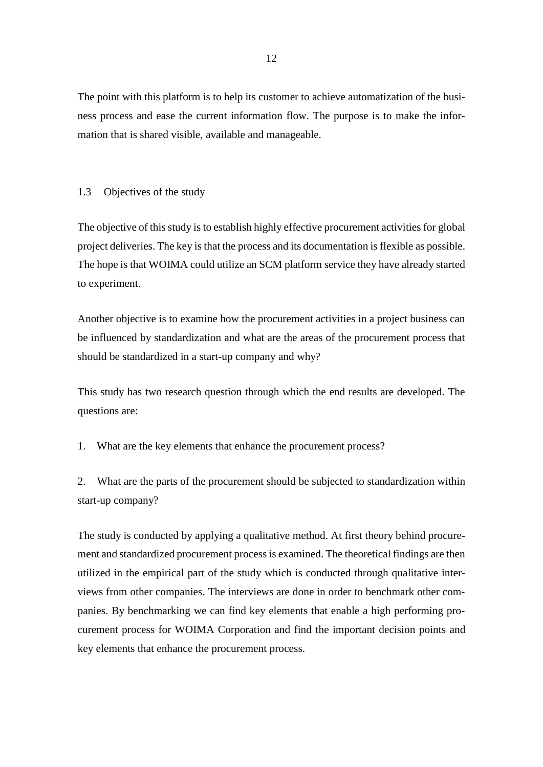The point with this platform is to help its customer to achieve automatization of the business process and ease the current information flow. The purpose is to make the information that is shared visible, available and manageable.

## 1.3 Objectives of the study

The objective of this study is to establish highly effective procurement activities for global project deliveries. The key is that the process and its documentation is flexible as possible. The hope is that WOIMA could utilize an SCM platform service they have already started to experiment.

Another objective is to examine how the procurement activities in a project business can be influenced by standardization and what are the areas of the procurement process that should be standardized in a start-up company and why?

This study has two research question through which the end results are developed. The questions are:

1. What are the key elements that enhance the procurement process?

2. What are the parts of the procurement should be subjected to standardization within start-up company?

The study is conducted by applying a qualitative method. At first theory behind procurement and standardized procurement process is examined. The theoretical findings are then utilized in the empirical part of the study which is conducted through qualitative interviews from other companies. The interviews are done in order to benchmark other companies. By benchmarking we can find key elements that enable a high performing procurement process for WOIMA Corporation and find the important decision points and key elements that enhance the procurement process.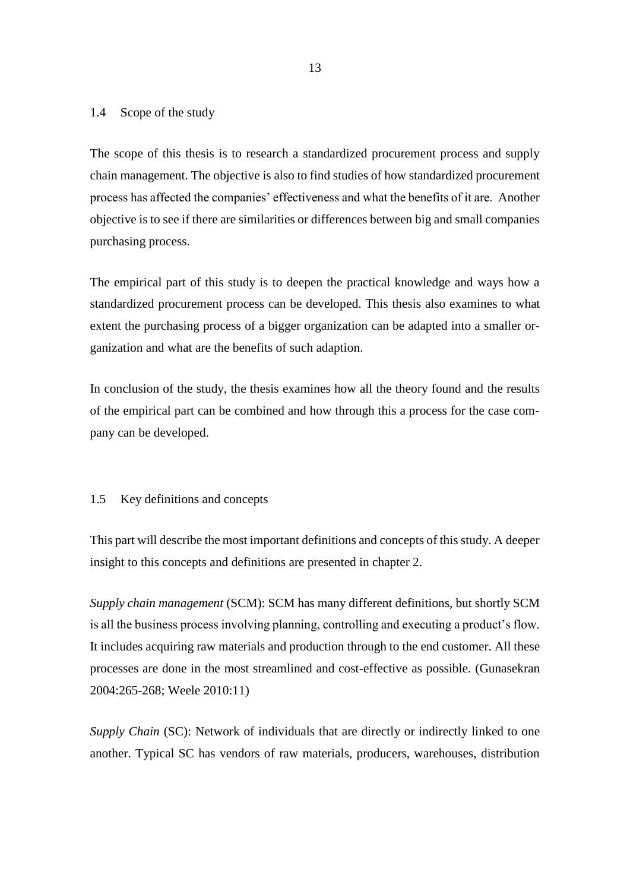## 1.4 Scope of the study

The scope of this thesis is to research a standardized procurement process and supply chain management. The objective is also to find studies of how standardized procurement process has affected the companies' effectiveness and what the benefits of it are. Another objective is to see if there are similarities or differences between big and small companies purchasing process.

The empirical part of this study is to deepen the practical knowledge and ways how a standardized procurement process can be developed. This thesis also examines to what extent the purchasing process of a bigger organization can be adapted into a smaller organization and what are the benefits of such adaption.

In conclusion of the study, the thesis examines how all the theory found and the results of the empirical part can be combined and how through this a process for the case company can be developed.

## 1.5 Key definitions and concepts

This part will describe the most important definitions and concepts of this study. A deeper insight to this concepts and definitions are presented in chapter 2.

*Supply chain management* (SCM): SCM has many different definitions, but shortly SCM is all the business process involving planning, controlling and executing a product's flow. It includes acquiring raw materials and production through to the end customer. All these processes are done in the most streamlined and cost-effective as possible. (Gunasekran 2004:265-268; Weele 2010:11)

*Supply Chain* (SC): Network of individuals that are directly or indirectly linked to one another. Typical SC has vendors of raw materials, producers, warehouses, distribution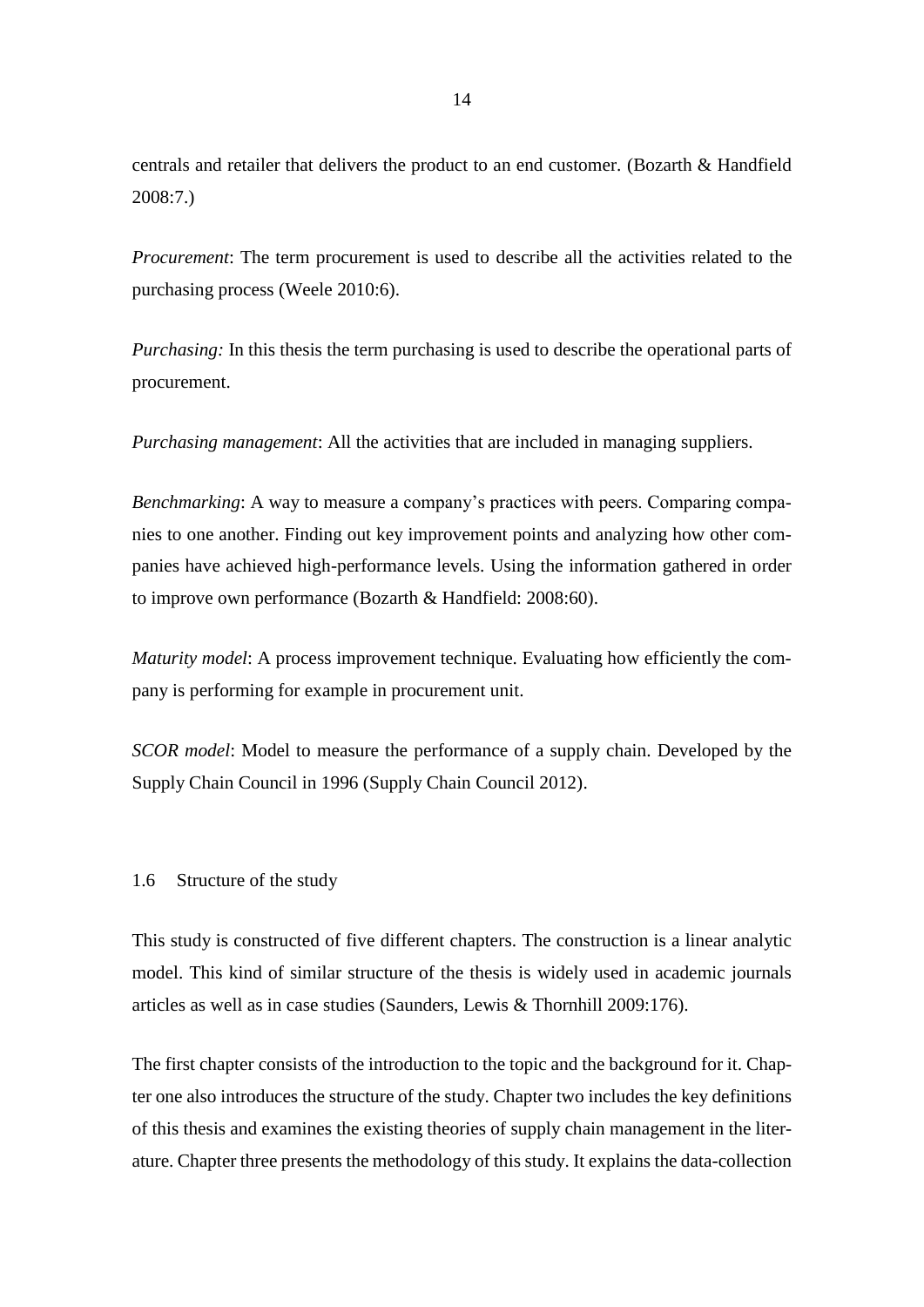centrals and retailer that delivers the product to an end customer. (Bozarth & Handfield 2008:7.)

*Procurement*: The term procurement is used to describe all the activities related to the purchasing process (Weele 2010:6).

*Purchasing:* In this thesis the term purchasing is used to describe the operational parts of procurement.

*Purchasing management*: All the activities that are included in managing suppliers.

*Benchmarking*: A way to measure a company's practices with peers. Comparing companies to one another. Finding out key improvement points and analyzing how other companies have achieved high-performance levels. Using the information gathered in order to improve own performance (Bozarth & Handfield: 2008:60).

*Maturity model*: A process improvement technique. Evaluating how efficiently the company is performing for example in procurement unit.

*SCOR model*: Model to measure the performance of a supply chain. Developed by the Supply Chain Council in 1996 (Supply Chain Council 2012).

### 1.6 Structure of the study

This study is constructed of five different chapters. The construction is a linear analytic model. This kind of similar structure of the thesis is widely used in academic journals articles as well as in case studies (Saunders, Lewis & Thornhill 2009:176).

The first chapter consists of the introduction to the topic and the background for it. Chapter one also introduces the structure of the study. Chapter two includes the key definitions of this thesis and examines the existing theories of supply chain management in the literature. Chapter three presents the methodology of this study. It explains the data-collection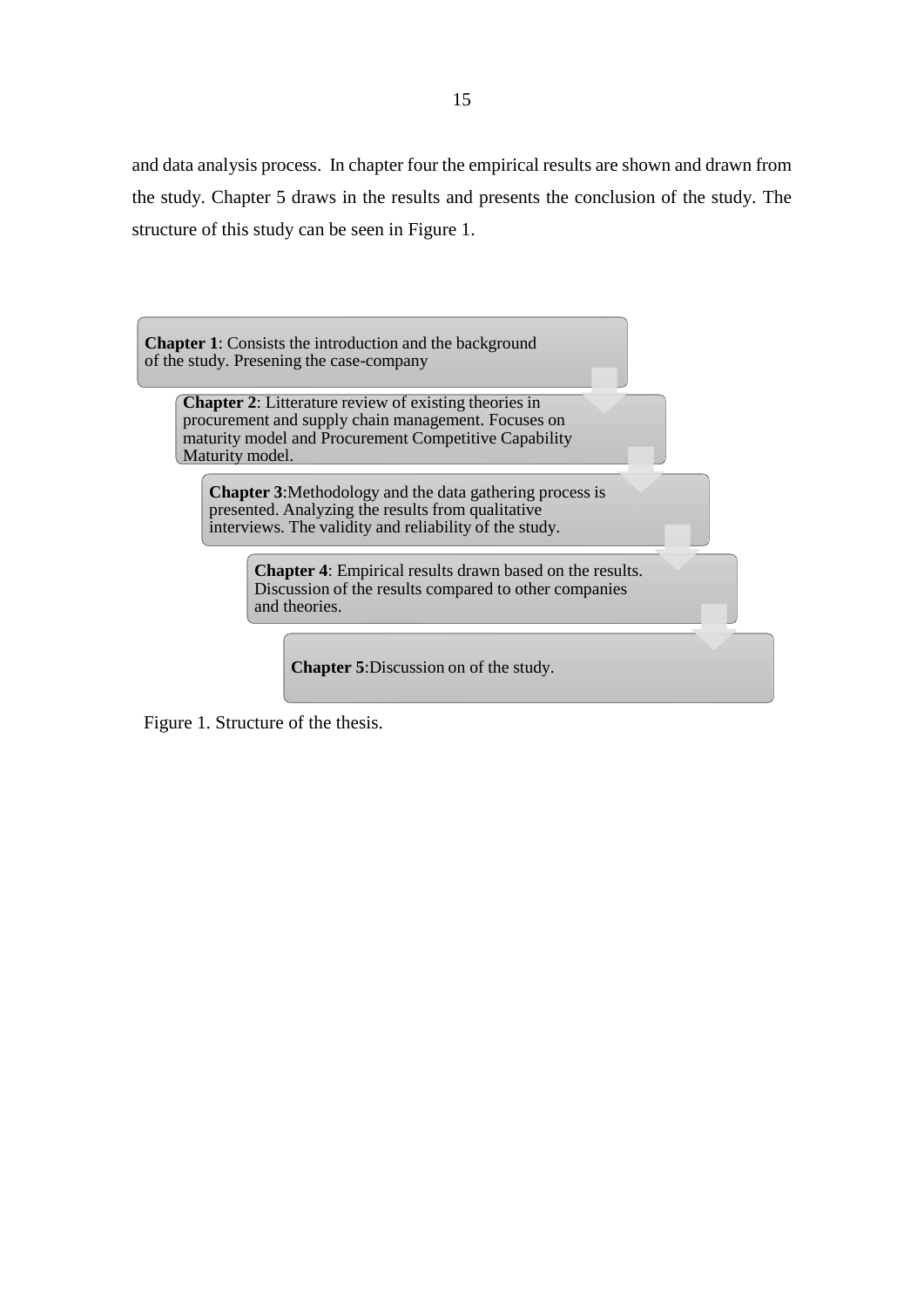and data analysis process. In chapter four the empirical results are shown and drawn from the study. Chapter 5 draws in the results and presents the conclusion of the study. The structure of this study can be seen in Figure 1.

**Chapter 1**: Consists the introduction and the background of the study. Presening the case-company

**Chapter 2**: Litterature review of existing theories in procurement and supply chain management. Focuses on maturity model and Procurement Competitive Capability Maturity model.

**Chapter 3**:Methodology and the data gathering process is presented. Analyzing the results from qualitative interviews. The validity and reliability of the study.

**Chapter 4**: Empirical results drawn based on the results. Discussion of the results compared to other companies and theories.

**Chapter 5**:Discussion on of the study.

Figure 1. Structure of the thesis.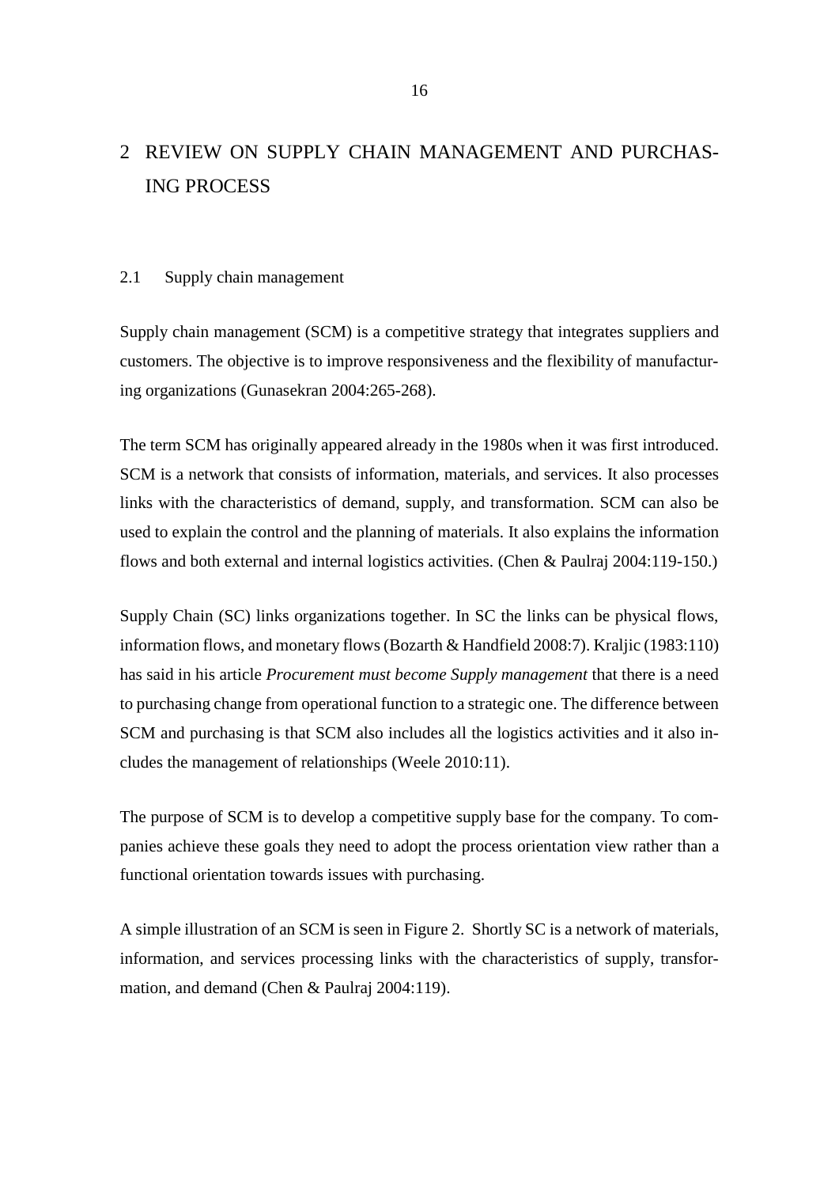# 2 REVIEW ON SUPPLY CHAIN MANAGEMENT AND PURCHASING PROCESS

## 2.1 Supply chain management

Supply chain management (SCM) is a competitive strategy that integrates suppliers and customers. The objective is to improve responsiveness and the flexibility of manufacturing organizations (Gunasekran 2004:265-268).

The term SCM has originally appeared already in the 1980s when it was first introduced. SCM is a network that consists of information, materials, and services. It also processes links with the characteristics of demand, supply, and transformation. SCM can also be used to explain the control and the planning of materials. It also explains the information flows and both external and internal logistics activities. (Chen & Paulraj 2004:119-150.)

Supply Chain (SC) links organizations together. In SC the links can be physical flows, information flows, and monetary flows (Bozarth & Handfield 2008:7). Kraljic (1983:110) has said in his article *Procurement must become Supply management* that there is a need to purchasing change from operational function to a strategic one. The difference between SCM and purchasing is that SCM also includes all the logistics activities and it also includes the management of relationships (Weele 2010:11).

The purpose of SCM is to develop a competitive supply base for the company. To companies achieve these goals they need to adopt the process orientation view rather than a functional orientation towards issues with purchasing.

A simple illustration of an SCM is seen in Figure 2. Shortly SC is a network of materials, information, and services processing links with the characteristics of supply, transformation, and demand (Chen & Paulraj 2004:119).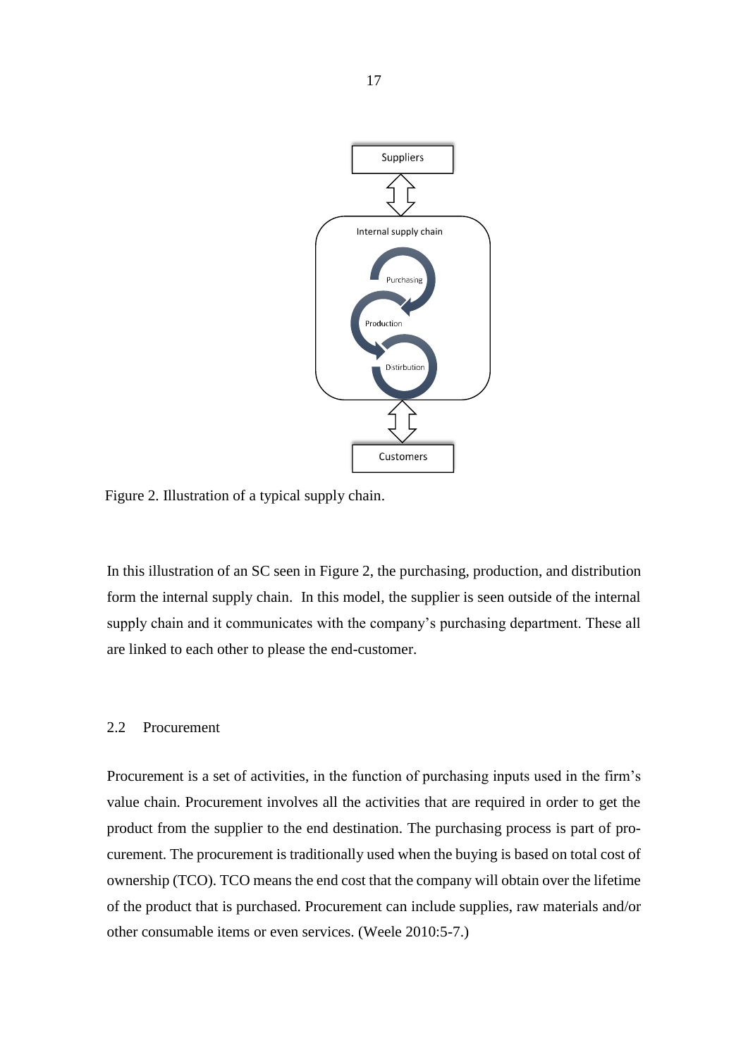Figure 2. Illustration of a typical supply chain.

In this illustration of an SC seen in Figure 2, the purchasing, production, and distribution form the internal supply chain. In this model, the supplier is seen outside of the internal supply chain and it communicates with the company's purchasing department. These all are linked to each other to please the end-customer.

## 2.2 Procurement

Procurement is a set of activities, in the function of purchasing inputs used in the firm's value chain. Procurement involves all the activities that are required in order to get the product from the supplier to the end destination. The purchasing process is part of procurement. The procurement is traditionally used when the buying is based on total cost of ownership (TCO). TCO means the end cost that the company will obtain over the lifetime of the product that is purchased. Procurement can include supplies, raw materials and/or other consumable items or even services. (Weele 2010:5-7.)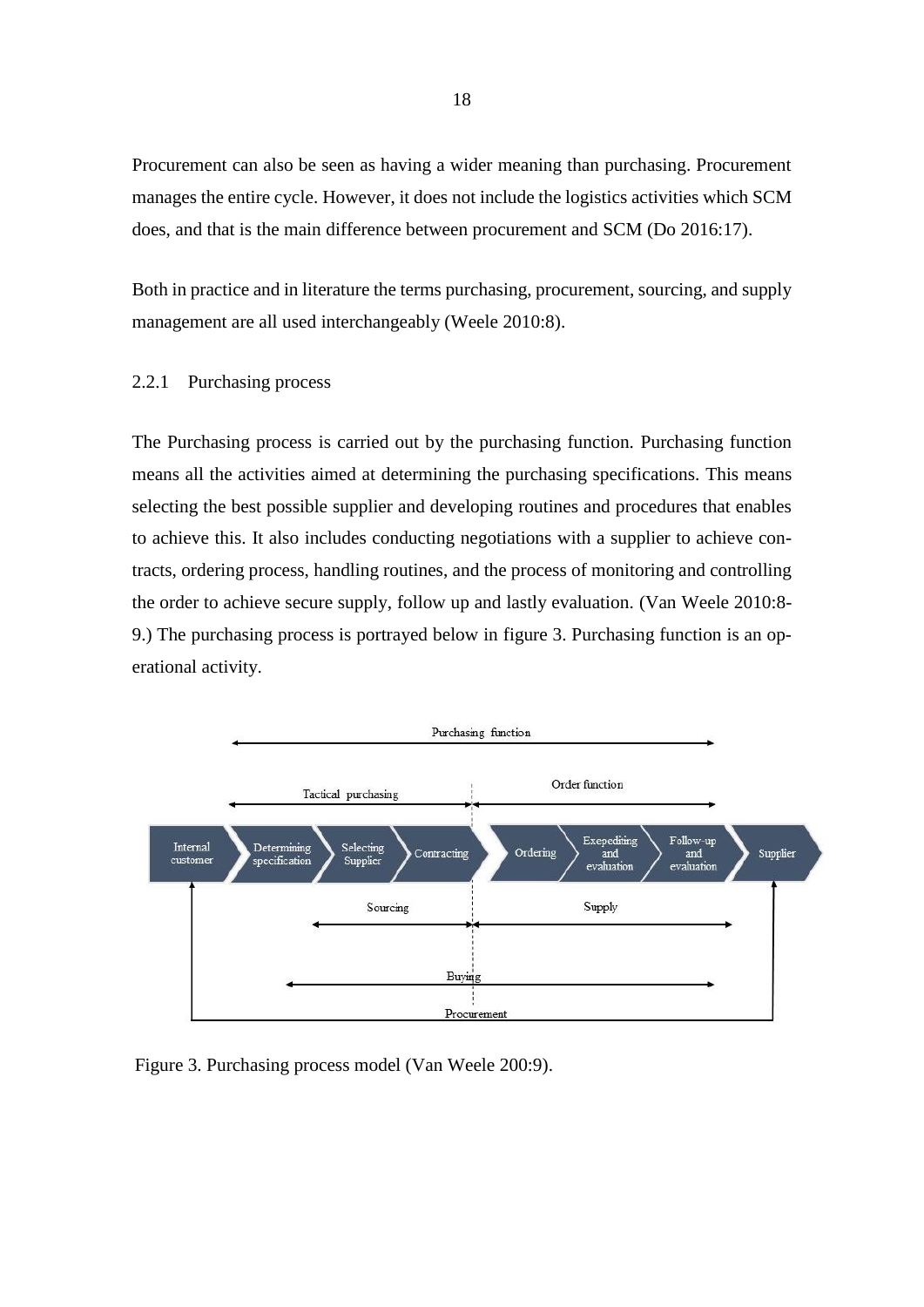Procurement can also be seen as having a wider meaning than purchasing. Procurement manages the entire cycle. However, it does not include the logistics activities which SCM does, and that is the main difference between procurement and SCM (Do 2016:17).

Both in practice and in literature the terms purchasing, procurement, sourcing, and supply management are all used interchangeably (Weele 2010:8).

### 2.2.1 Purchasing process

The Purchasing process is carried out by the purchasing function. Purchasing function means all the activities aimed at determining the purchasing specifications. This means selecting the best possible supplier and developing routines and procedures that enables to achieve this. It also includes conducting negotiations with a supplier to achieve contracts, ordering process, handling routines, and the process of monitoring and controlling the order to achieve secure supply, follow up and lastly evaluation. (Van Weele 2010:8-9.) The purchasing process is portrayed below in figure 3. Purchasing function is an operational activity.

Purchasing function

Tactical purchasing | Order function

Internal customer → Determining specification → Selecting Supplier → Contracting → Ordering → Exepediting and evaluation → Follow-up and evaluation → Supplier

Sourcing | Supply

Buying

Procurement

Figure 3. Purchasing process model (Van Weele 200:9).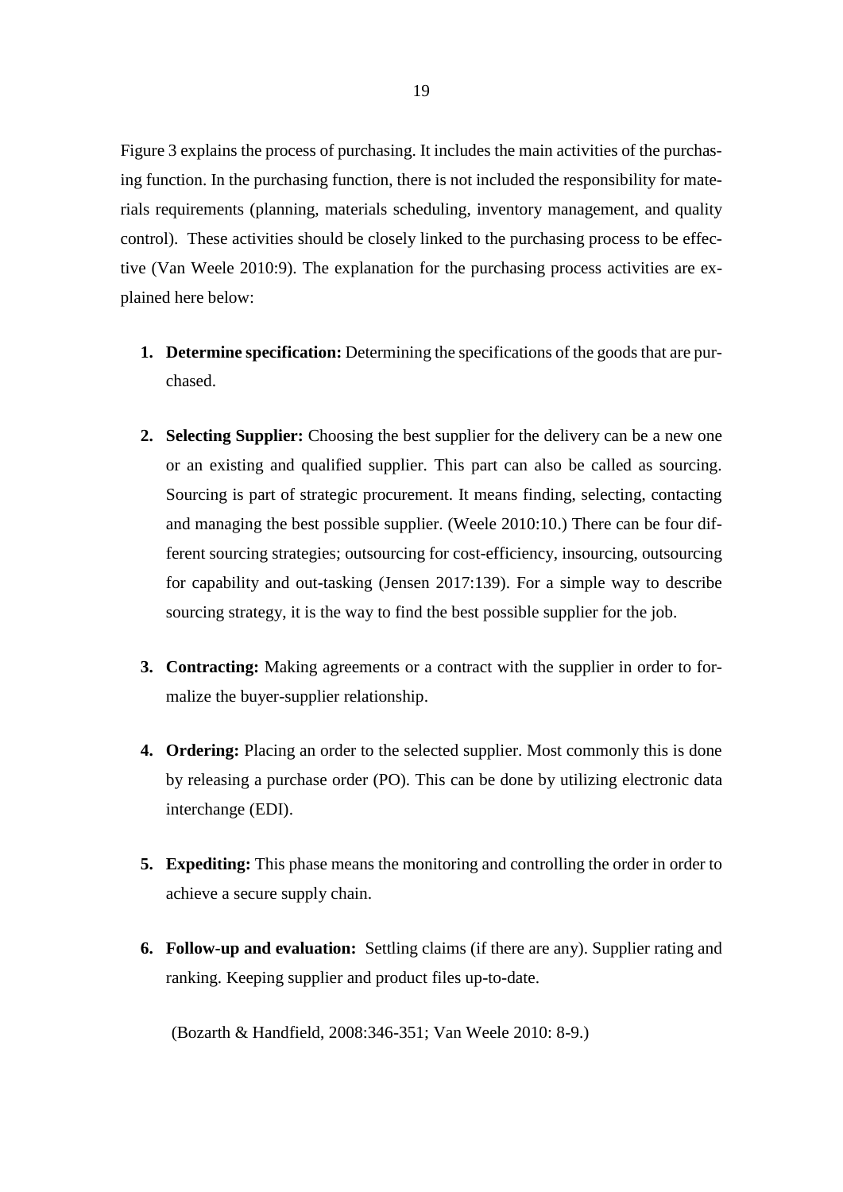Figure 3 explains the process of purchasing. It includes the main activities of the purchasing function. In the purchasing function, there is not included the responsibility for materials requirements (planning, materials scheduling, inventory management, and quality control). These activities should be closely linked to the purchasing process to be effective (Van Weele 2010:9). The explanation for the purchasing process activities are explained here below:

1. **Determine specification:** Determining the specifications of the goods that are purchased.

2. **Selecting Supplier:** Choosing the best supplier for the delivery can be a new one or an existing and qualified supplier. This part can also be called as sourcing. Sourcing is part of strategic procurement. It means finding, selecting, contacting and managing the best possible supplier. (Weele 2010:10.) There can be four different sourcing strategies; outsourcing for cost-efficiency, insourcing, outsourcing for capability and out-tasking (Jensen 2017:139). For a simple way to describe sourcing strategy, it is the way to find the best possible supplier for the job.

3. **Contracting:** Making agreements or a contract with the supplier in order to formalize the buyer-supplier relationship.

4. **Ordering:** Placing an order to the selected supplier. Most commonly this is done by releasing a purchase order (PO). This can be done by utilizing electronic data interchange (EDI).

5. **Expediting:** This phase means the monitoring and controlling the order in order to achieve a secure supply chain.

6. **Follow-up and evaluation:** Settling claims (if there are any). Supplier rating and ranking. Keeping supplier and product files up-to-date.

(Bozarth & Handfield, 2008:346-351; Van Weele 2010: 8-9.)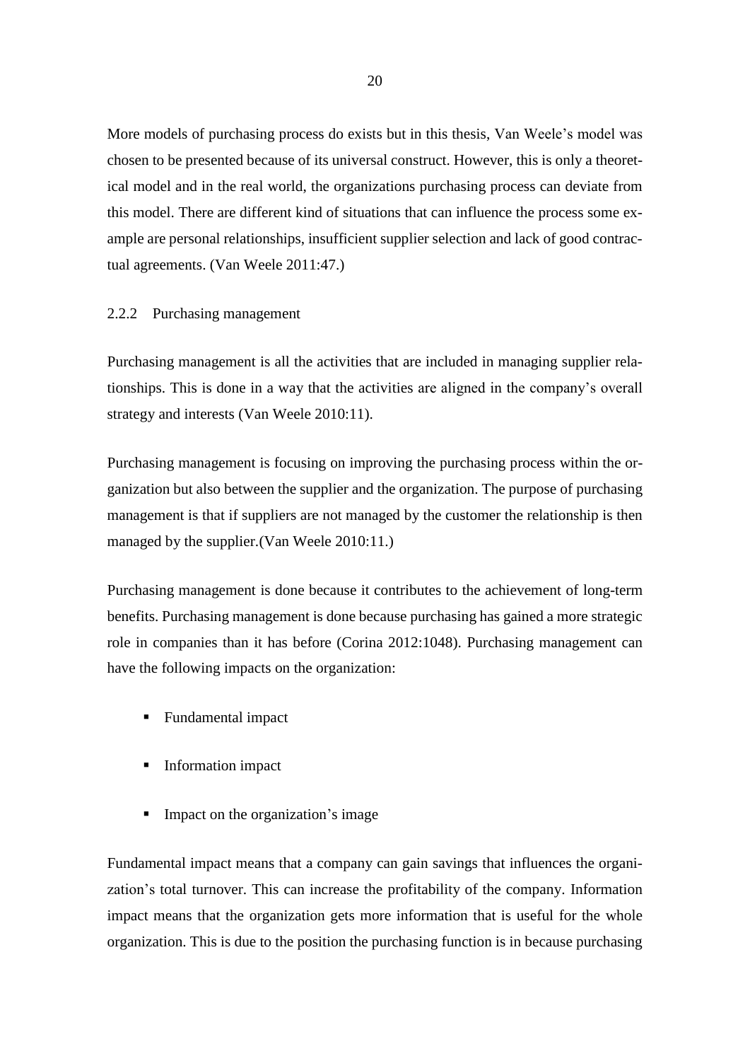More models of purchasing process do exists but in this thesis, Van Weele's model was chosen to be presented because of its universal construct. However, this is only a theoretical model and in the real world, the organizations purchasing process can deviate from this model. There are different kind of situations that can influence the process some example are personal relationships, insufficient supplier selection and lack of good contractual agreements. (Van Weele 2011:47.)

### 2.2.2 Purchasing management

Purchasing management is all the activities that are included in managing supplier relationships. This is done in a way that the activities are aligned in the company's overall strategy and interests (Van Weele 2010:11).

Purchasing management is focusing on improving the purchasing process within the organization but also between the supplier and the organization. The purpose of purchasing management is that if suppliers are not managed by the customer the relationship is then managed by the supplier.(Van Weele 2010:11.)

Purchasing management is done because it contributes to the achievement of long-term benefits. Purchasing management is done because purchasing has gained a more strategic role in companies than it has before (Corina 2012:1048). Purchasing management can have the following impacts on the organization:

- Fundamental impact
- Information impact
- Impact on the organization's image

Fundamental impact means that a company can gain savings that influences the organization's total turnover. This can increase the profitability of the company. Information impact means that the organization gets more information that is useful for the whole organization. This is due to the position the purchasing function is in because purchasing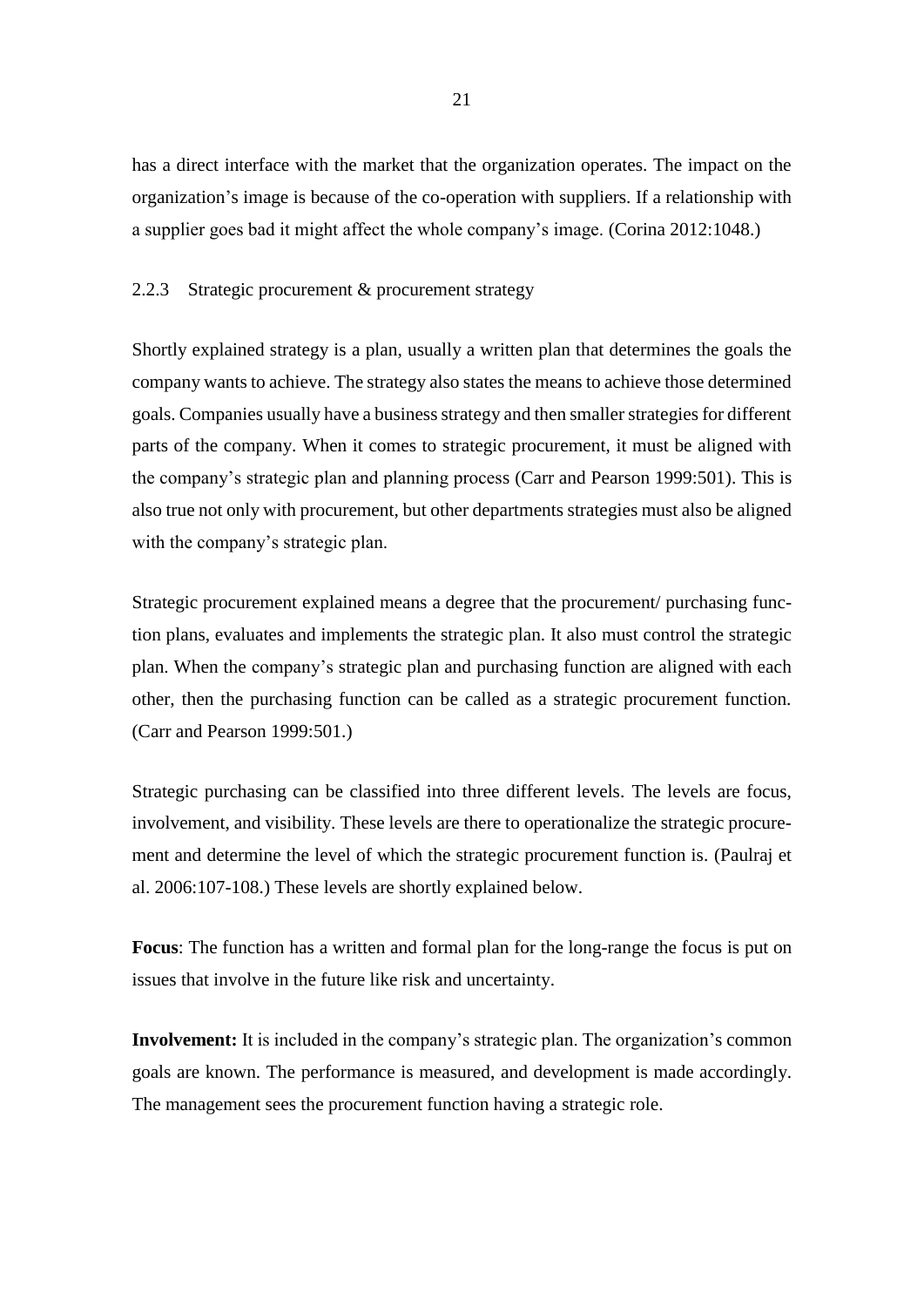has a direct interface with the market that the organization operates. The impact on the organization's image is because of the co-operation with suppliers. If a relationship with a supplier goes bad it might affect the whole company's image. (Corina 2012:1048.)

### 2.2.3 Strategic procurement & procurement strategy

Shortly explained strategy is a plan, usually a written plan that determines the goals the company wants to achieve. The strategy also states the means to achieve those determined goals. Companies usually have a business strategy and then smaller strategies for different parts of the company. When it comes to strategic procurement, it must be aligned with the company's strategic plan and planning process (Carr and Pearson 1999:501). This is also true not only with procurement, but other departments strategies must also be aligned with the company's strategic plan.

Strategic procurement explained means a degree that the procurement/ purchasing function plans, evaluates and implements the strategic plan. It also must control the strategic plan. When the company's strategic plan and purchasing function are aligned with each other, then the purchasing function can be called as a strategic procurement function. (Carr and Pearson 1999:501.)

Strategic purchasing can be classified into three different levels. The levels are focus, involvement, and visibility. These levels are there to operationalize the strategic procurement and determine the level of which the strategic procurement function is. (Paulraj et al. 2006:107-108.) These levels are shortly explained below.

**Focus**: The function has a written and formal plan for the long-range the focus is put on issues that involve in the future like risk and uncertainty.

**Involvement:** It is included in the company's strategic plan. The organization's common goals are known. The performance is measured, and development is made accordingly. The management sees the procurement function having a strategic role.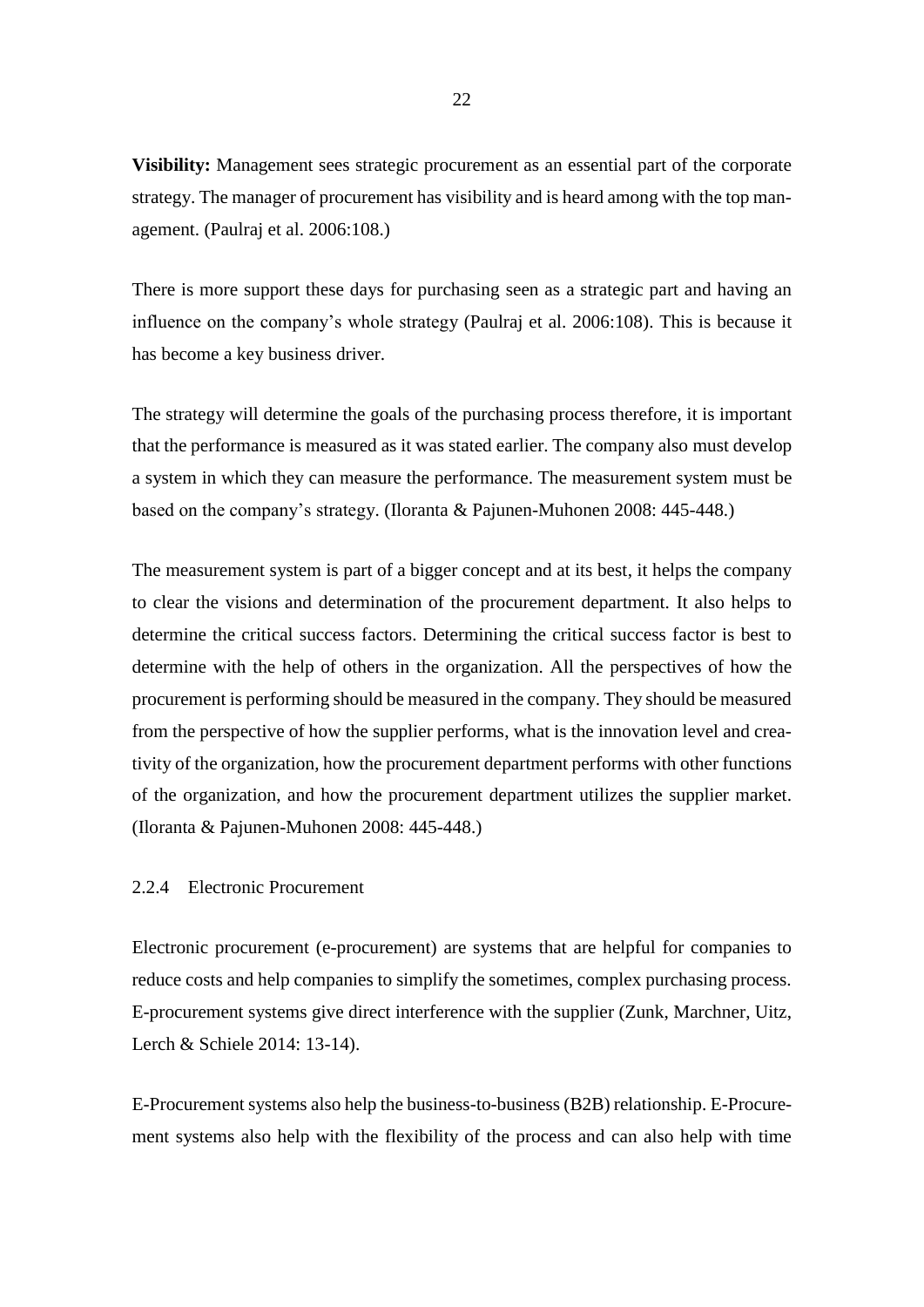**Visibility:** Management sees strategic procurement as an essential part of the corporate strategy. The manager of procurement has visibility and is heard among with the top management. (Paulraj et al. 2006:108.)

There is more support these days for purchasing seen as a strategic part and having an influence on the company's whole strategy (Paulraj et al. 2006:108). This is because it has become a key business driver.

The strategy will determine the goals of the purchasing process therefore, it is important that the performance is measured as it was stated earlier. The company also must develop a system in which they can measure the performance. The measurement system must be based on the company's strategy. (Iloranta & Pajunen-Muhonen 2008: 445-448.)

The measurement system is part of a bigger concept and at its best, it helps the company to clear the visions and determination of the procurement department. It also helps to determine the critical success factors. Determining the critical success factor is best to determine with the help of others in the organization. All the perspectives of how the procurement is performing should be measured in the company. They should be measured from the perspective of how the supplier performs, what is the innovation level and creativity of the organization, how the procurement department performs with other functions of the organization, and how the procurement department utilizes the supplier market. (Iloranta & Pajunen-Muhonen 2008: 445-448.)

### 2.2.4 Electronic Procurement

Electronic procurement (e-procurement) are systems that are helpful for companies to reduce costs and help companies to simplify the sometimes, complex purchasing process. E-procurement systems give direct interference with the supplier (Zunk, Marchner, Uitz, Lerch & Schiele 2014: 13-14).

E-Procurement systems also help the business-to-business (B2B) relationship. E-Procurement systems also help with the flexibility of the process and can also help with time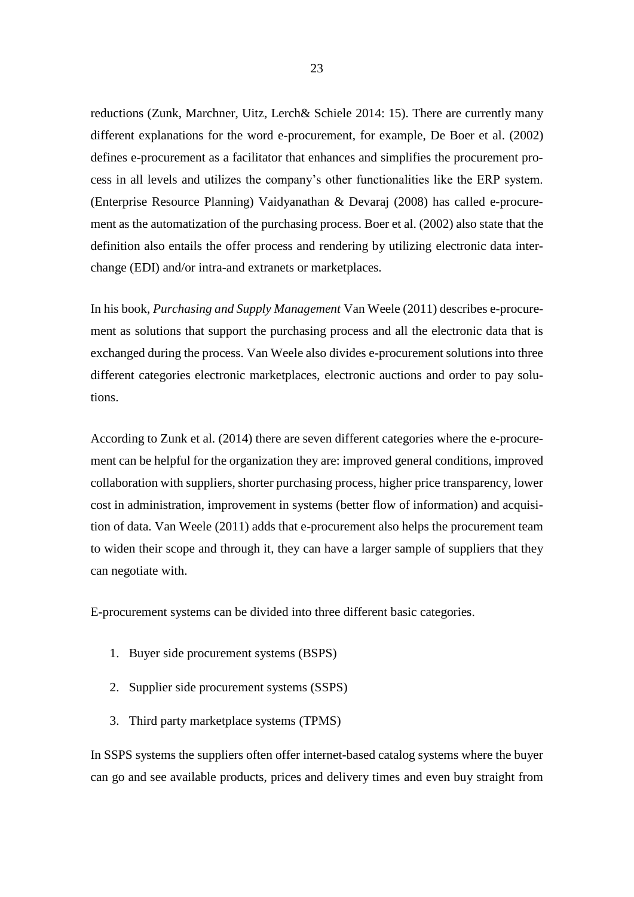reductions (Zunk, Marchner, Uitz, Lerch& Schiele 2014: 15). There are currently many different explanations for the word e-procurement, for example, De Boer et al. (2002) defines e-procurement as a facilitator that enhances and simplifies the procurement process in all levels and utilizes the company's other functionalities like the ERP system. (Enterprise Resource Planning) Vaidyanathan & Devaraj (2008) has called e-procurement as the automatization of the purchasing process. Boer et al. (2002) also state that the definition also entails the offer process and rendering by utilizing electronic data interchange (EDI) and/or intra-and extranets or marketplaces.

In his book, *Purchasing and Supply Management* Van Weele (2011) describes e-procurement as solutions that support the purchasing process and all the electronic data that is exchanged during the process. Van Weele also divides e-procurement solutions into three different categories electronic marketplaces, electronic auctions and order to pay solutions.

According to Zunk et al. (2014) there are seven different categories where the e-procurement can be helpful for the organization they are: improved general conditions, improved collaboration with suppliers, shorter purchasing process, higher price transparency, lower cost in administration, improvement in systems (better flow of information) and acquisition of data. Van Weele (2011) adds that e-procurement also helps the procurement team to widen their scope and through it, they can have a larger sample of suppliers that they can negotiate with.

E-procurement systems can be divided into three different basic categories.

1. Buyer side procurement systems (BSPS)
2. Supplier side procurement systems (SSPS)
3. Third party marketplace systems (TPMS)

In SSPS systems the suppliers often offer internet-based catalog systems where the buyer can go and see available products, prices and delivery times and even buy straight from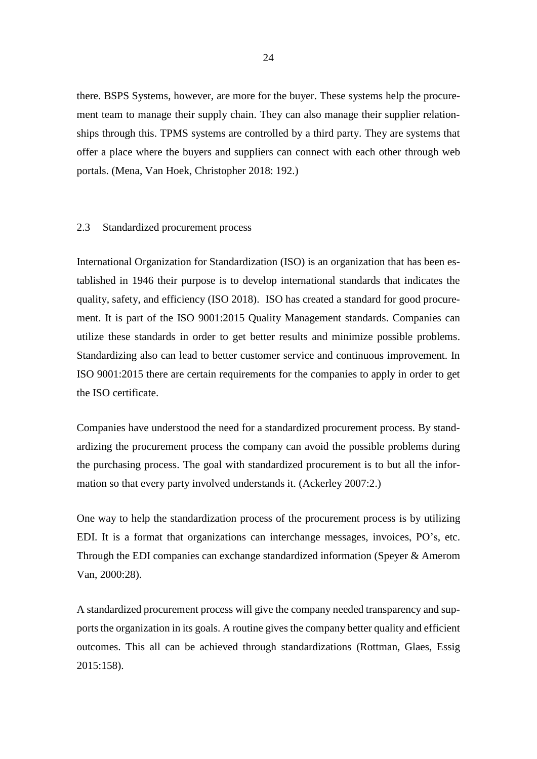there. BSPS Systems, however, are more for the buyer. These systems help the procurement team to manage their supply chain. They can also manage their supplier relationships through this. TPMS systems are controlled by a third party. They are systems that offer a place where the buyers and suppliers can connect with each other through web portals. (Mena, Van Hoek, Christopher 2018: 192.)

### 2.3 Standardized procurement process

International Organization for Standardization (ISO) is an organization that has been established in 1946 their purpose is to develop international standards that indicates the quality, safety, and efficiency (ISO 2018). ISO has created a standard for good procurement. It is part of the ISO 9001:2015 Quality Management standards. Companies can utilize these standards in order to get better results and minimize possible problems. Standardizing also can lead to better customer service and continuous improvement. In ISO 9001:2015 there are certain requirements for the companies to apply in order to get the ISO certificate.

Companies have understood the need for a standardized procurement process. By standardizing the procurement process the company can avoid the possible problems during the purchasing process. The goal with standardized procurement is to but all the information so that every party involved understands it. (Ackerley 2007:2.)

One way to help the standardization process of the procurement process is by utilizing EDI. It is a format that organizations can interchange messages, invoices, PO's, etc. Through the EDI companies can exchange standardized information (Speyer & Amerom Van, 2000:28).

A standardized procurement process will give the company needed transparency and supports the organization in its goals. A routine gives the company better quality and efficient outcomes. This all can be achieved through standardizations (Rottman, Glaes, Essig 2015:158).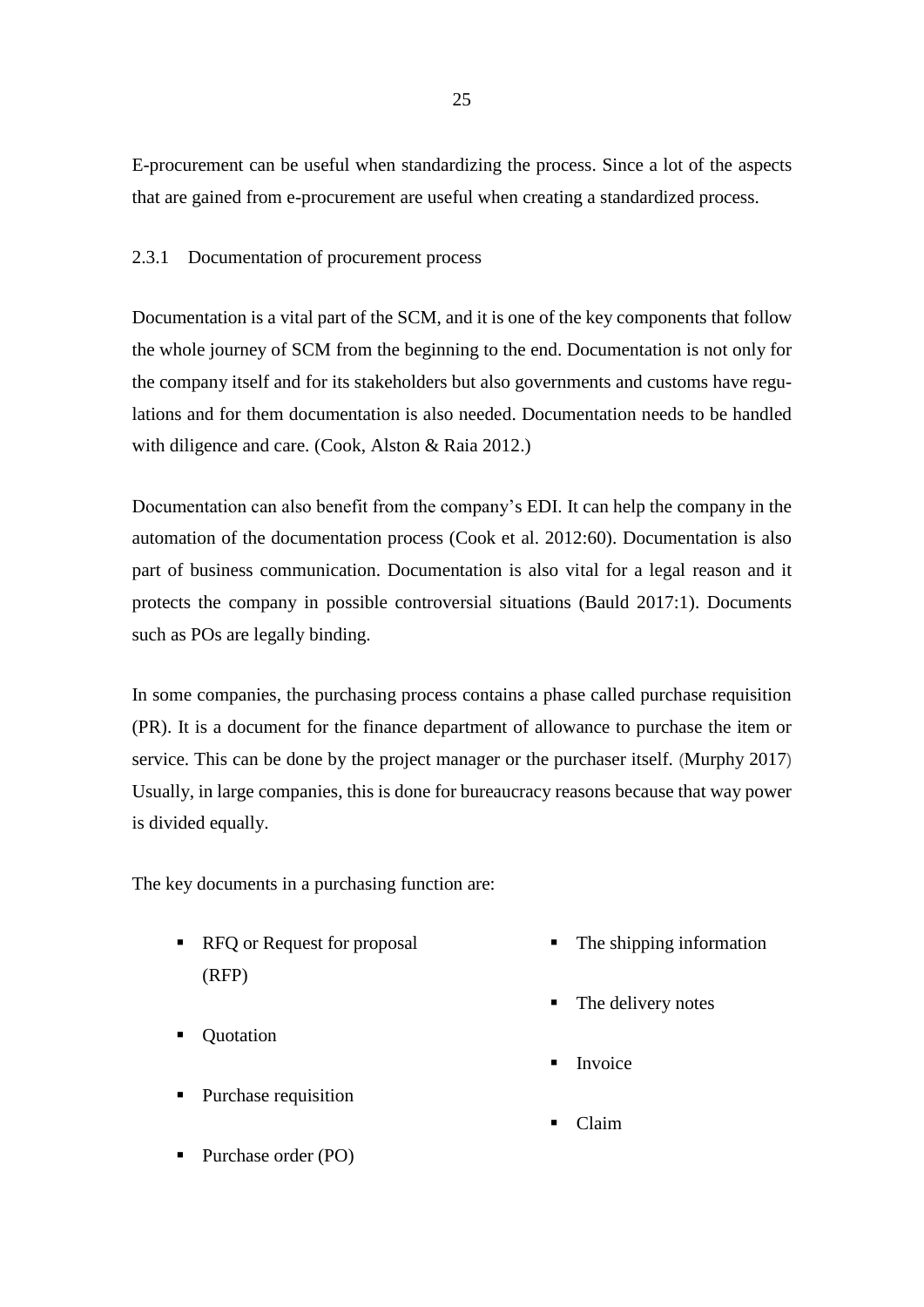E-procurement can be useful when standardizing the process. Since a lot of the aspects that are gained from e-procurement are useful when creating a standardized process.

### 2.3.1 Documentation of procurement process

Documentation is a vital part of the SCM, and it is one of the key components that follow the whole journey of SCM from the beginning to the end. Documentation is not only for the company itself and for its stakeholders but also governments and customs have regulations and for them documentation is also needed. Documentation needs to be handled with diligence and care. (Cook, Alston & Raia 2012.)

Documentation can also benefit from the company's EDI. It can help the company in the automation of the documentation process (Cook et al. 2012:60). Documentation is also part of business communication. Documentation is also vital for a legal reason and it protects the company in possible controversial situations (Bauld 2017:1). Documents such as POs are legally binding.

In some companies, the purchasing process contains a phase called purchase requisition (PR). It is a document for the finance department of allowance to purchase the item or service. This can be done by the project manager or the purchaser itself. (Murphy 2017) Usually, in large companies, this is done for bureaucracy reasons because that way power is divided equally.

The key documents in a purchasing function are:

- RFQ or Request for proposal (RFP)
- Quotation
- Purchase requisition
- Purchase order (PO)
- The shipping information
- The delivery notes
- Invoice
- Claim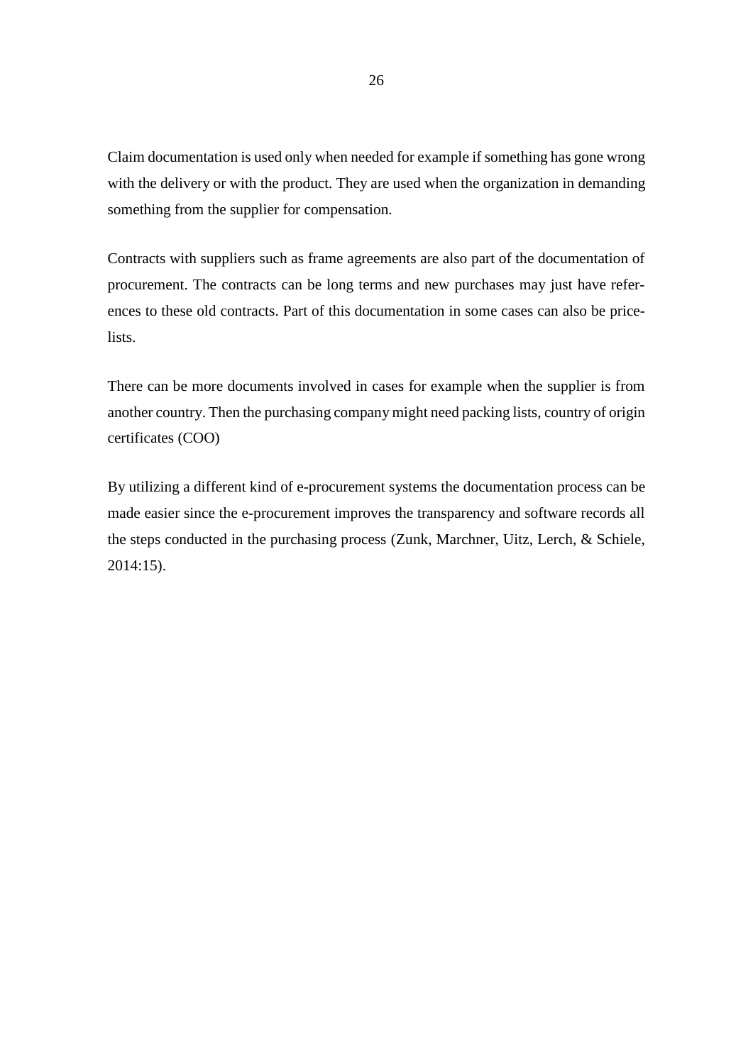Claim documentation is used only when needed for example if something has gone wrong with the delivery or with the product. They are used when the organization in demanding something from the supplier for compensation.

Contracts with suppliers such as frame agreements are also part of the documentation of procurement. The contracts can be long terms and new purchases may just have references to these old contracts. Part of this documentation in some cases can also be pricelists.

There can be more documents involved in cases for example when the supplier is from another country. Then the purchasing company might need packing lists, country of origin certificates (COO)

By utilizing a different kind of e-procurement systems the documentation process can be made easier since the e-procurement improves the transparency and software records all the steps conducted in the purchasing process (Zunk, Marchner, Uitz, Lerch, & Schiele, 2014:15).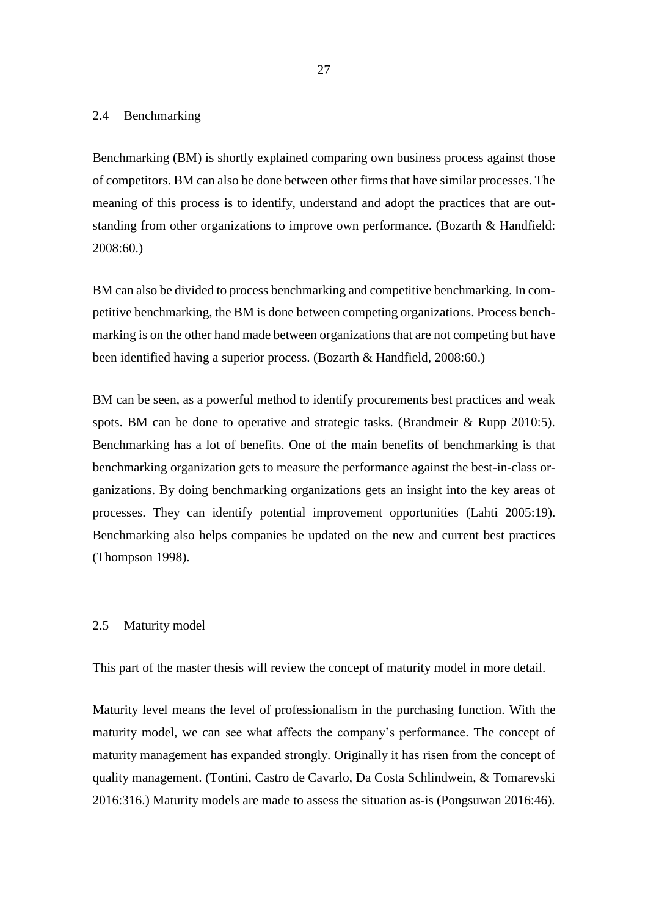## 2.4 Benchmarking

Benchmarking (BM) is shortly explained comparing own business process against those of competitors. BM can also be done between other firms that have similar processes. The meaning of this process is to identify, understand and adopt the practices that are outstanding from other organizations to improve own performance. (Bozarth & Handfield: 2008:60.)

BM can also be divided to process benchmarking and competitive benchmarking. In competitive benchmarking, the BM is done between competing organizations. Process benchmarking is on the other hand made between organizations that are not competing but have been identified having a superior process. (Bozarth & Handfield, 2008:60.)

BM can be seen, as a powerful method to identify procurements best practices and weak spots. BM can be done to operative and strategic tasks. (Brandmeir & Rupp 2010:5). Benchmarking has a lot of benefits. One of the main benefits of benchmarking is that benchmarking organization gets to measure the performance against the best-in-class organizations. By doing benchmarking organizations gets an insight into the key areas of processes. They can identify potential improvement opportunities (Lahti 2005:19). Benchmarking also helps companies be updated on the new and current best practices (Thompson 1998).

## 2.5 Maturity model

This part of the master thesis will review the concept of maturity model in more detail.

Maturity level means the level of professionalism in the purchasing function. With the maturity model, we can see what affects the company's performance. The concept of maturity management has expanded strongly. Originally it has risen from the concept of quality management. (Tontini, Castro de Cavarlo, Da Costa Schlindwein, & Tomarevski 2016:316.) Maturity models are made to assess the situation as-is (Pongsuwan 2016:46).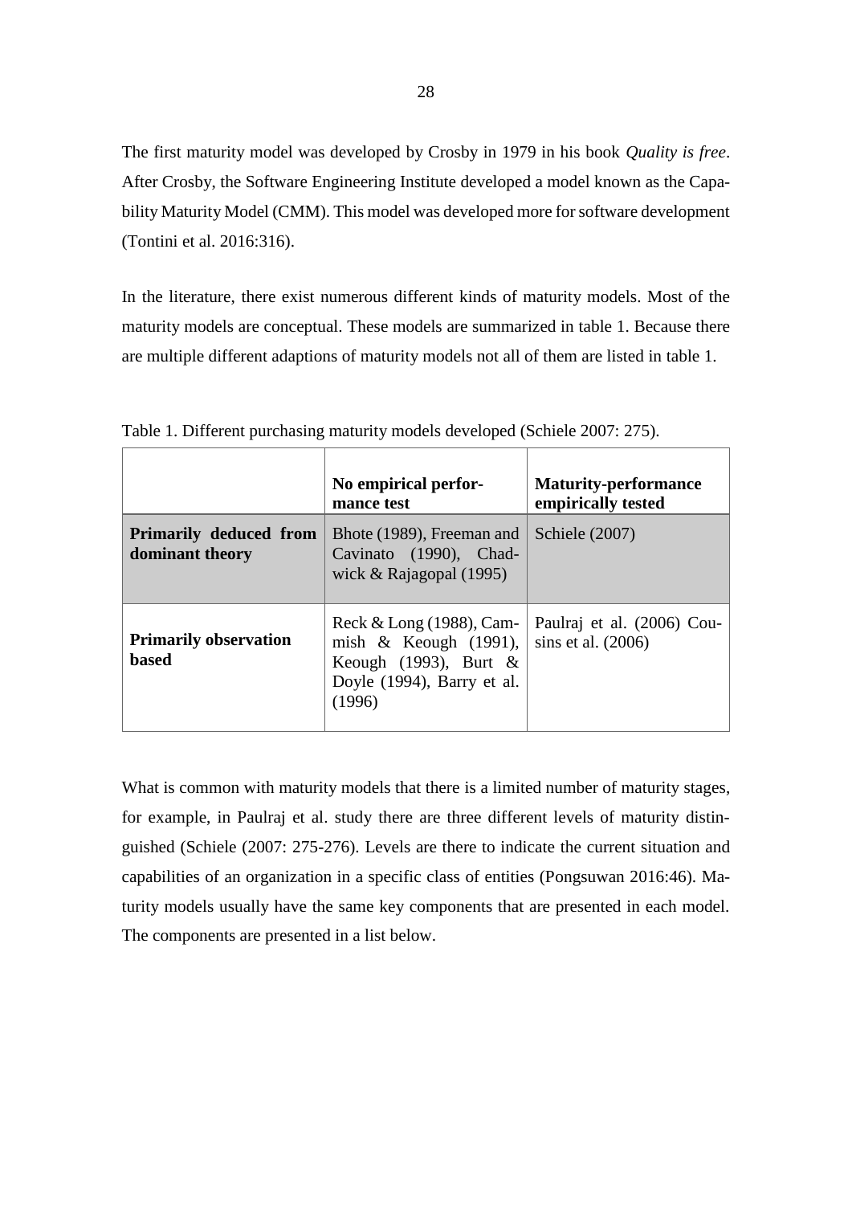The first maturity model was developed by Crosby in 1979 in his book *Quality is free*. After Crosby, the Software Engineering Institute developed a model known as the Capability Maturity Model (CMM). This model was developed more for software development (Tontini et al. 2016:316).

In the literature, there exist numerous different kinds of maturity models. Most of the maturity models are conceptual. These models are summarized in table 1. Because there are multiple different adaptions of maturity models not all of them are listed in table 1.

Table 1. Different purchasing maturity models developed (Schiele 2007: 275).

| | **No empirical performance test** | **Maturity-performance empirically tested** |
|---|---|---|
| **Primarily deduced from dominant theory** | Bhote (1989), Freeman and Cavinato (1990), Chadwick & Rajagopal (1995) | Schiele (2007) |
| **Primarily observation based** | Reck & Long (1988), Cammish & Keough (1991), Keough (1993), Burt & Doyle (1994), Barry et al. (1996) | Paulraj et al. (2006) Cousins et al. (2006) |

What is common with maturity models that there is a limited number of maturity stages, for example, in Paulraj et al. study there are three different levels of maturity distinguished (Schiele (2007: 275-276). Levels are there to indicate the current situation and capabilities of an organization in a specific class of entities (Pongsuwan 2016:46). Maturity models usually have the same key components that are presented in each model. The components are presented in a list below.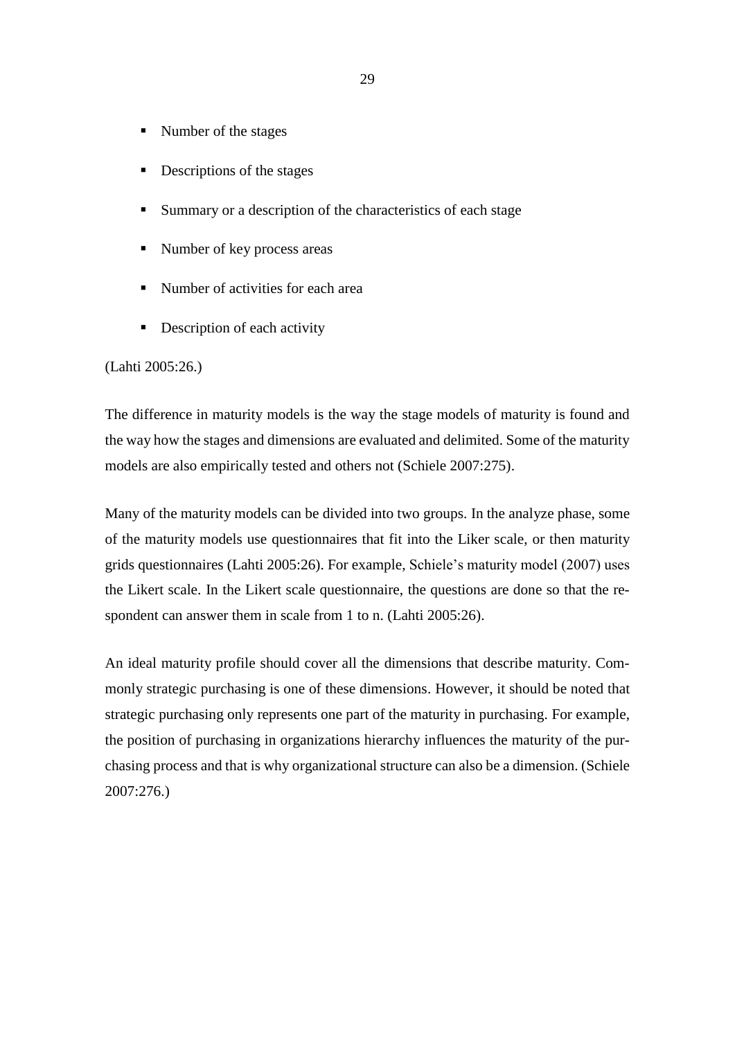- Number of the stages
- Descriptions of the stages
- Summary or a description of the characteristics of each stage
- Number of key process areas
- Number of activities for each area
- Description of each activity

(Lahti 2005:26.)

The difference in maturity models is the way the stage models of maturity is found and the way how the stages and dimensions are evaluated and delimited. Some of the maturity models are also empirically tested and others not (Schiele 2007:275).

Many of the maturity models can be divided into two groups. In the analyze phase, some of the maturity models use questionnaires that fit into the Liker scale, or then maturity grids questionnaires (Lahti 2005:26). For example, Schiele's maturity model (2007) uses the Likert scale. In the Likert scale questionnaire, the questions are done so that the respondent can answer them in scale from 1 to n. (Lahti 2005:26).

An ideal maturity profile should cover all the dimensions that describe maturity. Commonly strategic purchasing is one of these dimensions. However, it should be noted that strategic purchasing only represents one part of the maturity in purchasing. For example, the position of purchasing in organizations hierarchy influences the maturity of the purchasing process and that is why organizational structure can also be a dimension. (Schiele 2007:276.)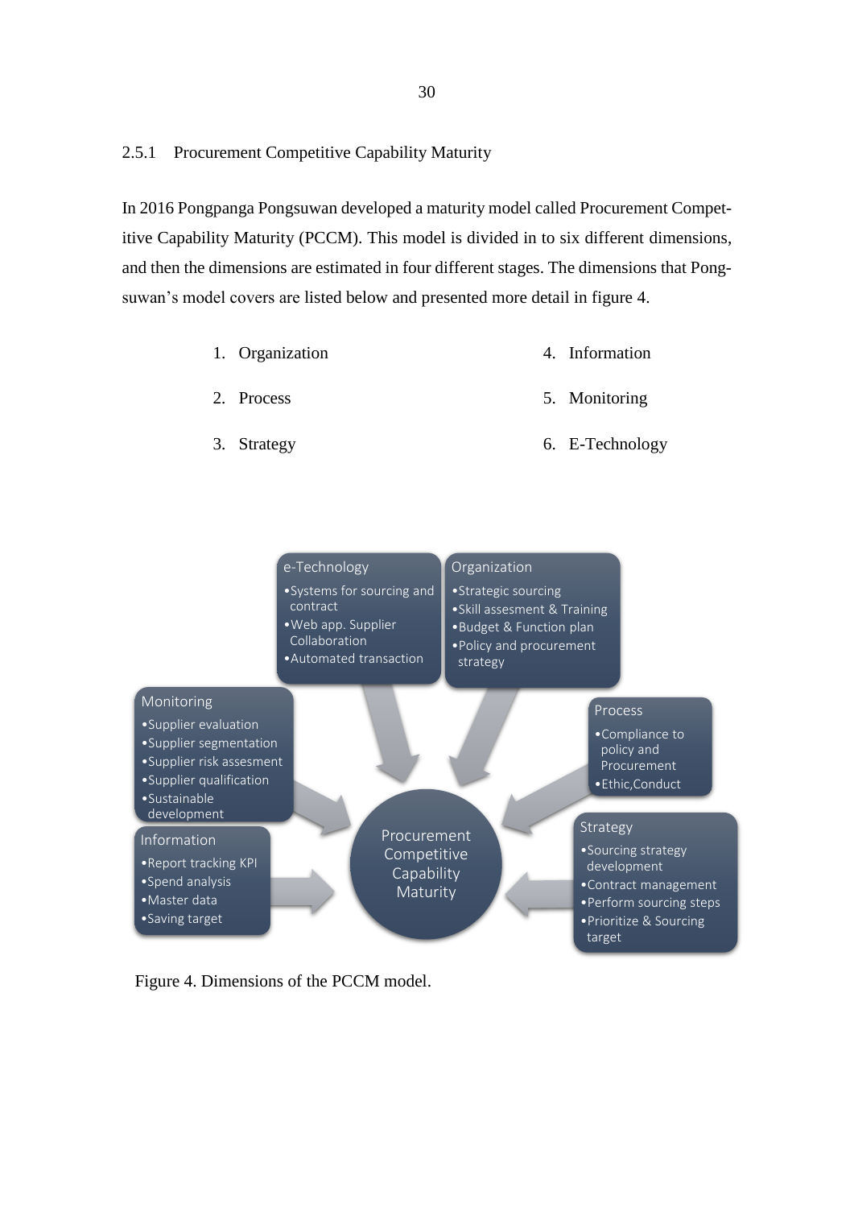### 2.5.1 Procurement Competitive Capability Maturity

In 2016 Pongpanga Pongsuwan developed a maturity model called Procurement Competitive Capability Maturity (PCCM). This model is divided in to six different dimensions, and then the dimensions are estimated in four different stages. The dimensions that Pongsuwan’s model covers are listed below and presented more detail in figure 4.

1. Organization
2. Process
3. Strategy
4. Information
5. Monitoring
6. E-Technology

**e-Technology**
- Systems for sourcing and contract
- Web app. Supplier Collaboration
- Automated transaction

**Organization**
- Strategic sourcing
- Skill assesment & Training
- Budget & Function plan
- Policy and procurement strategy

**Monitoring**
- Supplier evaluation
- Supplier segmentation
- Supplier risk assesment
- Supplier qualification
- Sustainable development

**Process**
- Compliance to policy and Procurement
- Ethic,Conduct

**Procurement Competitive Capability Maturity**

**Information**
- Report tracking KPI
- Spend analysis
- Master data
- Saving target

**Strategy**
- Sourcing strategy development
- Contract management
- Perform sourcing steps
- Prioritize & Sourcing target

Figure 4. Dimensions of the PCCM model.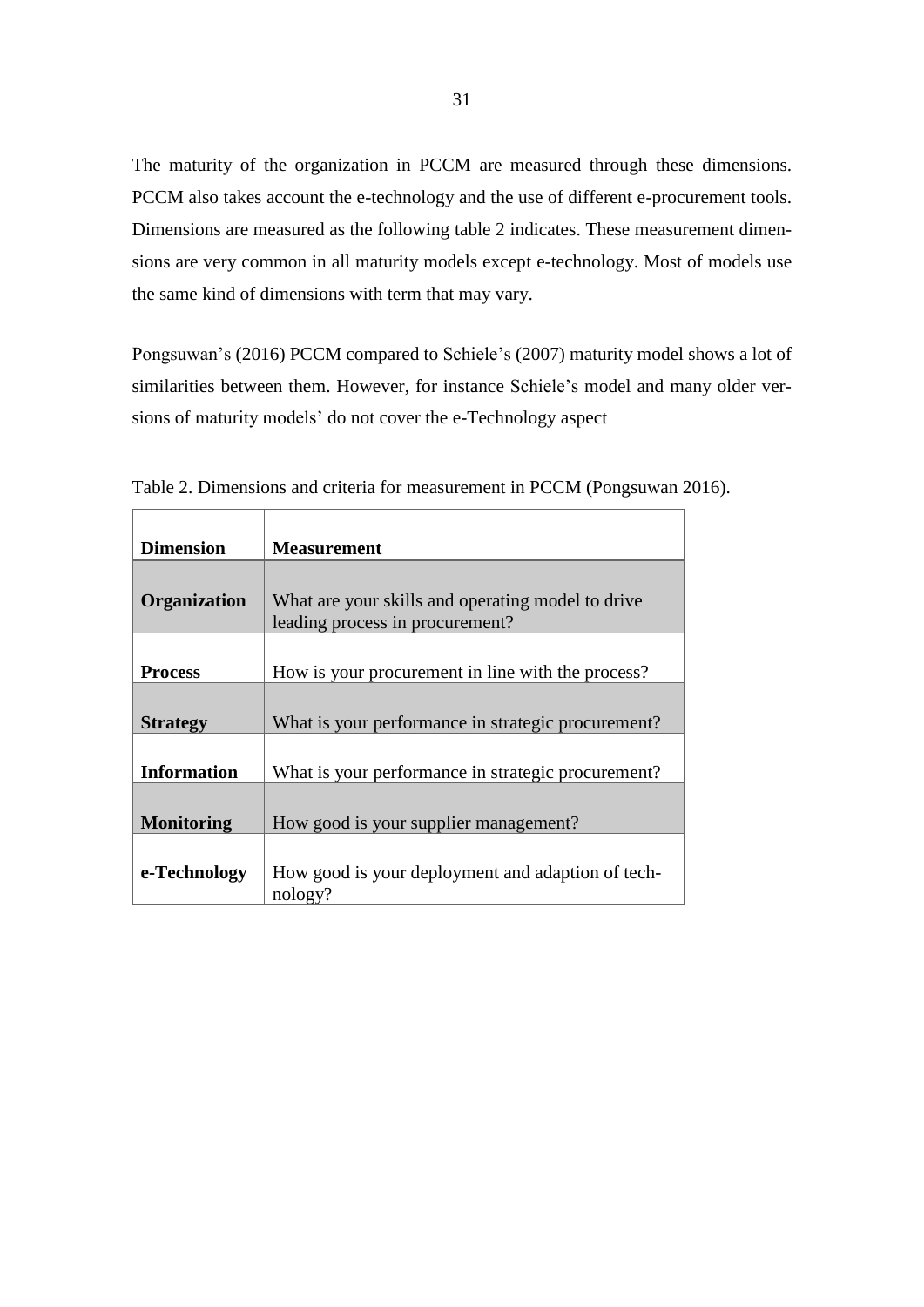The maturity of the organization in PCCM are measured through these dimensions. PCCM also takes account the e-technology and the use of different e-procurement tools. Dimensions are measured as the following table 2 indicates. These measurement dimensions are very common in all maturity models except e-technology. Most of models use the same kind of dimensions with term that may vary.

Pongsuwan's (2016) PCCM compared to Schiele's (2007) maturity model shows a lot of similarities between them. However, for instance Schiele's model and many older versions of maturity models' do not cover the e-Technology aspect

Table 2. Dimensions and criteria for measurement in PCCM (Pongsuwan 2016).

| **Dimension** | **Measurement** |
|---|---|
| **Organization** | What are your skills and operating model to drive leading process in procurement? |
| **Process** | How is your procurement in line with the process? |
| **Strategy** | What is your performance in strategic procurement? |
| **Information** | What is your performance in strategic procurement? |
| **Monitoring** | How good is your supplier management? |
| **e-Technology** | How good is your deployment and adaption of technology? |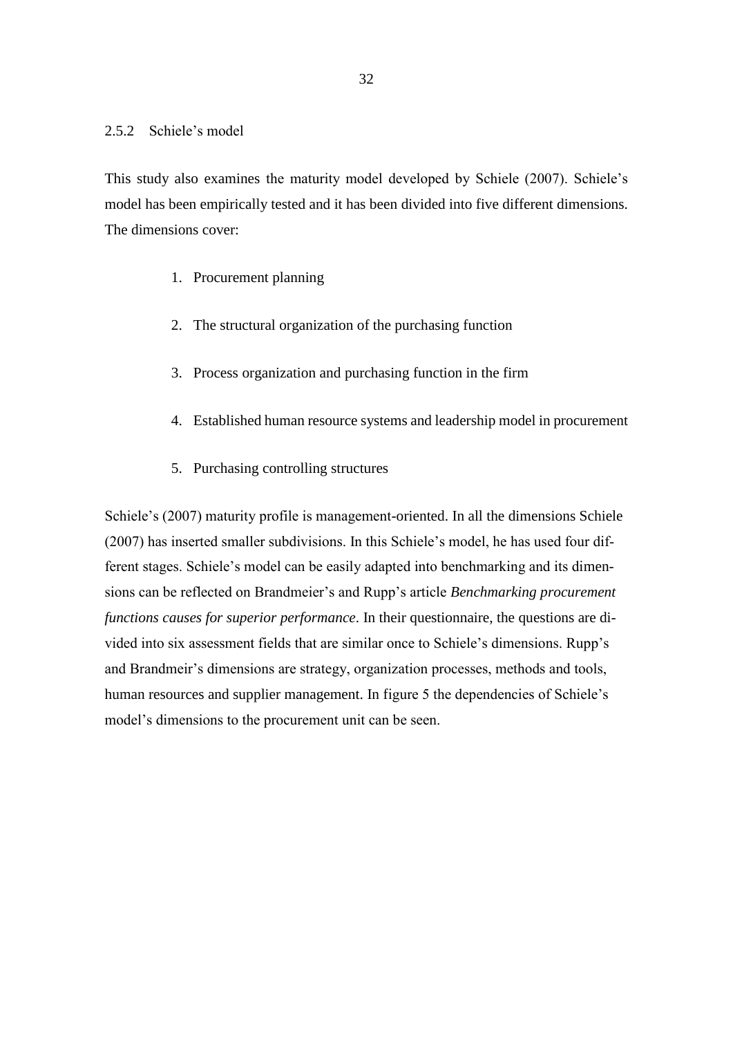### 2.5.2 Schiele's model

This study also examines the maturity model developed by Schiele (2007). Schiele's model has been empirically tested and it has been divided into five different dimensions. The dimensions cover:

1. Procurement planning
2. The structural organization of the purchasing function
3. Process organization and purchasing function in the firm
4. Established human resource systems and leadership model in procurement
5. Purchasing controlling structures

Schiele's (2007) maturity profile is management-oriented. In all the dimensions Schiele (2007) has inserted smaller subdivisions. In this Schiele's model, he has used four different stages. Schiele's model can be easily adapted into benchmarking and its dimensions can be reflected on Brandmeier's and Rupp's article *Benchmarking procurement functions causes for superior performance*. In their questionnaire, the questions are divided into six assessment fields that are similar once to Schiele's dimensions. Rupp's and Brandmeier's dimensions are strategy, organization processes, methods and tools, human resources and supplier management. In figure 5 the dependencies of Schiele's model's dimensions to the procurement unit can be seen.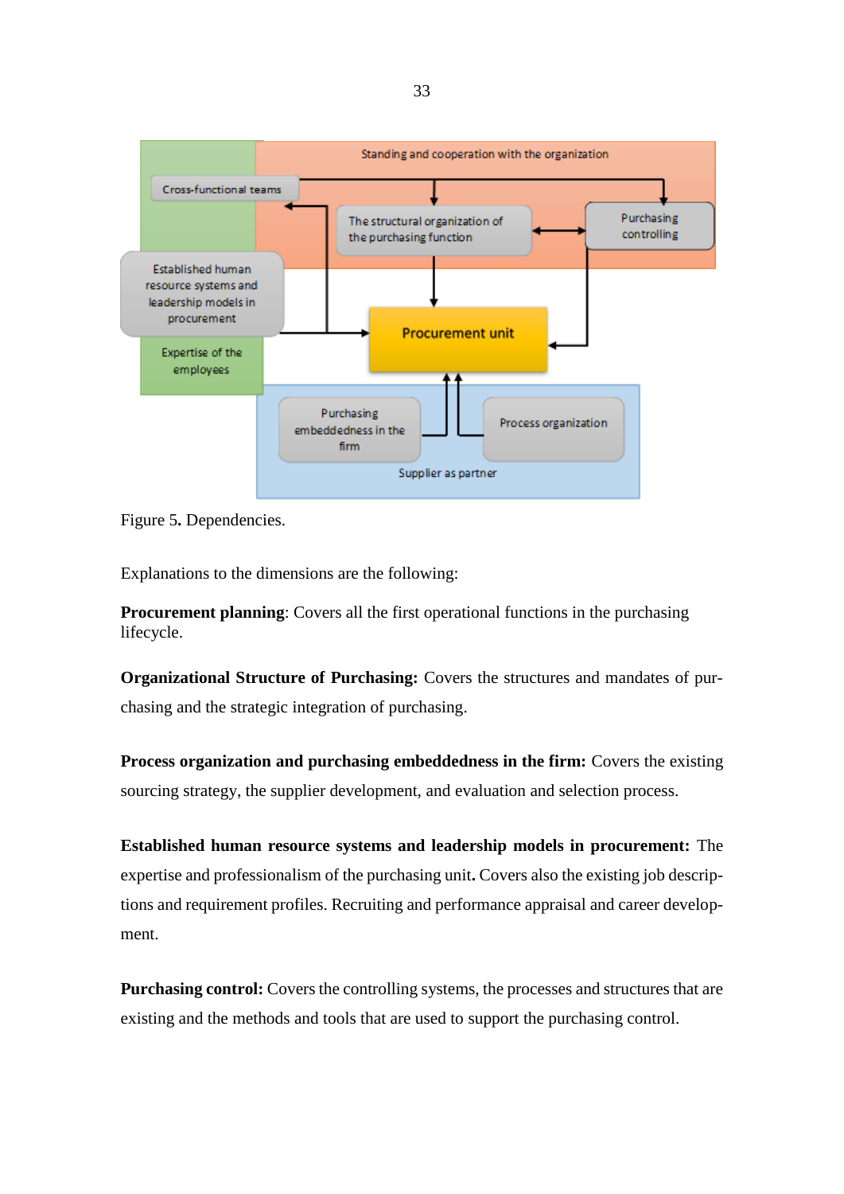Figure 5. Dependencies.

Explanations to the dimensions are the following:

**Procurement planning**: Covers all the first operational functions in the purchasing lifecycle.

**Organizational Structure of Purchasing:** Covers the structures and mandates of purchasing and the strategic integration of purchasing.

**Process organization and purchasing embeddedness in the firm:** Covers the existing sourcing strategy, the supplier development, and evaluation and selection process.

**Established human resource systems and leadership models in procurement:** The expertise and professionalism of the purchasing unit**.** Covers also the existing job descriptions and requirement profiles. Recruiting and performance appraisal and career development.

**Purchasing control:** Covers the controlling systems, the processes and structures that are existing and the methods and tools that are used to support the purchasing control.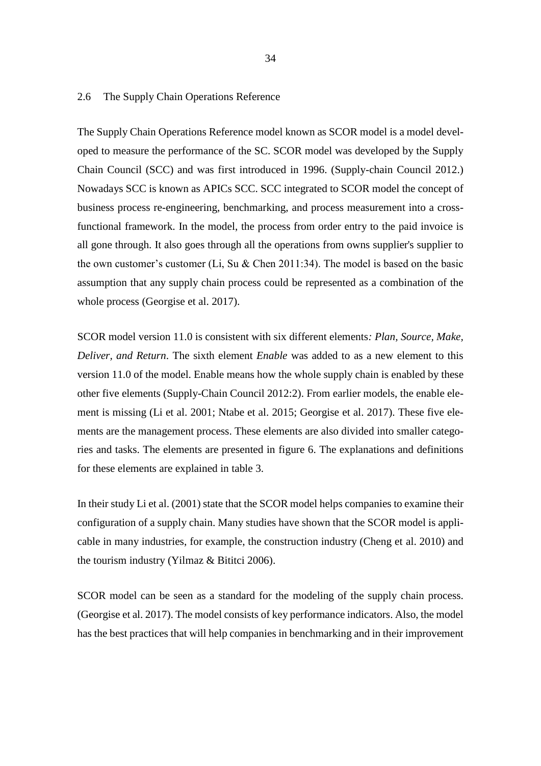## 2.6 The Supply Chain Operations Reference

The Supply Chain Operations Reference model known as SCOR model is a model developed to measure the performance of the SC. SCOR model was developed by the Supply Chain Council (SCC) and was first introduced in 1996. (Supply-chain Council 2012.) Nowadays SCC is known as APICs SCC. SCC integrated to SCOR model the concept of business process re-engineering, benchmarking, and process measurement into a cross-functional framework. In the model, the process from order entry to the paid invoice is all gone through. It also goes through all the operations from owns supplier's supplier to the own customer's customer (Li, Su & Chen 2011:34). The model is based on the basic assumption that any supply chain process could be represented as a combination of the whole process (Georgise et al. 2017).

SCOR model version 11.0 is consistent with six different elements*: Plan, Source, Make, Deliver, and Return*. The sixth element *Enable* was added to as a new element to this version 11.0 of the model. Enable means how the whole supply chain is enabled by these other five elements (Supply-Chain Council 2012:2). From earlier models, the enable element is missing (Li et al. 2001; Ntabe et al. 2015; Georgise et al. 2017). These five elements are the management process. These elements are also divided into smaller categories and tasks. The elements are presented in figure 6. The explanations and definitions for these elements are explained in table 3.

In their study Li et al. (2001) state that the SCOR model helps companies to examine their configuration of a supply chain. Many studies have shown that the SCOR model is applicable in many industries, for example, the construction industry (Cheng et al. 2010) and the tourism industry (Yilmaz & Bititci 2006).

SCOR model can be seen as a standard for the modeling of the supply chain process. (Georgise et al. 2017). The model consists of key performance indicators. Also, the model has the best practices that will help companies in benchmarking and in their improvement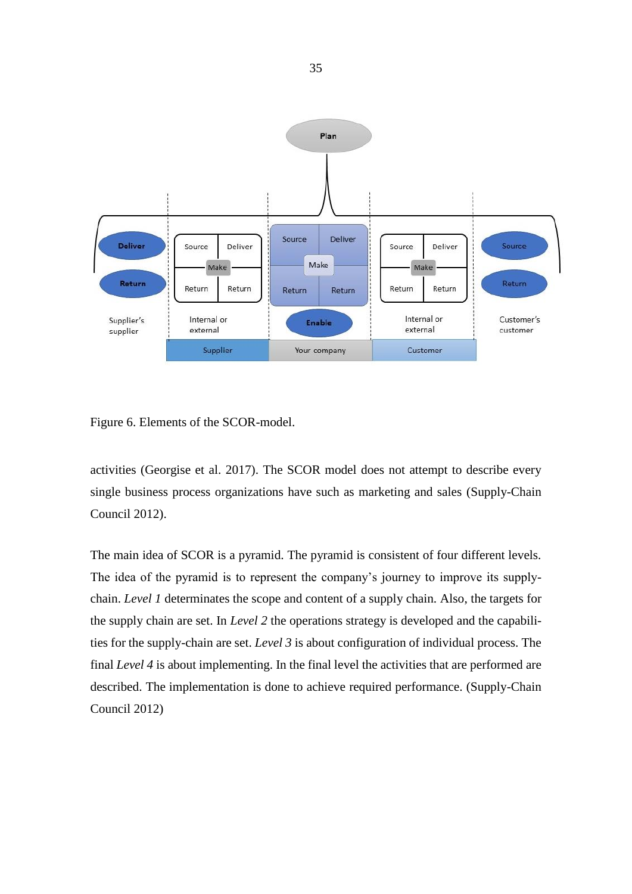Figure 6. Elements of the SCOR-model.

activities (Georgise et al. 2017). The SCOR model does not attempt to describe every single business process organizations have such as marketing and sales (Supply-Chain Council 2012).

The main idea of SCOR is a pyramid. The pyramid is consistent of four different levels. The idea of the pyramid is to represent the company's journey to improve its supply-chain. *Level 1* determinates the scope and content of a supply chain. Also, the targets for the supply chain are set. In *Level 2* the operations strategy is developed and the capabilities for the supply-chain are set. *Level 3* is about configuration of individual process. The final *Level 4* is about implementing. In the final level the activities that are performed are described. The implementation is done to achieve required performance. (Supply-Chain Council 2012)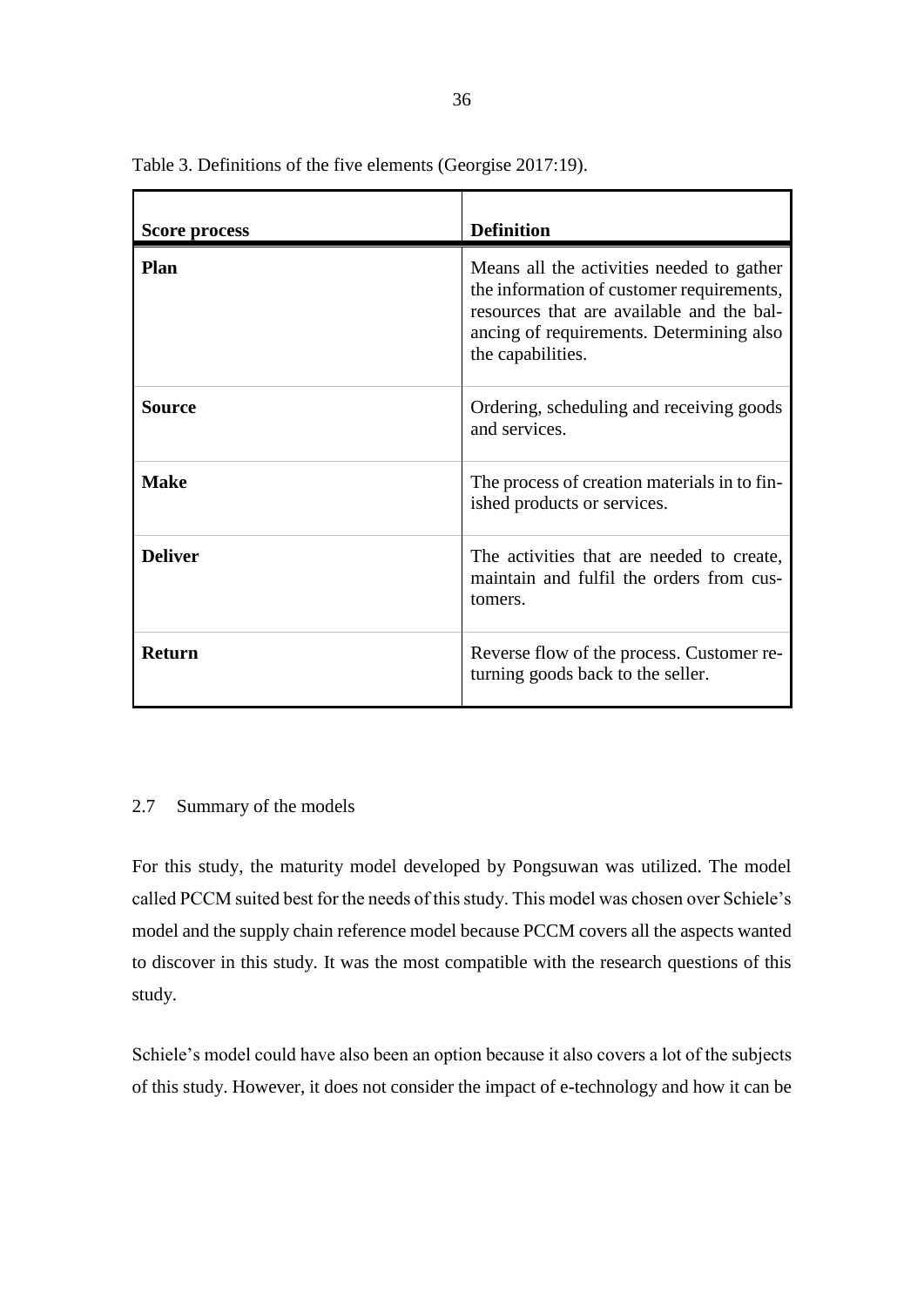Table 3. Definitions of the five elements (Georgise 2017:19).

| Score process | Definition |
|---|---|
| **Plan** | Means all the activities needed to gather the information of customer requirements, resources that are available and the balancing of requirements. Determining also the capabilities. |
| **Source** | Ordering, scheduling and receiving goods and services. |
| **Make** | The process of creation materials in to finished products or services. |
| **Deliver** | The activities that are needed to create, maintain and fulfil the orders from customers. |
| **Return** | Reverse flow of the process. Customer returning goods back to the seller. |

## 2.7 Summary of the models

For this study, the maturity model developed by Pongsuwan was utilized. The model called PCCM suited best for the needs of this study. This model was chosen over Schiele's model and the supply chain reference model because PCCM covers all the aspects wanted to discover in this study. It was the most compatible with the research questions of this study.

Schiele's model could have also been an option because it also covers a lot of the subjects of this study. However, it does not consider the impact of e-technology and how it can be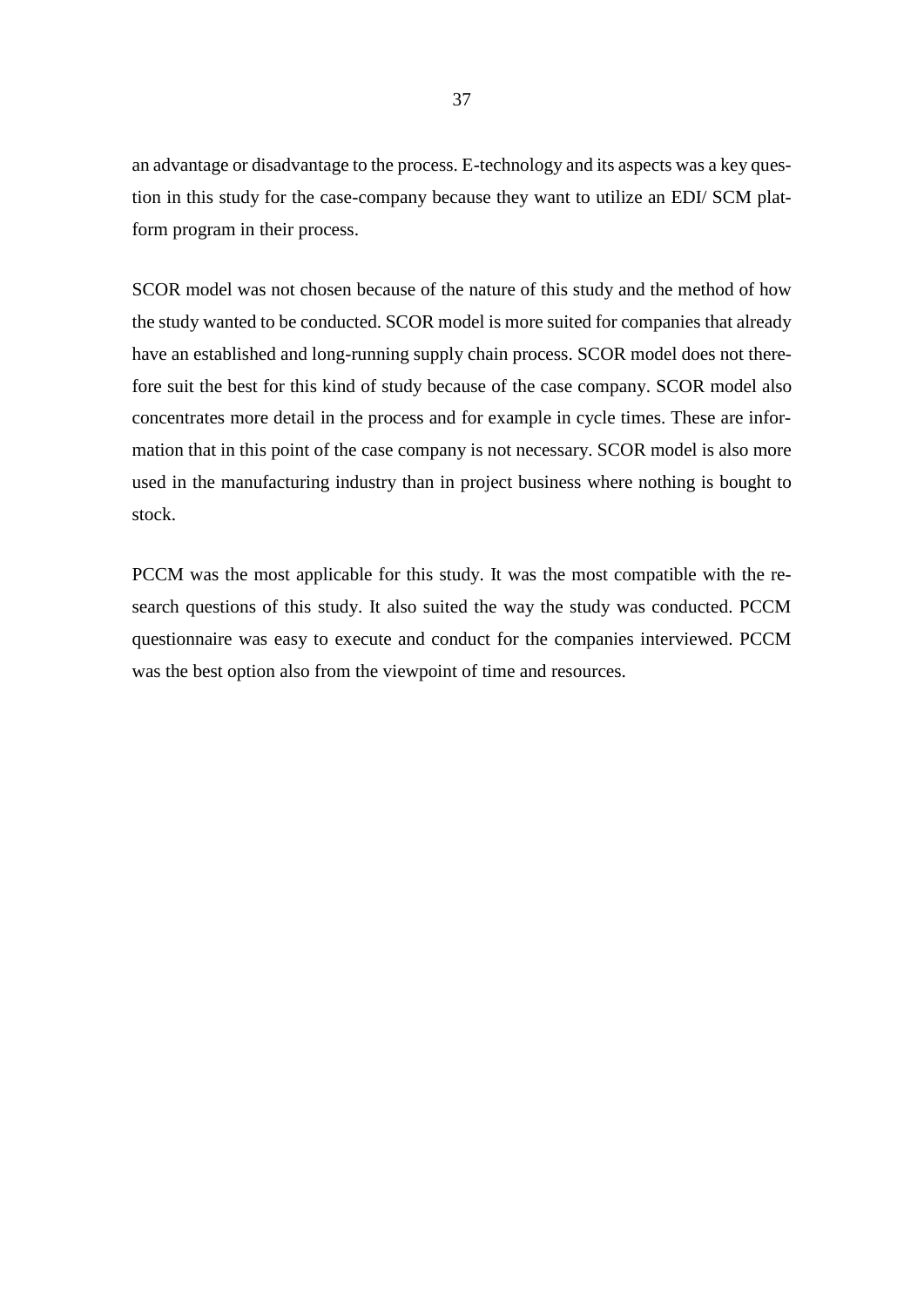an advantage or disadvantage to the process. E-technology and its aspects was a key question in this study for the case-company because they want to utilize an EDI/ SCM platform program in their process.

SCOR model was not chosen because of the nature of this study and the method of how the study wanted to be conducted. SCOR model is more suited for companies that already have an established and long-running supply chain process. SCOR model does not therefore suit the best for this kind of study because of the case company. SCOR model also concentrates more detail in the process and for example in cycle times. These are information that in this point of the case company is not necessary. SCOR model is also more used in the manufacturing industry than in project business where nothing is bought to stock.

PCCM was the most applicable for this study. It was the most compatible with the research questions of this study. It also suited the way the study was conducted. PCCM questionnaire was easy to execute and conduct for the companies interviewed. PCCM was the best option also from the viewpoint of time and resources.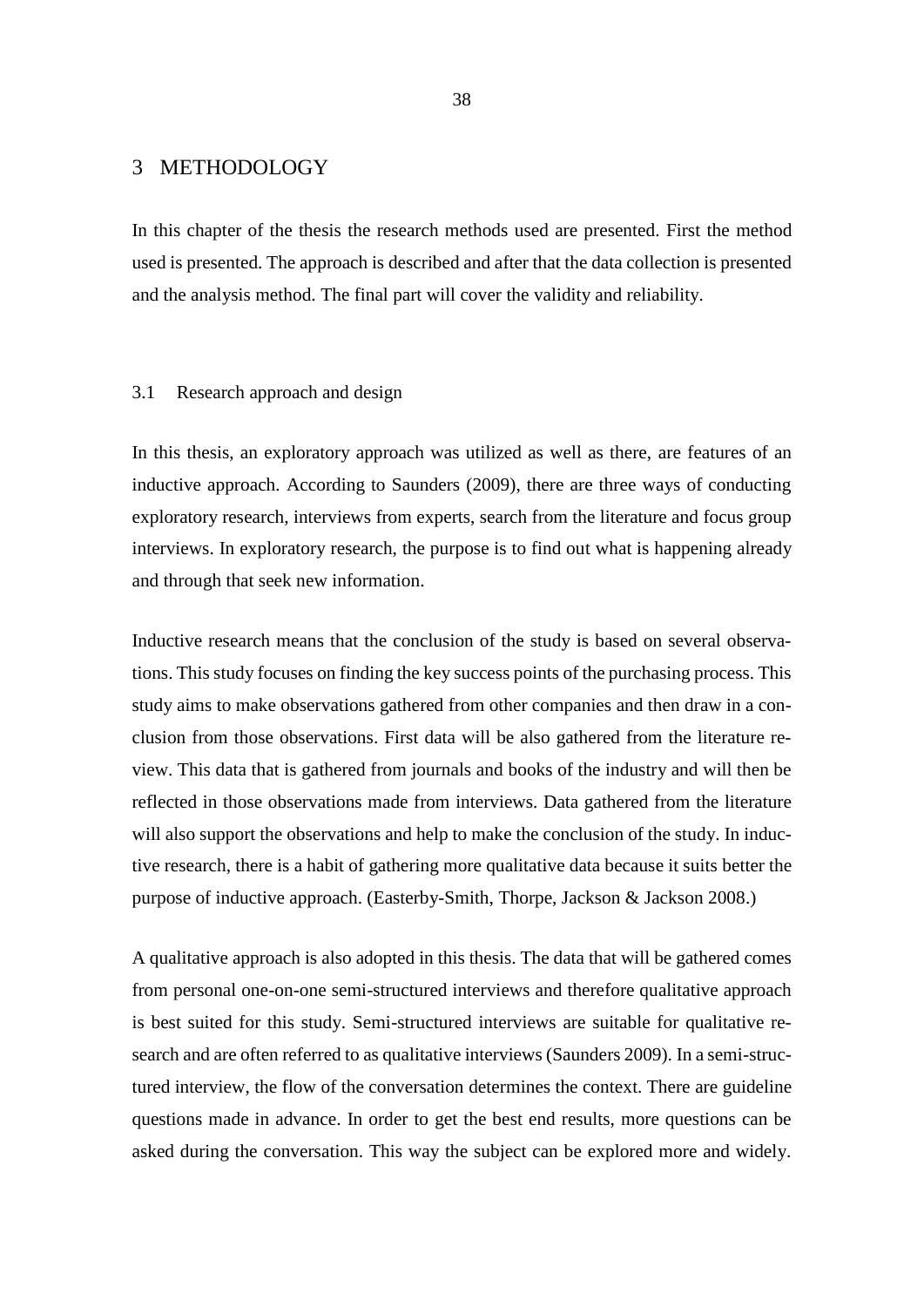# 3 METHODOLOGY

In this chapter of the thesis the research methods used are presented. First the method used is presented. The approach is described and after that the data collection is presented and the analysis method. The final part will cover the validity and reliability.

## 3.1 Research approach and design

In this thesis, an exploratory approach was utilized as well as there, are features of an inductive approach. According to Saunders (2009), there are three ways of conducting exploratory research, interviews from experts, search from the literature and focus group interviews. In exploratory research, the purpose is to find out what is happening already and through that seek new information.

Inductive research means that the conclusion of the study is based on several observations. This study focuses on finding the key success points of the purchasing process. This study aims to make observations gathered from other companies and then draw in a conclusion from those observations. First data will be also gathered from the literature review. This data that is gathered from journals and books of the industry and will then be reflected in those observations made from interviews. Data gathered from the literature will also support the observations and help to make the conclusion of the study. In inductive research, there is a habit of gathering more qualitative data because it suits better the purpose of inductive approach. (Easterby-Smith, Thorpe, Jackson & Jackson 2008.)

A qualitative approach is also adopted in this thesis. The data that will be gathered comes from personal one-on-one semi-structured interviews and therefore qualitative approach is best suited for this study. Semi-structured interviews are suitable for qualitative research and are often referred to as qualitative interviews (Saunders 2009). In a semi-structured interview, the flow of the conversation determines the context. There are guideline questions made in advance. In order to get the best end results, more questions can be asked during the conversation. This way the subject can be explored more and widely.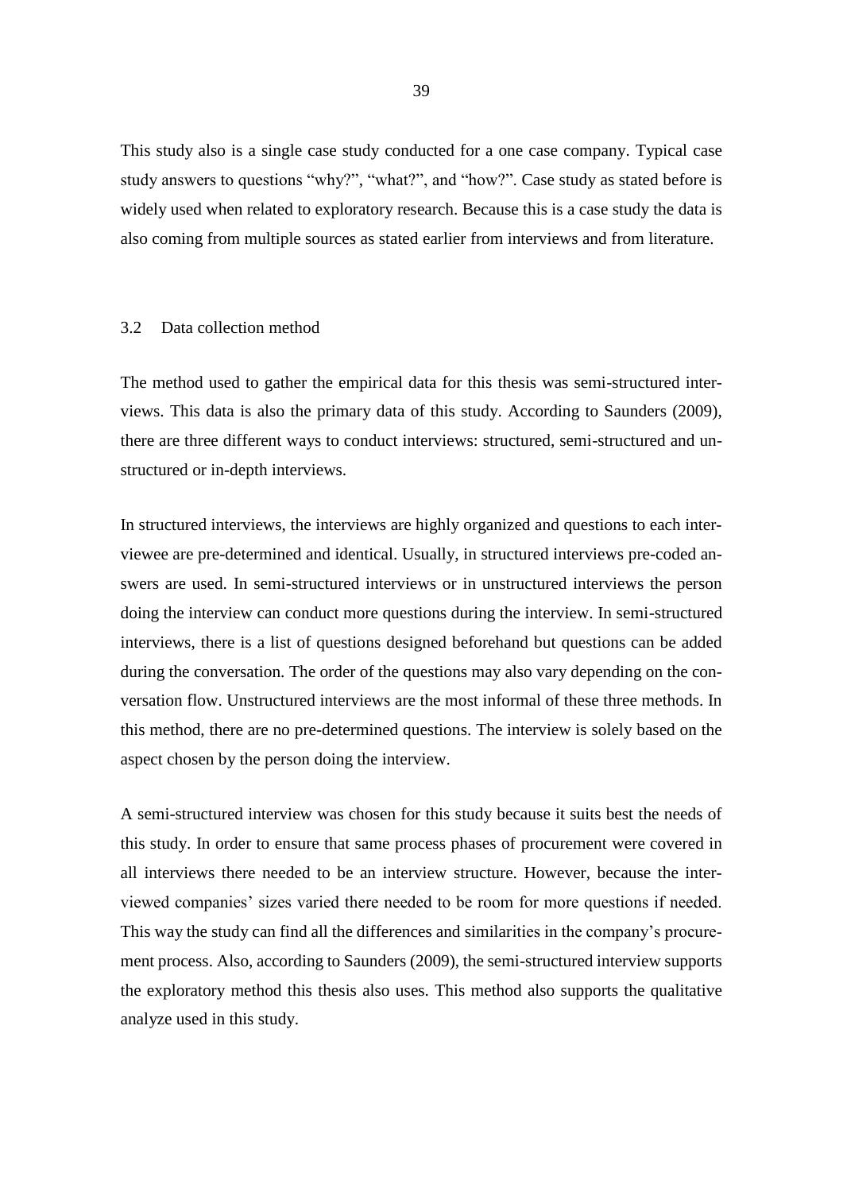This study also is a single case study conducted for a one case company. Typical case study answers to questions "why?", "what?", and "how?". Case study as stated before is widely used when related to exploratory research. Because this is a case study the data is also coming from multiple sources as stated earlier from interviews and from literature.

### 3.2 Data collection method

The method used to gather the empirical data for this thesis was semi-structured interviews. This data is also the primary data of this study. According to Saunders (2009), there are three different ways to conduct interviews: structured, semi-structured and unstructured or in-depth interviews.

In structured interviews, the interviews are highly organized and questions to each interviewee are pre-determined and identical. Usually, in structured interviews pre-coded answers are used. In semi-structured interviews or in unstructured interviews the person doing the interview can conduct more questions during the interview. In semi-structured interviews, there is a list of questions designed beforehand but questions can be added during the conversation. The order of the questions may also vary depending on the conversation flow. Unstructured interviews are the most informal of these three methods. In this method, there are no pre-determined questions. The interview is solely based on the aspect chosen by the person doing the interview.

A semi-structured interview was chosen for this study because it suits best the needs of this study. In order to ensure that same process phases of procurement were covered in all interviews there needed to be an interview structure. However, because the interviewed companies' sizes varied there needed to be room for more questions if needed. This way the study can find all the differences and similarities in the company's procurement process. Also, according to Saunders (2009), the semi-structured interview supports the exploratory method this thesis also uses. This method also supports the qualitative analyze used in this study.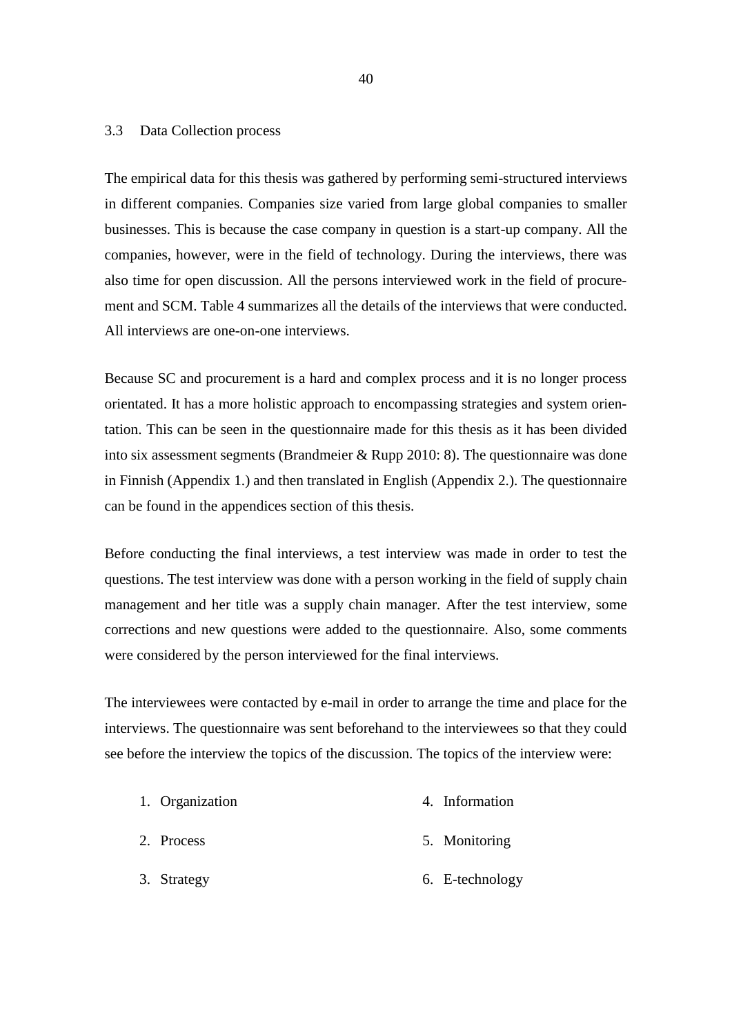### 3.3 Data Collection process

The empirical data for this thesis was gathered by performing semi-structured interviews in different companies. Companies size varied from large global companies to smaller businesses. This is because the case company in question is a start-up company. All the companies, however, were in the field of technology. During the interviews, there was also time for open discussion. All the persons interviewed work in the field of procurement and SCM. Table 4 summarizes all the details of the interviews that were conducted. All interviews are one-on-one interviews.

Because SC and procurement is a hard and complex process and it is no longer process orientated. It has a more holistic approach to encompassing strategies and system orientation. This can be seen in the questionnaire made for this thesis as it has been divided into six assessment segments (Brandmeier & Rupp 2010: 8). The questionnaire was done in Finnish (Appendix 1.) and then translated in English (Appendix 2.). The questionnaire can be found in the appendices section of this thesis.

Before conducting the final interviews, a test interview was made in order to test the questions. The test interview was done with a person working in the field of supply chain management and her title was a supply chain manager. After the test interview, some corrections and new questions were added to the questionnaire. Also, some comments were considered by the person interviewed for the final interviews.

The interviewees were contacted by e-mail in order to arrange the time and place for the interviews. The questionnaire was sent beforehand to the interviewees so that they could see before the interview the topics of the discussion. The topics of the interview were:

1. Organization
2. Process
3. Strategy
4. Information
5. Monitoring
6. E-technology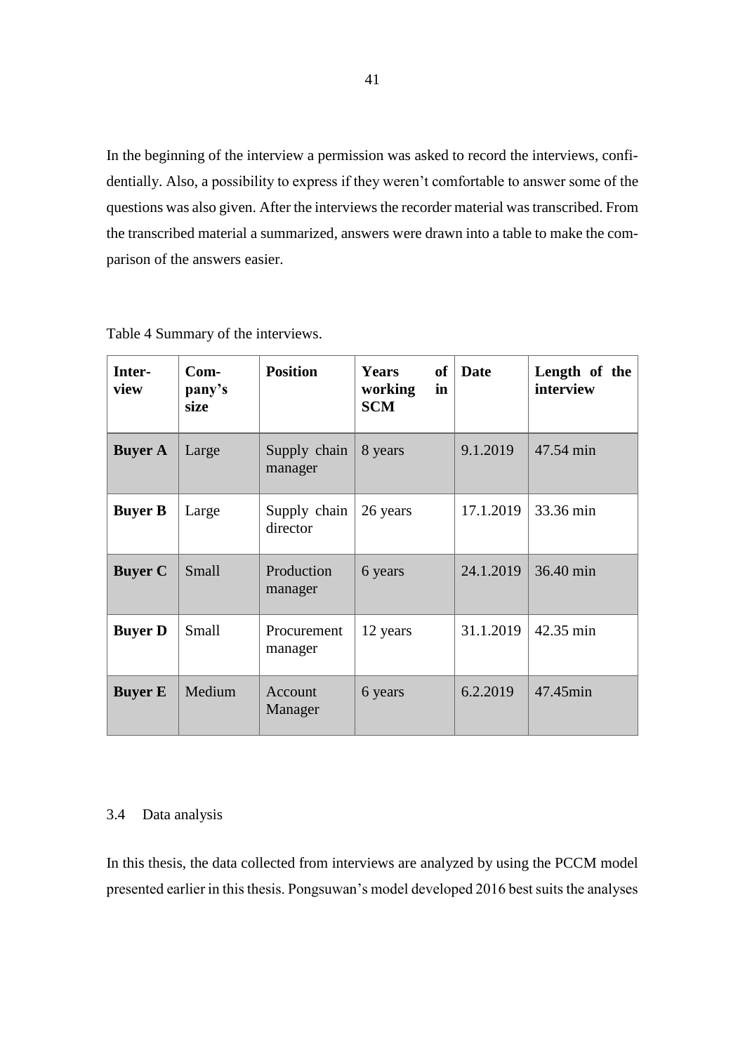In the beginning of the interview a permission was asked to record the interviews, confidentially. Also, a possibility to express if they weren't comfortable to answer some of the questions was also given. After the interviews the recorder material was transcribed. From the transcribed material a summarized, answers were drawn into a table to make the comparison of the answers easier.

Table 4 Summary of the interviews.

| Interview | Company's size | Position | Years of working in SCM | Date | Length of the interview |
|---|---|---|---|---|---|
| **Buyer A** | Large | Supply chain manager | 8 years | 9.1.2019 | 47.54 min |
| **Buyer B** | Large | Supply chain director | 26 years | 17.1.2019 | 33.36 min |
| **Buyer C** | Small | Production manager | 6 years | 24.1.2019 | 36.40 min |
| **Buyer D** | Small | Procurement manager | 12 years | 31.1.2019 | 42.35 min |
| **Buyer E** | Medium | Account Manager | 6 years | 6.2.2019 | 47.45min |

## 3.4 Data analysis

In this thesis, the data collected from interviews are analyzed by using the PCCM model presented earlier in this thesis. Pongsuwan's model developed 2016 best suits the analyses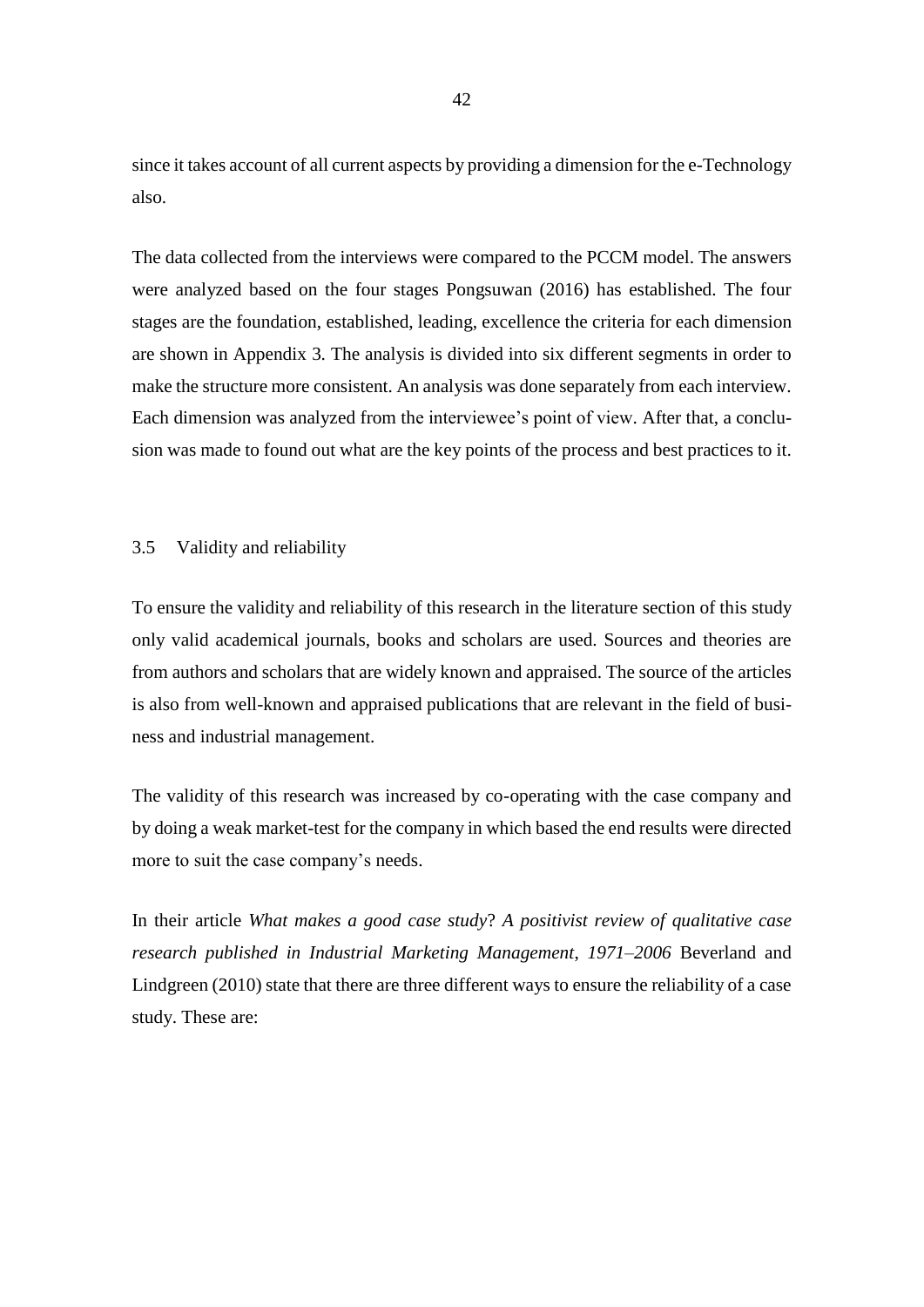since it takes account of all current aspects by providing a dimension for the e-Technology also.

The data collected from the interviews were compared to the PCCM model. The answers were analyzed based on the four stages Pongsuwan (2016) has established. The four stages are the foundation, established, leading, excellence the criteria for each dimension are shown in Appendix 3. The analysis is divided into six different segments in order to make the structure more consistent. An analysis was done separately from each interview. Each dimension was analyzed from the interviewee's point of view. After that, a conclusion was made to found out what are the key points of the process and best practices to it.

## 3.5 Validity and reliability

To ensure the validity and reliability of this research in the literature section of this study only valid academical journals, books and scholars are used. Sources and theories are from authors and scholars that are widely known and appraised. The source of the articles is also from well-known and appraised publications that are relevant in the field of business and industrial management.

The validity of this research was increased by co-operating with the case company and by doing a weak market-test for the company in which based the end results were directed more to suit the case company's needs.

In their article *What makes a good case study? A positivist review of qualitative case research published in Industrial Marketing Management, 1971–2006* Beverland and Lindgreen (2010) state that there are three different ways to ensure the reliability of a case study. These are: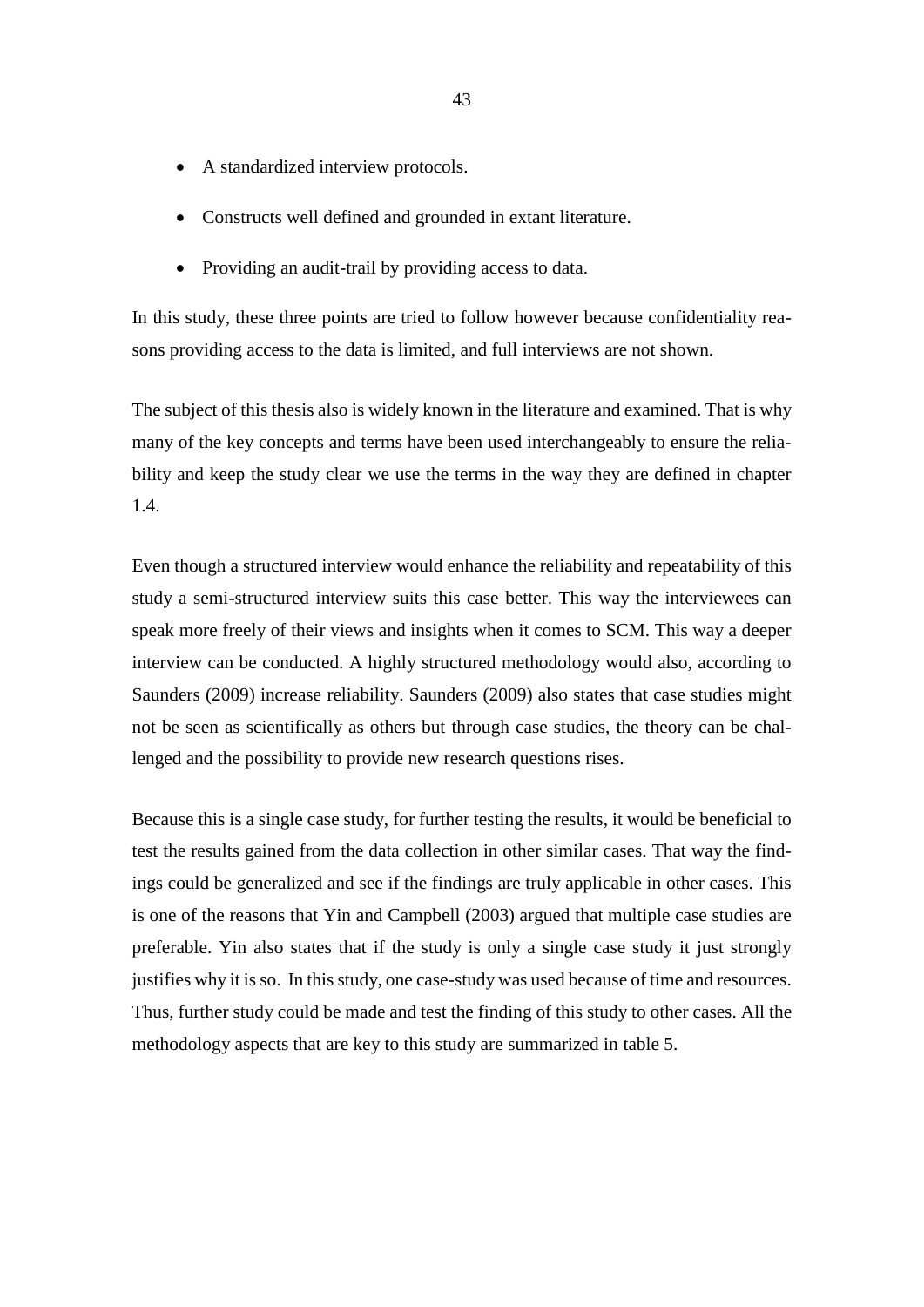- A standardized interview protocols.
- Constructs well defined and grounded in extant literature.
- Providing an audit-trail by providing access to data.

In this study, these three points are tried to follow however because confidentiality reasons providing access to the data is limited, and full interviews are not shown.

The subject of this thesis also is widely known in the literature and examined. That is why many of the key concepts and terms have been used interchangeably to ensure the reliability and keep the study clear we use the terms in the way they are defined in chapter 1.4.

Even though a structured interview would enhance the reliability and repeatability of this study a semi-structured interview suits this case better. This way the interviewees can speak more freely of their views and insights when it comes to SCM. This way a deeper interview can be conducted. A highly structured methodology would also, according to Saunders (2009) increase reliability. Saunders (2009) also states that case studies might not be seen as scientifically as others but through case studies, the theory can be challenged and the possibility to provide new research questions rises.

Because this is a single case study, for further testing the results, it would be beneficial to test the results gained from the data collection in other similar cases. That way the findings could be generalized and see if the findings are truly applicable in other cases. This is one of the reasons that Yin and Campbell (2003) argued that multiple case studies are preferable. Yin also states that if the study is only a single case study it just strongly justifies why it is so. In this study, one case-study was used because of time and resources. Thus, further study could be made and test the finding of this study to other cases. All the methodology aspects that are key to this study are summarized in table 5.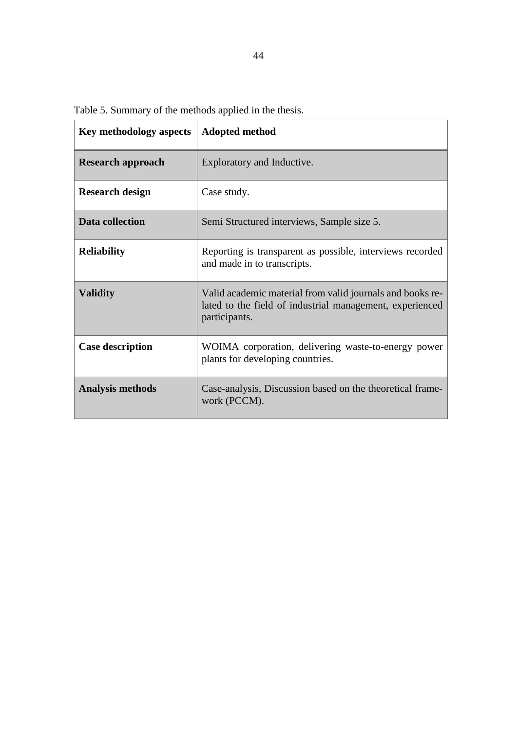Table 5. Summary of the methods applied in the thesis.

| Key methodology aspects | Adopted method |
|---|---|
| **Research approach** | Exploratory and Inductive. |
| **Research design** | Case study. |
| **Data collection** | Semi Structured interviews, Sample size 5. |
| **Reliability** | Reporting is transparent as possible, interviews recorded and made in to transcripts. |
| **Validity** | Valid academic material from valid journals and books related to the field of industrial management, experienced participants. |
| **Case description** | WOIMA corporation, delivering waste-to-energy power plants for developing countries. |
| **Analysis methods** | Case-analysis, Discussion based on the theoretical framework (PCCM). |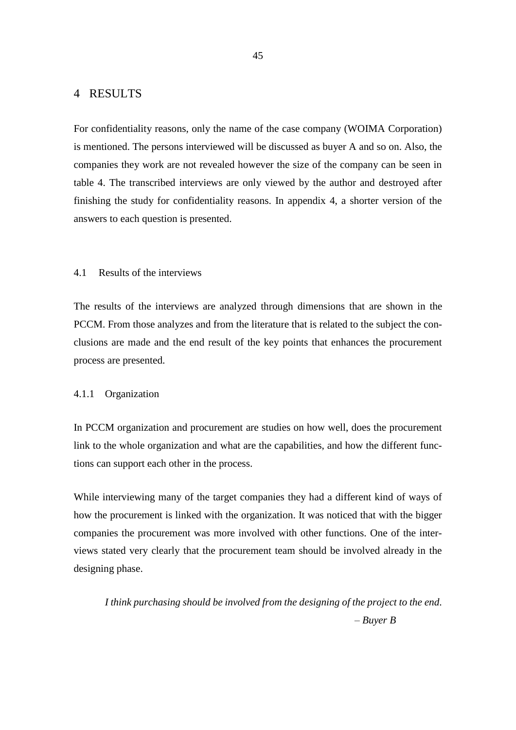# 4 RESULTS

For confidentiality reasons, only the name of the case company (WOIMA Corporation) is mentioned. The persons interviewed will be discussed as buyer A and so on. Also, the companies they work are not revealed however the size of the company can be seen in table 4. The transcribed interviews are only viewed by the author and destroyed after finishing the study for confidentiality reasons. In appendix 4, a shorter version of the answers to each question is presented.

## 4.1 Results of the interviews

The results of the interviews are analyzed through dimensions that are shown in the PCCM. From those analyzes and from the literature that is related to the subject the conclusions are made and the end result of the key points that enhances the procurement process are presented.

### 4.1.1 Organization

In PCCM organization and procurement are studies on how well, does the procurement link to the whole organization and what are the capabilities, and how the different functions can support each other in the process.

While interviewing many of the target companies they had a different kind of ways of how the procurement is linked with the organization. It was noticed that with the bigger companies the procurement was more involved with other functions. One of the interviews stated very clearly that the procurement team should be involved already in the designing phase.

> *I think purchasing should be involved from the designing of the project to the end.*
> *– Buyer B*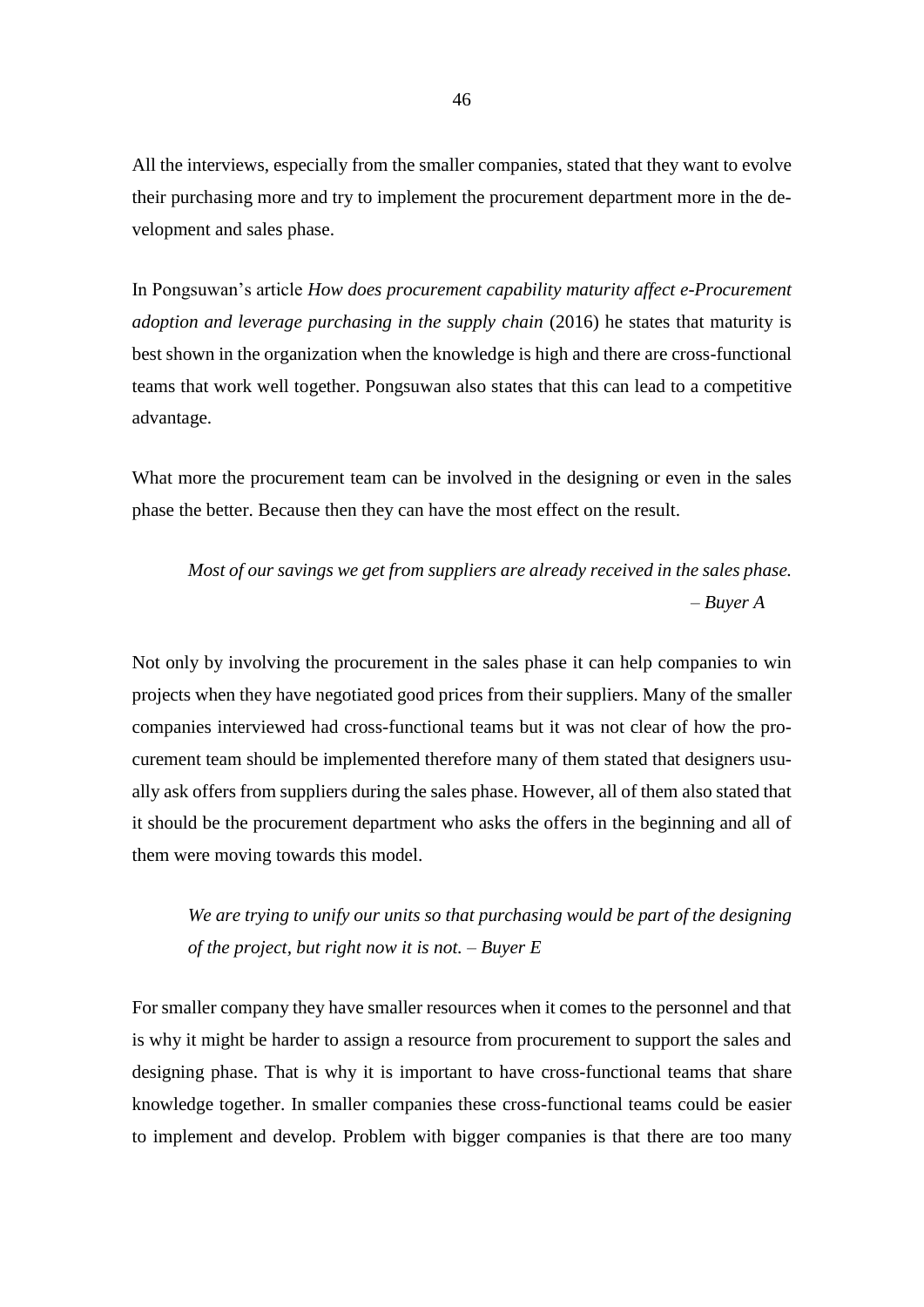All the interviews, especially from the smaller companies, stated that they want to evolve their purchasing more and try to implement the procurement department more in the development and sales phase.

In Pongsuwan's article *How does procurement capability maturity affect e-Procurement adoption and leverage purchasing in the supply chain* (2016) he states that maturity is best shown in the organization when the knowledge is high and there are cross-functional teams that work well together. Pongsuwan also states that this can lead to a competitive advantage.

What more the procurement team can be involved in the designing or even in the sales phase the better. Because then they can have the most effect on the result.

> *Most of our savings we get from suppliers are already received in the sales phase. – Buyer A*

Not only by involving the procurement in the sales phase it can help companies to win projects when they have negotiated good prices from their suppliers. Many of the smaller companies interviewed had cross-functional teams but it was not clear of how the procurement team should be implemented therefore many of them stated that designers usually ask offers from suppliers during the sales phase. However, all of them also stated that it should be the procurement department who asks the offers in the beginning and all of them were moving towards this model.

> *We are trying to unify our units so that purchasing would be part of the designing of the project, but right now it is not. – Buyer E*

For smaller company they have smaller resources when it comes to the personnel and that is why it might be harder to assign a resource from procurement to support the sales and designing phase. That is why it is important to have cross-functional teams that share knowledge together. In smaller companies these cross-functional teams could be easier to implement and develop. Problem with bigger companies is that there are too many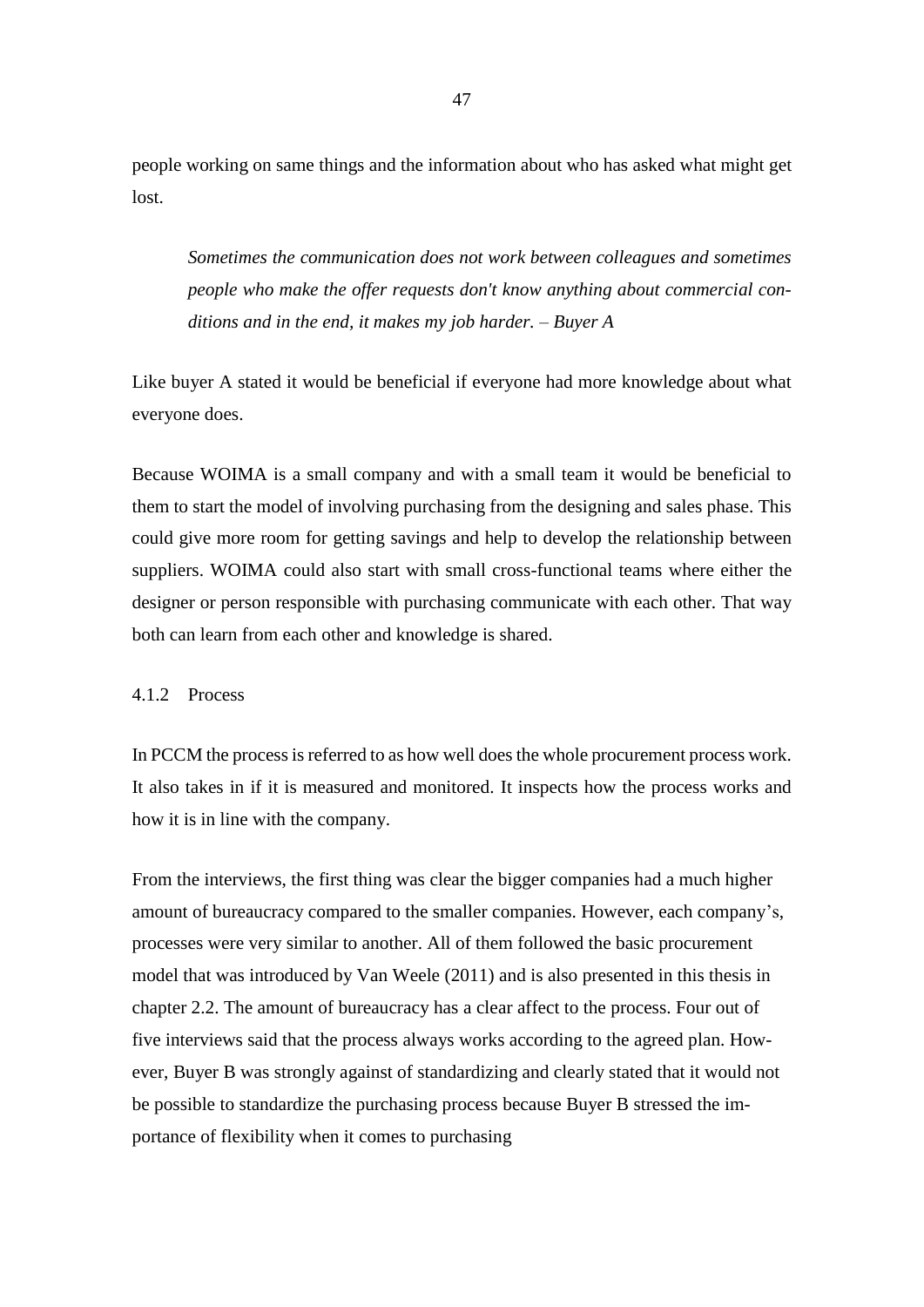people working on same things and the information about who has asked what might get lost.

> *Sometimes the communication does not work between colleagues and sometimes people who make the offer requests don't know anything about commercial conditions and in the end, it makes my job harder. – Buyer A*

Like buyer A stated it would be beneficial if everyone had more knowledge about what everyone does.

Because WOIMA is a small company and with a small team it would be beneficial to them to start the model of involving purchasing from the designing and sales phase. This could give more room for getting savings and help to develop the relationship between suppliers. WOIMA could also start with small cross-functional teams where either the designer or person responsible with purchasing communicate with each other. That way both can learn from each other and knowledge is shared.

### 4.1.2 Process

In PCCM the process is referred to as how well does the whole procurement process work. It also takes in if it is measured and monitored. It inspects how the process works and how it is in line with the company.

From the interviews, the first thing was clear the bigger companies had a much higher amount of bureaucracy compared to the smaller companies. However, each company's, processes were very similar to another. All of them followed the basic procurement model that was introduced by Van Weele (2011) and is also presented in this thesis in chapter 2.2. The amount of bureaucracy has a clear affect to the process. Four out of five interviews said that the process always works according to the agreed plan. However, Buyer B was strongly against of standardizing and clearly stated that it would not be possible to standardize the purchasing process because Buyer B stressed the importance of flexibility when it comes to purchasing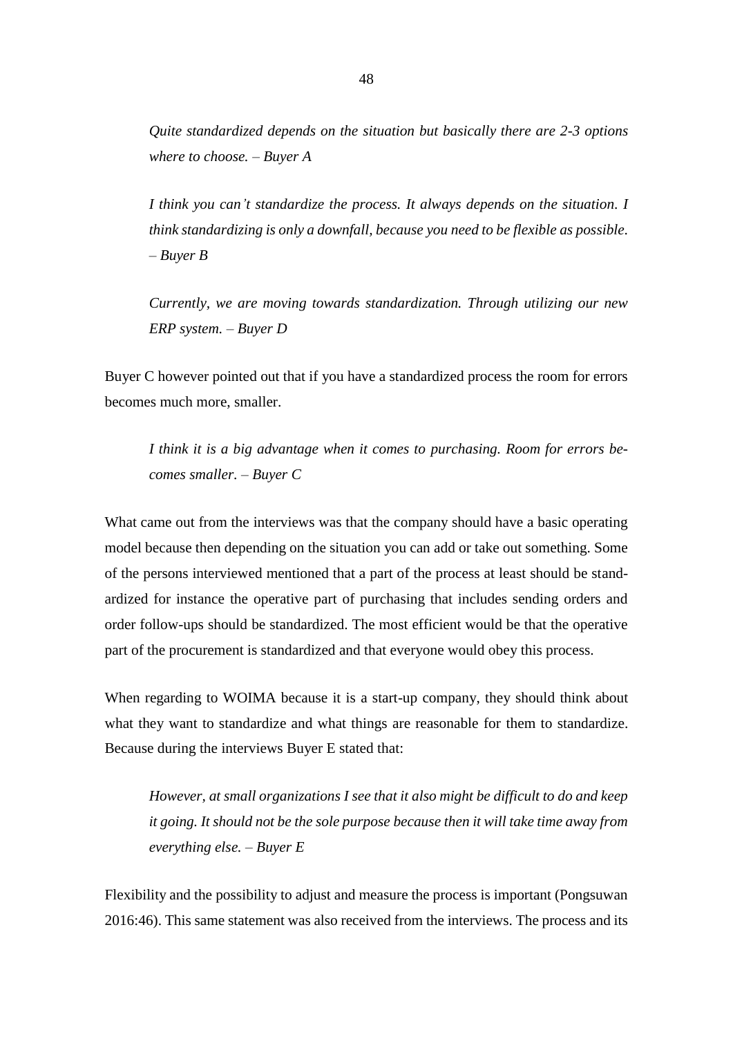*Quite standardized depends on the situation but basically there are 2-3 options where to choose. – Buyer A*

*I think you can't standardize the process. It always depends on the situation. I think standardizing is only a downfall, because you need to be flexible as possible. – Buyer B*

*Currently, we are moving towards standardization. Through utilizing our new ERP system. – Buyer D*

Buyer C however pointed out that if you have a standardized process the room for errors becomes much more, smaller.

*I think it is a big advantage when it comes to purchasing. Room for errors becomes smaller. – Buyer C*

What came out from the interviews was that the company should have a basic operating model because then depending on the situation you can add or take out something. Some of the persons interviewed mentioned that a part of the process at least should be standardized for instance the operative part of purchasing that includes sending orders and order follow-ups should be standardized. The most efficient would be that the operative part of the procurement is standardized and that everyone would obey this process.

When regarding to WOIMA because it is a start-up company, they should think about what they want to standardize and what things are reasonable for them to standardize. Because during the interviews Buyer E stated that:

*However, at small organizations I see that it also might be difficult to do and keep it going. It should not be the sole purpose because then it will take time away from everything else. – Buyer E*

Flexibility and the possibility to adjust and measure the process is important (Pongsuwan 2016:46). This same statement was also received from the interviews. The process and its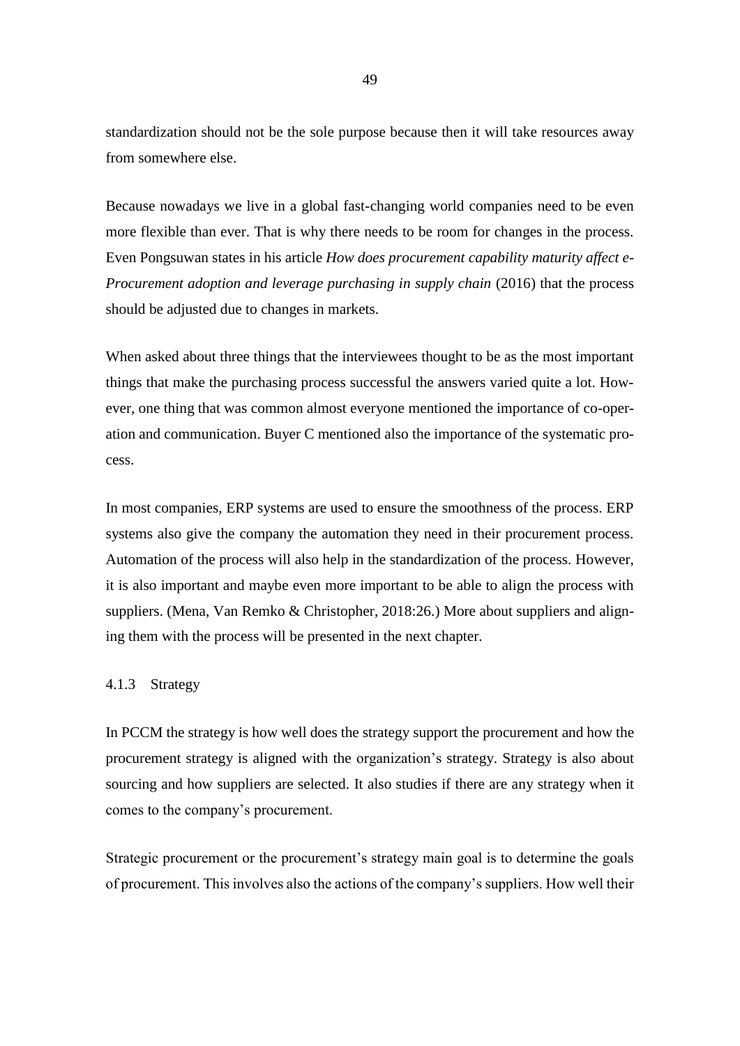standardization should not be the sole purpose because then it will take resources away from somewhere else.

Because nowadays we live in a global fast-changing world companies need to be even more flexible than ever. That is why there needs to be room for changes in the process. Even Pongsuwan states in his article *How does procurement capability maturity affect e-Procurement adoption and leverage purchasing in supply chain* (2016) that the process should be adjusted due to changes in markets.

When asked about three things that the interviewees thought to be as the most important things that make the purchasing process successful the answers varied quite a lot. However, one thing that was common almost everyone mentioned the importance of co-operation and communication. Buyer C mentioned also the importance of the systematic process.

In most companies, ERP systems are used to ensure the smoothness of the process. ERP systems also give the company the automation they need in their procurement process. Automation of the process will also help in the standardization of the process. However, it is also important and maybe even more important to be able to align the process with suppliers. (Mena, Van Remko & Christopher, 2018:26.) More about suppliers and aligning them with the process will be presented in the next chapter.

### 4.1.3 Strategy

In PCCM the strategy is how well does the strategy support the procurement and how the procurement strategy is aligned with the organization's strategy. Strategy is also about sourcing and how suppliers are selected. It also studies if there are any strategy when it comes to the company's procurement.

Strategic procurement or the procurement's strategy main goal is to determine the goals of procurement. This involves also the actions of the company's suppliers. How well their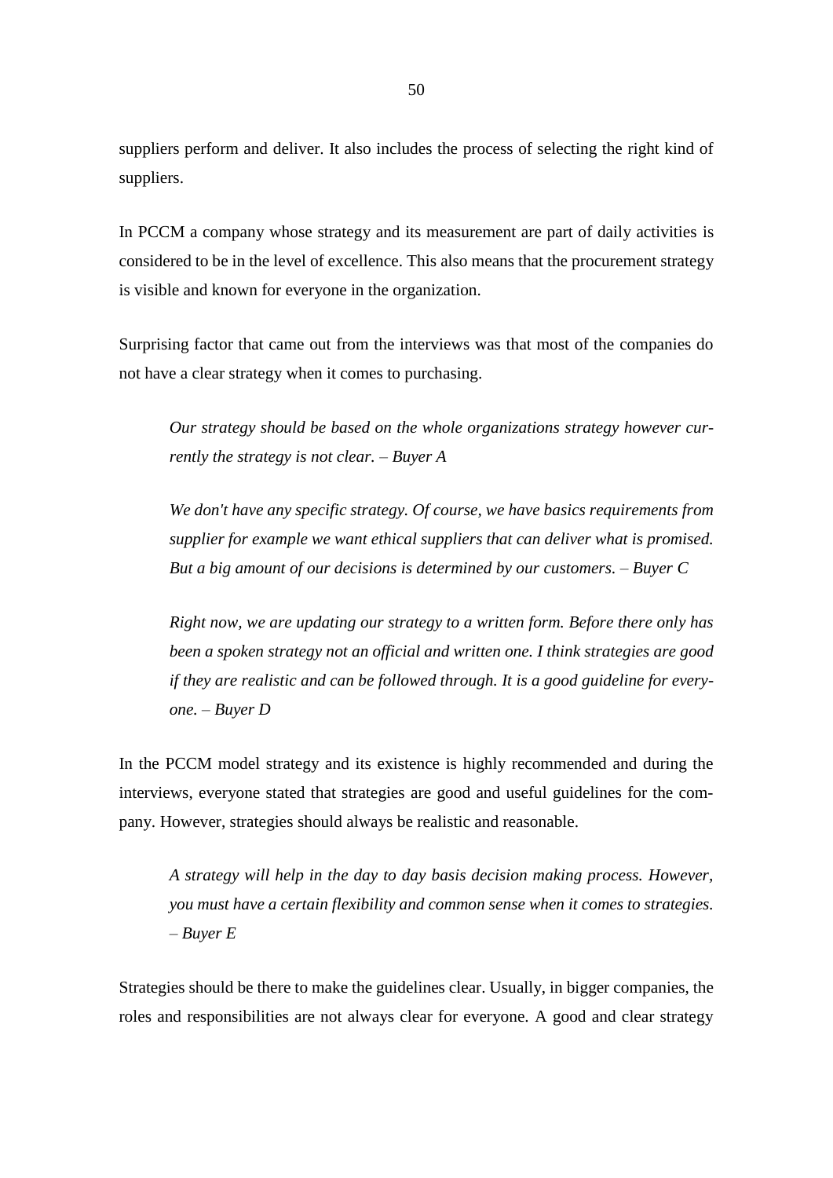suppliers perform and deliver. It also includes the process of selecting the right kind of suppliers.

In PCCM a company whose strategy and its measurement are part of daily activities is considered to be in the level of excellence. This also means that the procurement strategy is visible and known for everyone in the organization.

Surprising factor that came out from the interviews was that most of the companies do not have a clear strategy when it comes to purchasing.

> *Our strategy should be based on the whole organizations strategy however currently the strategy is not clear. – Buyer A*

> *We don't have any specific strategy. Of course, we have basics requirements from supplier for example we want ethical suppliers that can deliver what is promised. But a big amount of our decisions is determined by our customers. – Buyer C*

> *Right now, we are updating our strategy to a written form. Before there only has been a spoken strategy not an official and written one. I think strategies are good if they are realistic and can be followed through. It is a good guideline for everyone. – Buyer D*

In the PCCM model strategy and its existence is highly recommended and during the interviews, everyone stated that strategies are good and useful guidelines for the company. However, strategies should always be realistic and reasonable.

> *A strategy will help in the day to day basis decision making process. However, you must have a certain flexibility and common sense when it comes to strategies. – Buyer E*

Strategies should be there to make the guidelines clear. Usually, in bigger companies, the roles and responsibilities are not always clear for everyone. A good and clear strategy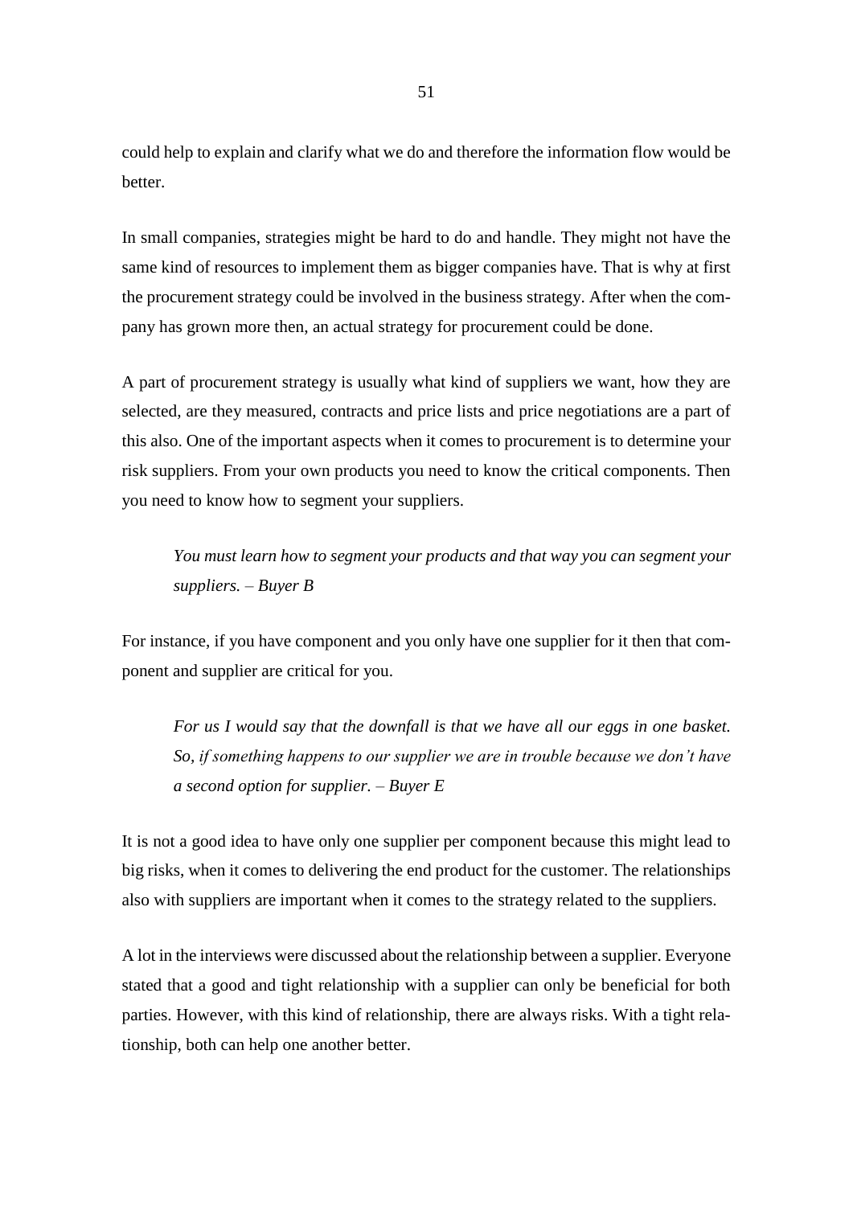could help to explain and clarify what we do and therefore the information flow would be better.

In small companies, strategies might be hard to do and handle. They might not have the same kind of resources to implement them as bigger companies have. That is why at first the procurement strategy could be involved in the business strategy. After when the company has grown more then, an actual strategy for procurement could be done.

A part of procurement strategy is usually what kind of suppliers we want, how they are selected, are they measured, contracts and price lists and price negotiations are a part of this also. One of the important aspects when it comes to procurement is to determine your risk suppliers. From your own products you need to know the critical components. Then you need to know how to segment your suppliers.

> *You must learn how to segment your products and that way you can segment your suppliers. – Buyer B*

For instance, if you have component and you only have one supplier for it then that component and supplier are critical for you.

> *For us I would say that the downfall is that we have all our eggs in one basket. So, if something happens to our supplier we are in trouble because we don't have a second option for supplier. – Buyer E*

It is not a good idea to have only one supplier per component because this might lead to big risks, when it comes to delivering the end product for the customer. The relationships also with suppliers are important when it comes to the strategy related to the suppliers.

A lot in the interviews were discussed about the relationship between a supplier. Everyone stated that a good and tight relationship with a supplier can only be beneficial for both parties. However, with this kind of relationship, there are always risks. With a tight relationship, both can help one another better.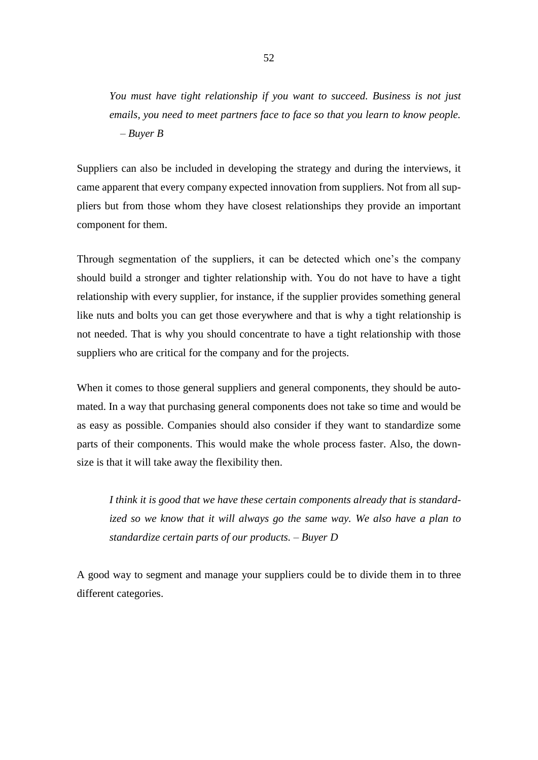> *You must have tight relationship if you want to succeed. Business is not just emails, you need to meet partners face to face so that you learn to know people. – Buyer B*

Suppliers can also be included in developing the strategy and during the interviews, it came apparent that every company expected innovation from suppliers. Not from all suppliers but from those whom they have closest relationships they provide an important component for them.

Through segmentation of the suppliers, it can be detected which one's the company should build a stronger and tighter relationship with. You do not have to have a tight relationship with every supplier, for instance, if the supplier provides something general like nuts and bolts you can get those everywhere and that is why a tight relationship is not needed. That is why you should concentrate to have a tight relationship with those suppliers who are critical for the company and for the projects.

When it comes to those general suppliers and general components, they should be automated. In a way that purchasing general components does not take so time and would be as easy as possible. Companies should also consider if they want to standardize some parts of their components. This would make the whole process faster. Also, the downsize is that it will take away the flexibility then.

> *I think it is good that we have these certain components already that is standardized so we know that it will always go the same way. We also have a plan to standardize certain parts of our products. – Buyer D*

A good way to segment and manage your suppliers could be to divide them in to three different categories.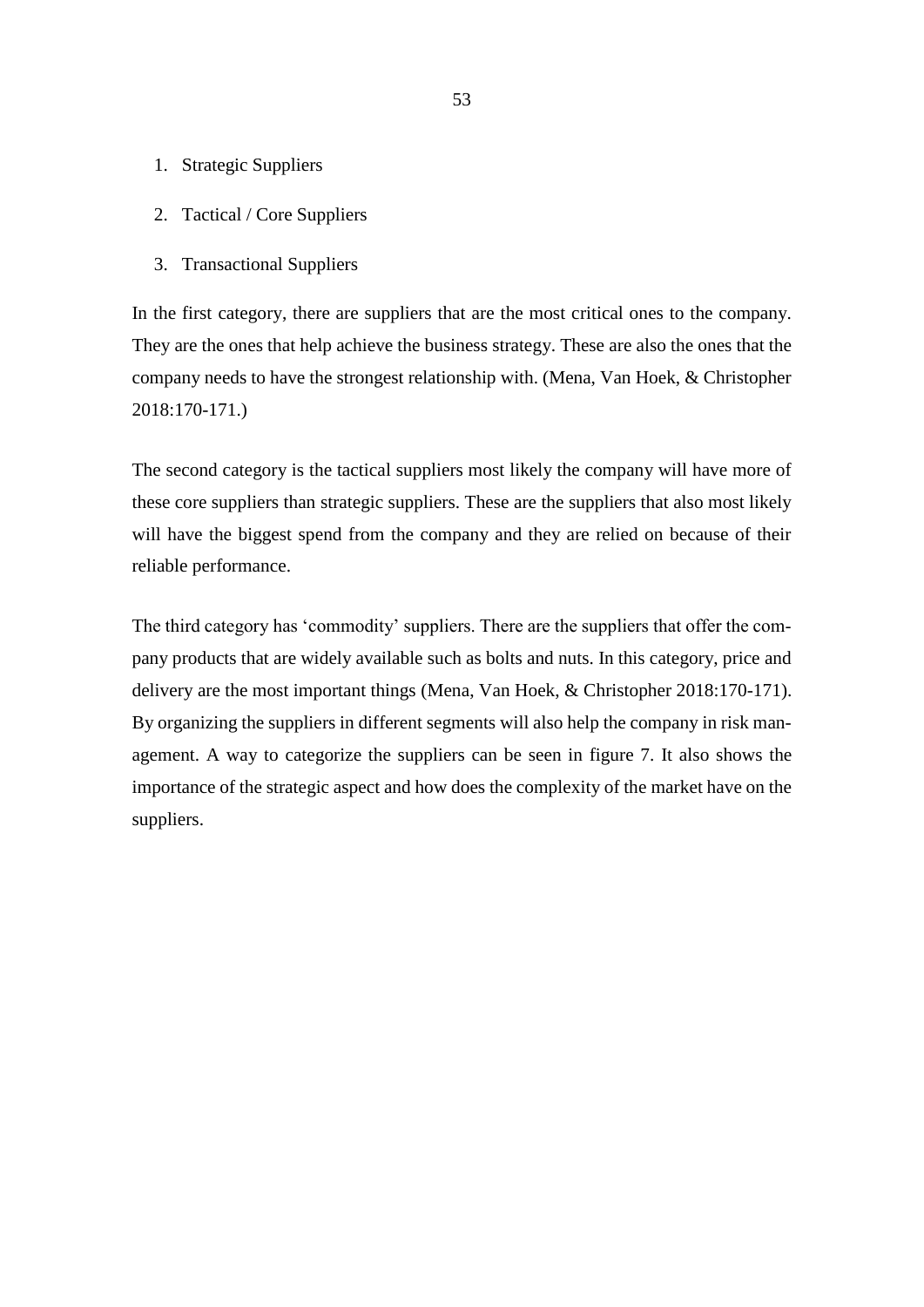1. Strategic Suppliers
2. Tactical / Core Suppliers
3. Transactional Suppliers

In the first category, there are suppliers that are the most critical ones to the company. They are the ones that help achieve the business strategy. These are also the ones that the company needs to have the strongest relationship with. (Mena, Van Hoek, & Christopher 2018:170-171.)

The second category is the tactical suppliers most likely the company will have more of these core suppliers than strategic suppliers. These are the suppliers that also most likely will have the biggest spend from the company and they are relied on because of their reliable performance.

The third category has 'commodity' suppliers. There are the suppliers that offer the company products that are widely available such as bolts and nuts. In this category, price and delivery are the most important things (Mena, Van Hoek, & Christopher 2018:170-171). By organizing the suppliers in different segments will also help the company in risk management. A way to categorize the suppliers can be seen in figure 7. It also shows the importance of the strategic aspect and how does the complexity of the market have on the suppliers.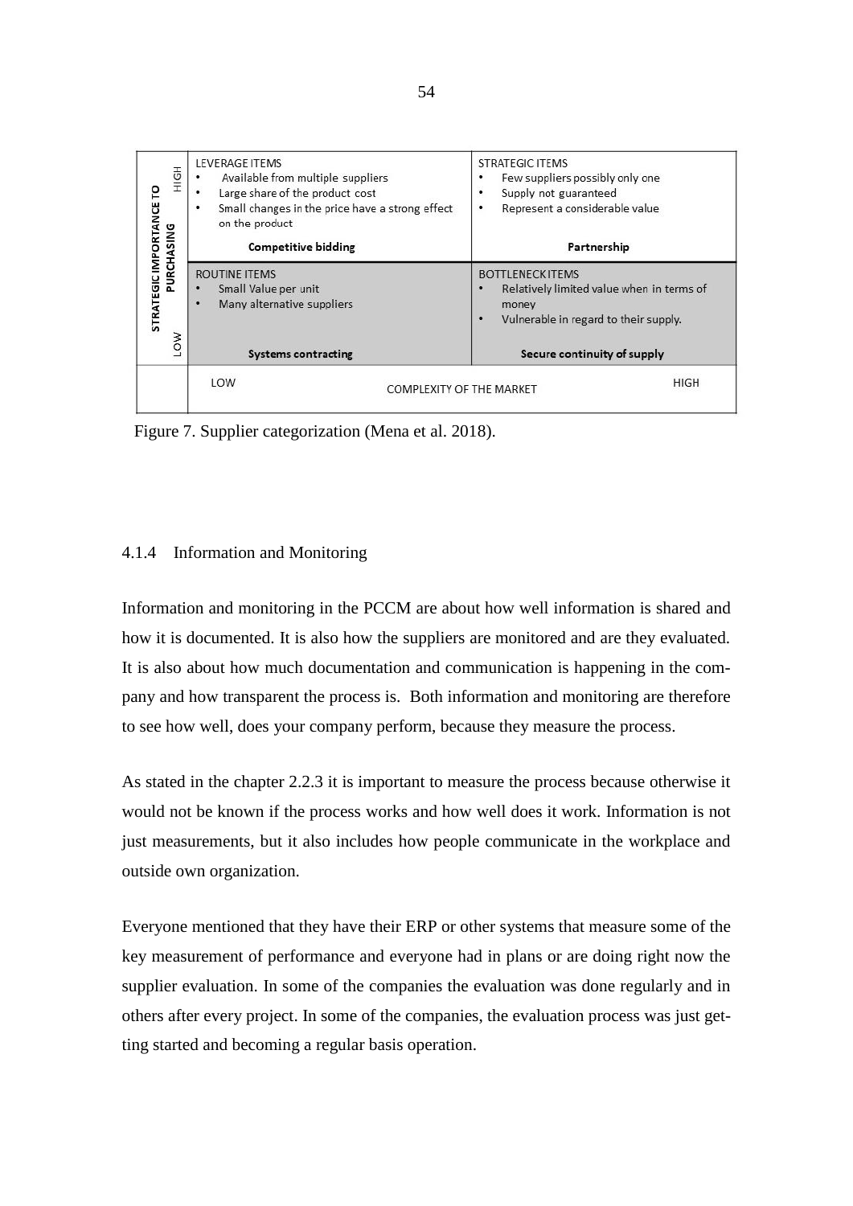| STRATEGIC IMPORTANCE TO PURCHASING | LOW COMPLEXITY OF THE MARKET | HIGH COMPLEXITY OF THE MARKET |
|---|---|---|
| HIGH | LEVERAGE ITEMS<br>• Available from multiple suppliers<br>• Large share of the product cost<br>• Small changes in the price have a strong effect on the product<br>**Competitive bidding** | STRATEGIC ITEMS<br>• Few suppliers possibly only one<br>• Supply not guaranteed<br>• Represent a considerable value<br>**Partnership** |
| LOW | ROUTINE ITEMS<br>• Small Value per unit<br>• Many alternative suppliers<br>**Systems contracting** | BOTTLENECK ITEMS<br>• Relatively limited value when in terms of money<br>• Vulnerable in regard to their supply.<br>**Secure continuity of supply** |

Figure 7. Supplier categorization (Mena et al. 2018).

### 4.1.4 Information and Monitoring

Information and monitoring in the PCCM are about how well information is shared and how it is documented. It is also how the suppliers are monitored and are they evaluated. It is also about how much documentation and communication is happening in the company and how transparent the process is. Both information and monitoring are therefore to see how well, does your company perform, because they measure the process.

As stated in the chapter 2.2.3 it is important to measure the process because otherwise it would not be known if the process works and how well does it work. Information is not just measurements, but it also includes how people communicate in the workplace and outside own organization.

Everyone mentioned that they have their ERP or other systems that measure some of the key measurement of performance and everyone had in plans or are doing right now the supplier evaluation. In some of the companies the evaluation was done regularly and in others after every project. In some of the companies, the evaluation process was just getting started and becoming a regular basis operation.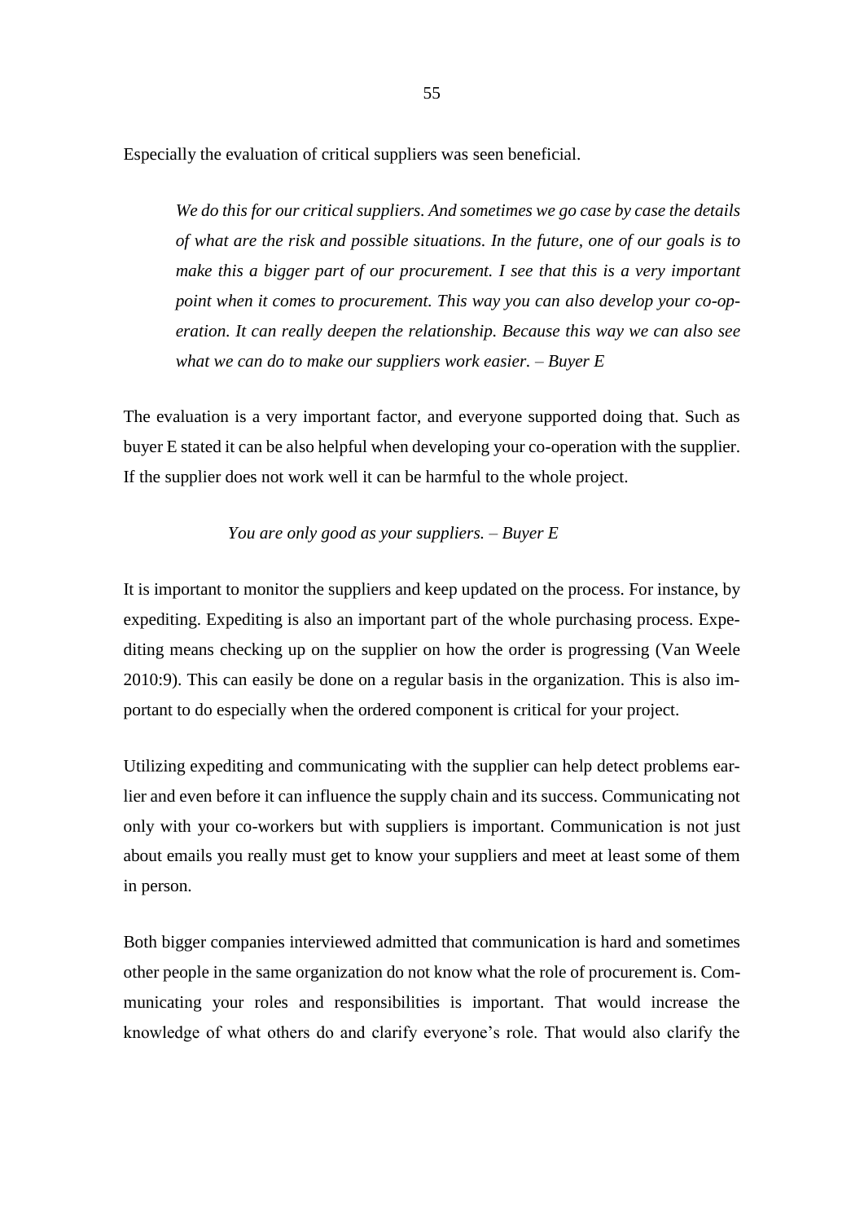Especially the evaluation of critical suppliers was seen beneficial.

> *We do this for our critical suppliers. And sometimes we go case by case the details of what are the risk and possible situations. In the future, one of our goals is to make this a bigger part of our procurement. I see that this is a very important point when it comes to procurement. This way you can also develop your co-operation. It can really deepen the relationship. Because this way we can also see what we can do to make our suppliers work easier. – Buyer E*

The evaluation is a very important factor, and everyone supported doing that. Such as buyer E stated it can be also helpful when developing your co-operation with the supplier. If the supplier does not work well it can be harmful to the whole project.

> *You are only good as your suppliers. – Buyer E*

It is important to monitor the suppliers and keep updated on the process. For instance, by expediting. Expediting is also an important part of the whole purchasing process. Expediting means checking up on the supplier on how the order is progressing (Van Weele 2010:9). This can easily be done on a regular basis in the organization. This is also important to do especially when the ordered component is critical for your project.

Utilizing expediting and communicating with the supplier can help detect problems earlier and even before it can influence the supply chain and its success. Communicating not only with your co-workers but with suppliers is important. Communication is not just about emails you really must get to know your suppliers and meet at least some of them in person.

Both bigger companies interviewed admitted that communication is hard and sometimes other people in the same organization do not know what the role of procurement is. Communicating your roles and responsibilities is important. That would increase the knowledge of what others do and clarify everyone's role. That would also clarify the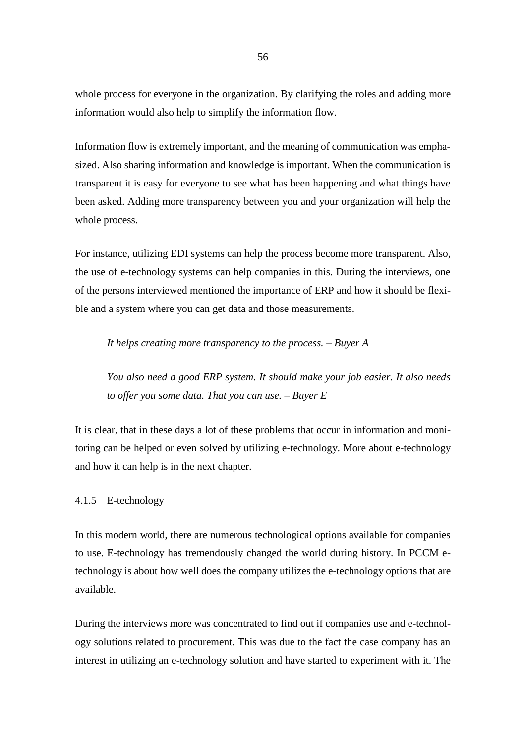whole process for everyone in the organization. By clarifying the roles and adding more information would also help to simplify the information flow.

Information flow is extremely important, and the meaning of communication was emphasized. Also sharing information and knowledge is important. When the communication is transparent it is easy for everyone to see what has been happening and what things have been asked. Adding more transparency between you and your organization will help the whole process.

For instance, utilizing EDI systems can help the process become more transparent. Also, the use of e-technology systems can help companies in this. During the interviews, one of the persons interviewed mentioned the importance of ERP and how it should be flexible and a system where you can get data and those measurements.

> *It helps creating more transparency to the process. – Buyer A*

> *You also need a good ERP system. It should make your job easier. It also needs to offer you some data. That you can use. – Buyer E*

It is clear, that in these days a lot of these problems that occur in information and monitoring can be helped or even solved by utilizing e-technology. More about e-technology and how it can help is in the next chapter.

### 4.1.5 E-technology

In this modern world, there are numerous technological options available for companies to use. E-technology has tremendously changed the world during history. In PCCM e-technology is about how well does the company utilizes the e-technology options that are available.

During the interviews more was concentrated to find out if companies use and e-technology solutions related to procurement. This was due to the fact the case company has an interest in utilizing an e-technology solution and have started to experiment with it. The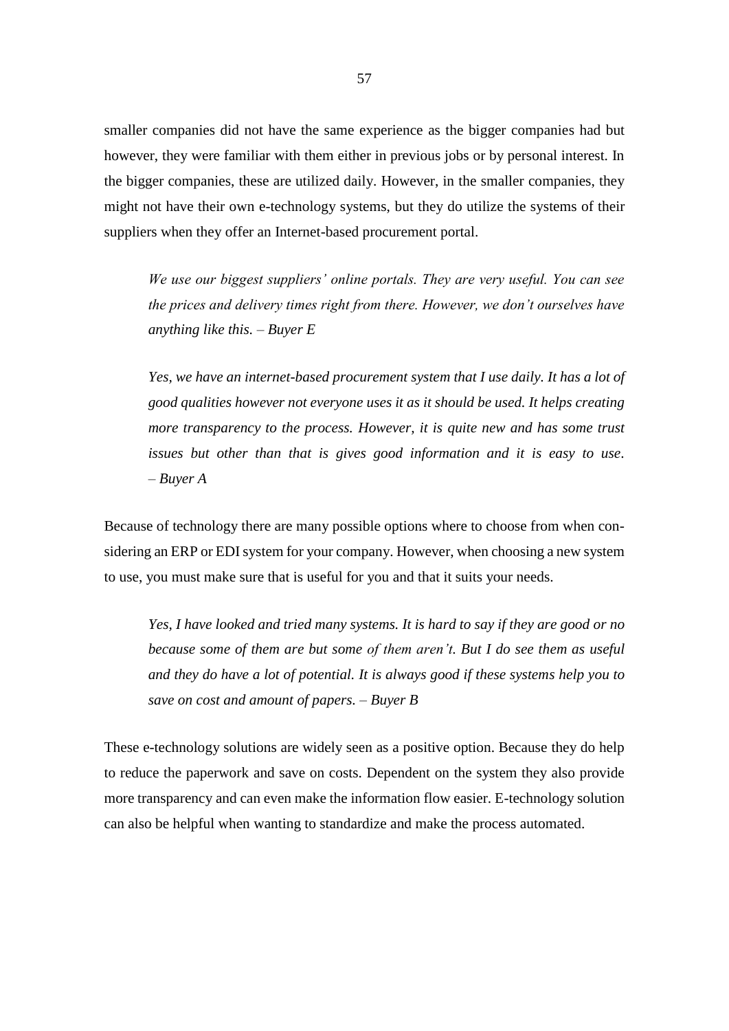smaller companies did not have the same experience as the bigger companies had but however, they were familiar with them either in previous jobs or by personal interest. In the bigger companies, these are utilized daily. However, in the smaller companies, they might not have their own e-technology systems, but they do utilize the systems of their suppliers when they offer an Internet-based procurement portal.

> *We use our biggest suppliers' online portals. They are very useful. You can see the prices and delivery times right from there. However, we don't ourselves have anything like this. – Buyer E*

> *Yes, we have an internet-based procurement system that I use daily. It has a lot of good qualities however not everyone uses it as it should be used. It helps creating more transparency to the process. However, it is quite new and has some trust issues but other than that is gives good information and it is easy to use. – Buyer A*

Because of technology there are many possible options where to choose from when considering an ERP or EDI system for your company. However, when choosing a new system to use, you must make sure that is useful for you and that it suits your needs.

> *Yes, I have looked and tried many systems. It is hard to say if they are good or no because some of them are but some of them aren't. But I do see them as useful and they do have a lot of potential. It is always good if these systems help you to save on cost and amount of papers. – Buyer B*

These e-technology solutions are widely seen as a positive option. Because they do help to reduce the paperwork and save on costs. Dependent on the system they also provide more transparency and can even make the information flow easier. E-technology solution can also be helpful when wanting to standardize and make the process automated.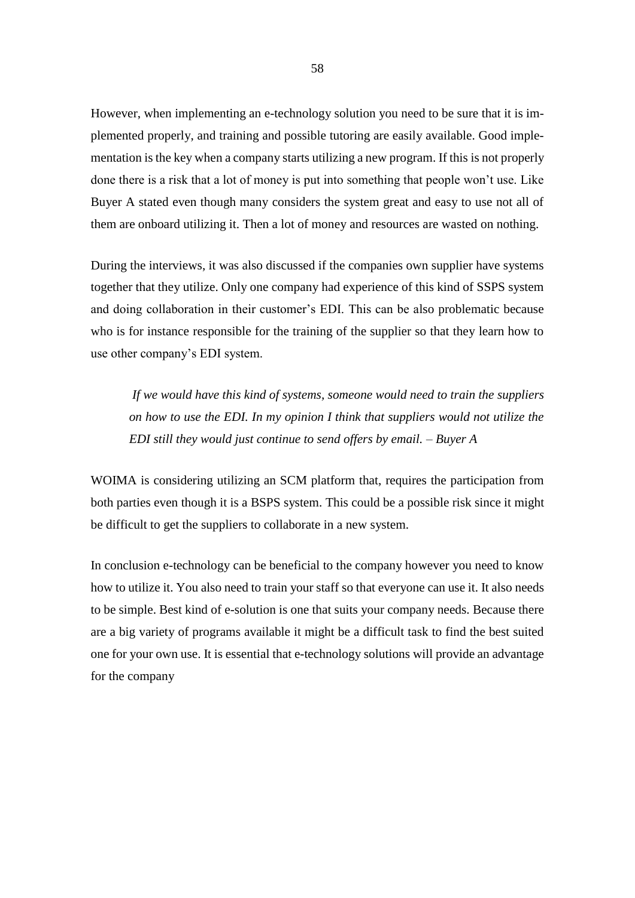However, when implementing an e-technology solution you need to be sure that it is implemented properly, and training and possible tutoring are easily available. Good implementation is the key when a company starts utilizing a new program. If this is not properly done there is a risk that a lot of money is put into something that people won't use. Like Buyer A stated even though many considers the system great and easy to use not all of them are onboard utilizing it. Then a lot of money and resources are wasted on nothing.

During the interviews, it was also discussed if the companies own supplier have systems together that they utilize. Only one company had experience of this kind of SSPS system and doing collaboration in their customer's EDI. This can be also problematic because who is for instance responsible for the training of the supplier so that they learn how to use other company's EDI system.

> *If we would have this kind of systems, someone would need to train the suppliers on how to use the EDI. In my opinion I think that suppliers would not utilize the EDI still they would just continue to send offers by email. – Buyer A*

WOIMA is considering utilizing an SCM platform that, requires the participation from both parties even though it is a BSPS system. This could be a possible risk since it might be difficult to get the suppliers to collaborate in a new system.

In conclusion e-technology can be beneficial to the company however you need to know how to utilize it. You also need to train your staff so that everyone can use it. It also needs to be simple. Best kind of e-solution is one that suits your company needs. Because there are a big variety of programs available it might be a difficult task to find the best suited one for your own use. It is essential that e-technology solutions will provide an advantage for the company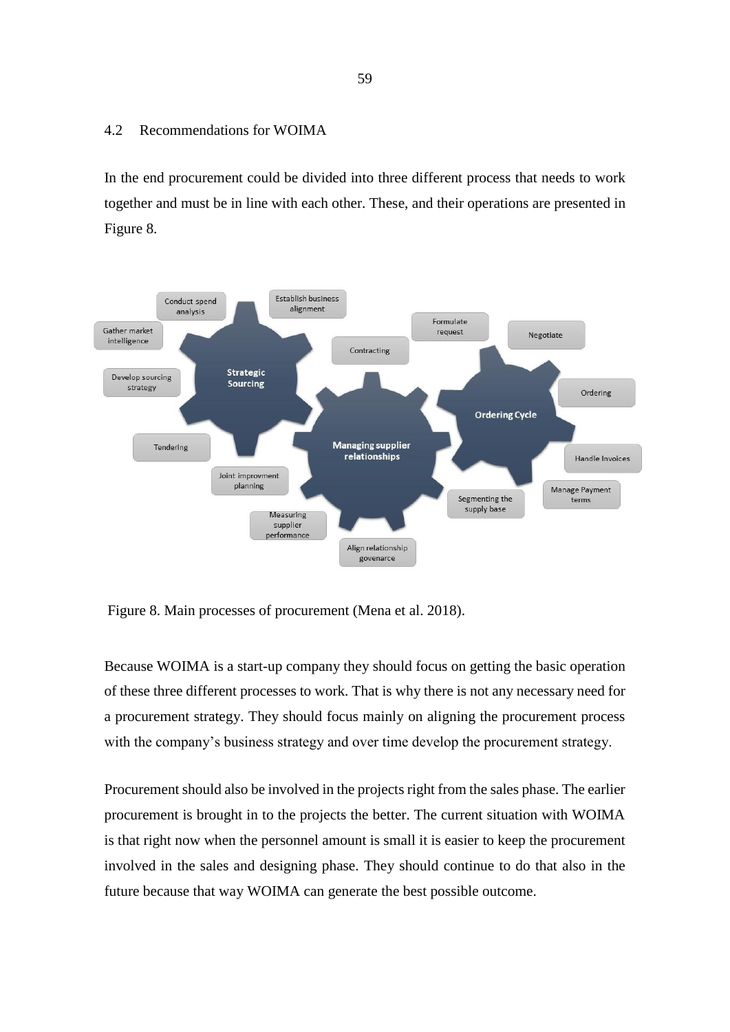## 4.2 Recommendations for WOIMA

In the end procurement could be divided into three different process that needs to work together and must be in line with each other. These, and their operations are presented in Figure 8.

Figure 8. Main processes of procurement (Mena et al. 2018).

Because WOIMA is a start-up company they should focus on getting the basic operation of these three different processes to work. That is why there is not any necessary need for a procurement strategy. They should focus mainly on aligning the procurement process with the company's business strategy and over time develop the procurement strategy.

Procurement should also be involved in the projects right from the sales phase. The earlier procurement is brought in to the projects the better. The current situation with WOIMA is that right now when the personnel amount is small it is easier to keep the procurement involved in the sales and designing phase. They should continue to do that also in the future because that way WOIMA can generate the best possible outcome.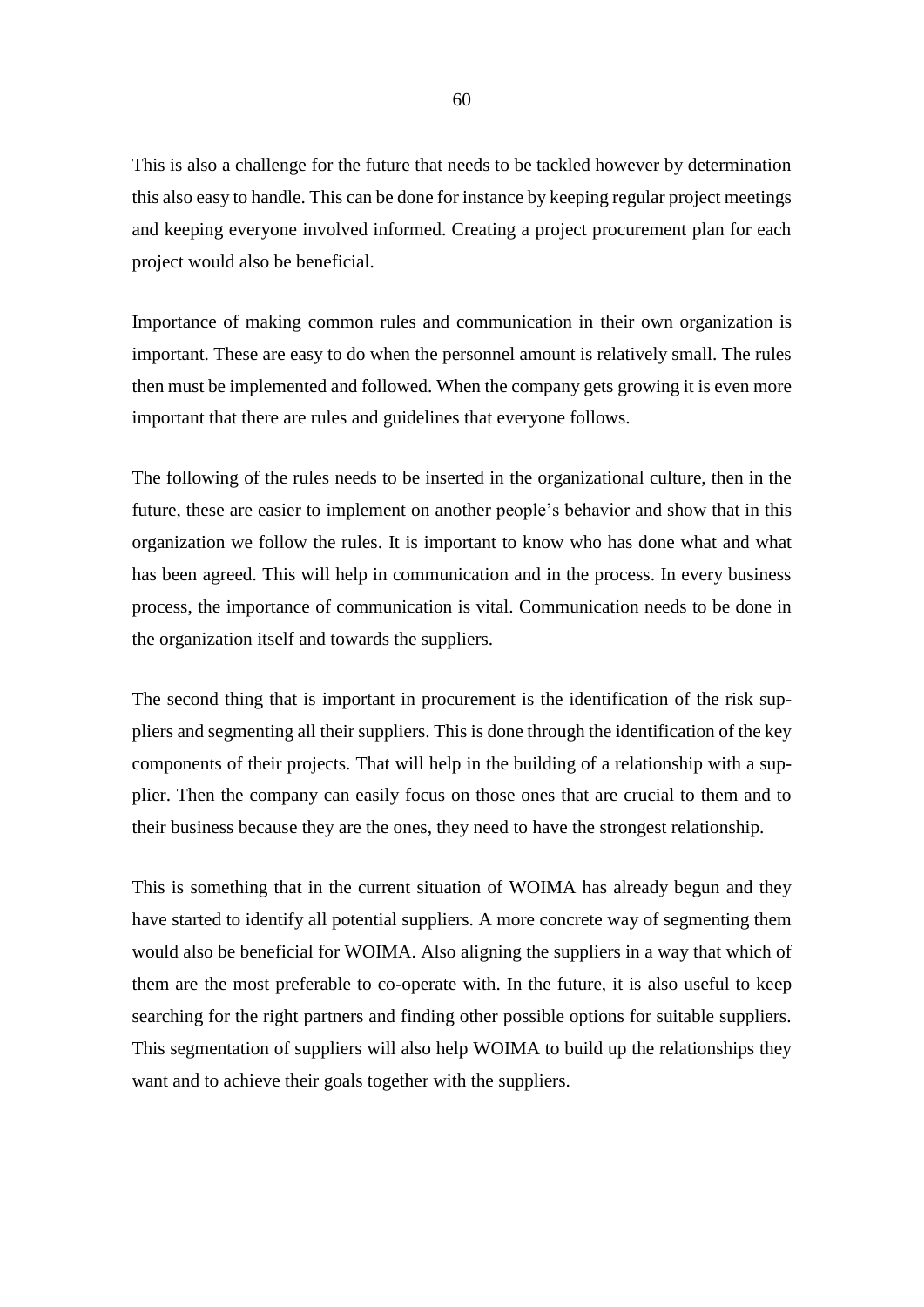This is also a challenge for the future that needs to be tackled however by determination this also easy to handle. This can be done for instance by keeping regular project meetings and keeping everyone involved informed. Creating a project procurement plan for each project would also be beneficial.

Importance of making common rules and communication in their own organization is important. These are easy to do when the personnel amount is relatively small. The rules then must be implemented and followed. When the company gets growing it is even more important that there are rules and guidelines that everyone follows.

The following of the rules needs to be inserted in the organizational culture, then in the future, these are easier to implement on another people's behavior and show that in this organization we follow the rules. It is important to know who has done what and what has been agreed. This will help in communication and in the process. In every business process, the importance of communication is vital. Communication needs to be done in the organization itself and towards the suppliers.

The second thing that is important in procurement is the identification of the risk suppliers and segmenting all their suppliers. This is done through the identification of the key components of their projects. That will help in the building of a relationship with a supplier. Then the company can easily focus on those ones that are crucial to them and to their business because they are the ones, they need to have the strongest relationship.

This is something that in the current situation of WOIMA has already begun and they have started to identify all potential suppliers. A more concrete way of segmenting them would also be beneficial for WOIMA. Also aligning the suppliers in a way that which of them are the most preferable to co-operate with. In the future, it is also useful to keep searching for the right partners and finding other possible options for suitable suppliers. This segmentation of suppliers will also help WOIMA to build up the relationships they want and to achieve their goals together with the suppliers.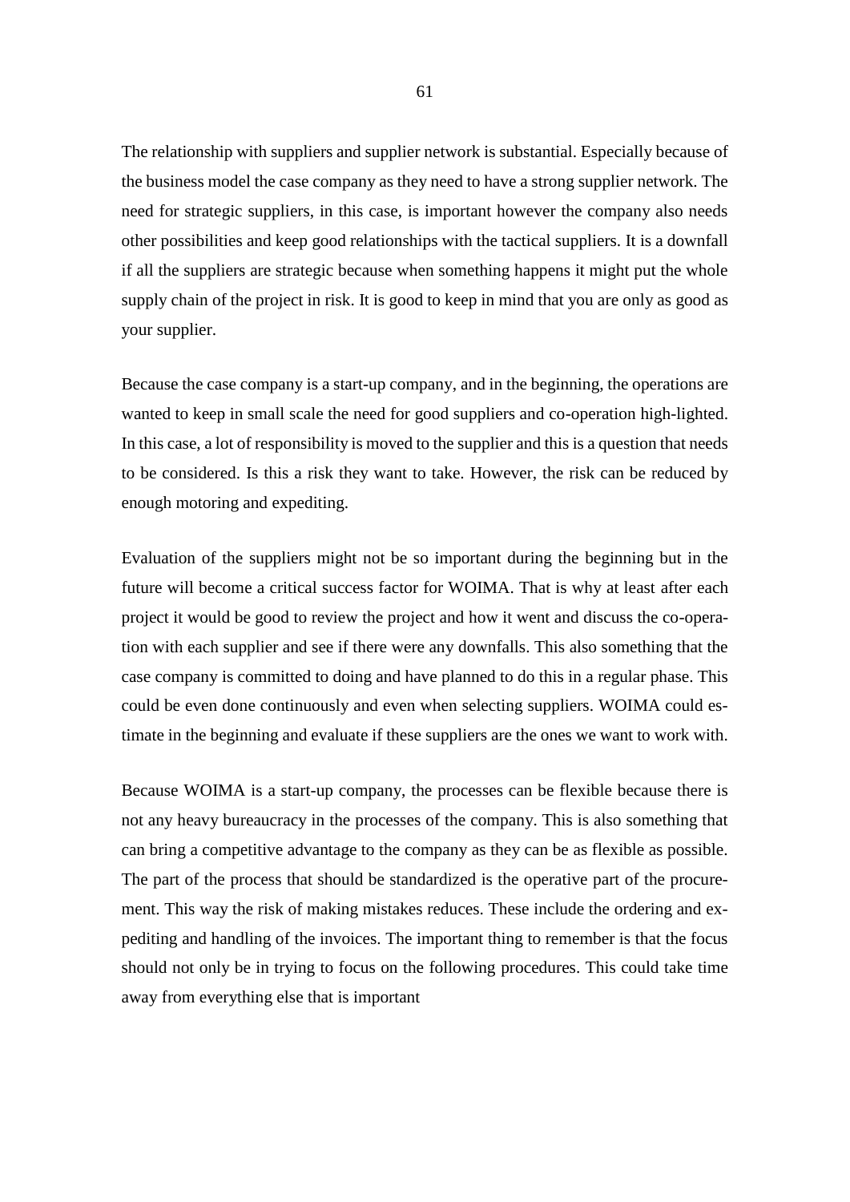The relationship with suppliers and supplier network is substantial. Especially because of the business model the case company as they need to have a strong supplier network. The need for strategic suppliers, in this case, is important however the company also needs other possibilities and keep good relationships with the tactical suppliers. It is a downfall if all the suppliers are strategic because when something happens it might put the whole supply chain of the project in risk. It is good to keep in mind that you are only as good as your supplier.

Because the case company is a start-up company, and in the beginning, the operations are wanted to keep in small scale the need for good suppliers and co-operation high-lighted. In this case, a lot of responsibility is moved to the supplier and this is a question that needs to be considered. Is this a risk they want to take. However, the risk can be reduced by enough motoring and expediting.

Evaluation of the suppliers might not be so important during the beginning but in the future will become a critical success factor for WOIMA. That is why at least after each project it would be good to review the project and how it went and discuss the co-operation with each supplier and see if there were any downfalls. This also something that the case company is committed to doing and have planned to do this in a regular phase. This could be even done continuously and even when selecting suppliers. WOIMA could estimate in the beginning and evaluate if these suppliers are the ones we want to work with.

Because WOIMA is a start-up company, the processes can be flexible because there is not any heavy bureaucracy in the processes of the company. This is also something that can bring a competitive advantage to the company as they can be as flexible as possible. The part of the process that should be standardized is the operative part of the procurement. This way the risk of making mistakes reduces. These include the ordering and expediting and handling of the invoices. The important thing to remember is that the focus should not only be in trying to focus on the following procedures. This could take time away from everything else that is important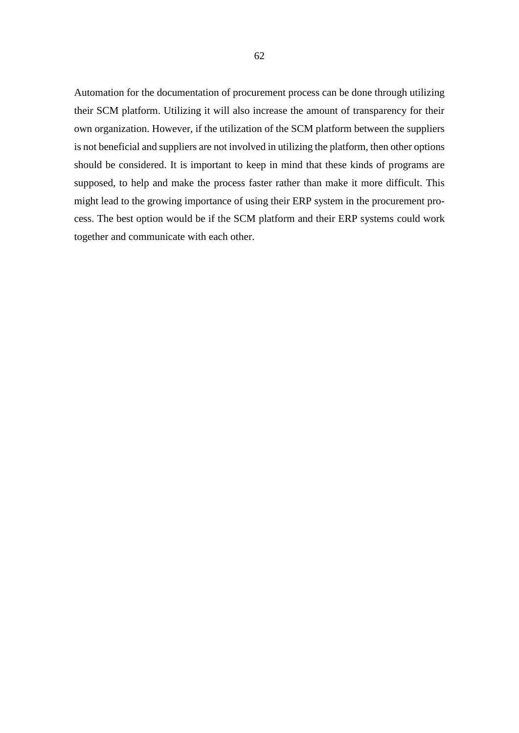Automation for the documentation of procurement process can be done through utilizing their SCM platform. Utilizing it will also increase the amount of transparency for their own organization. However, if the utilization of the SCM platform between the suppliers is not beneficial and suppliers are not involved in utilizing the platform, then other options should be considered. It is important to keep in mind that these kinds of programs are supposed, to help and make the process faster rather than make it more difficult. This might lead to the growing importance of using their ERP system in the procurement process. The best option would be if the SCM platform and their ERP systems could work together and communicate with each other.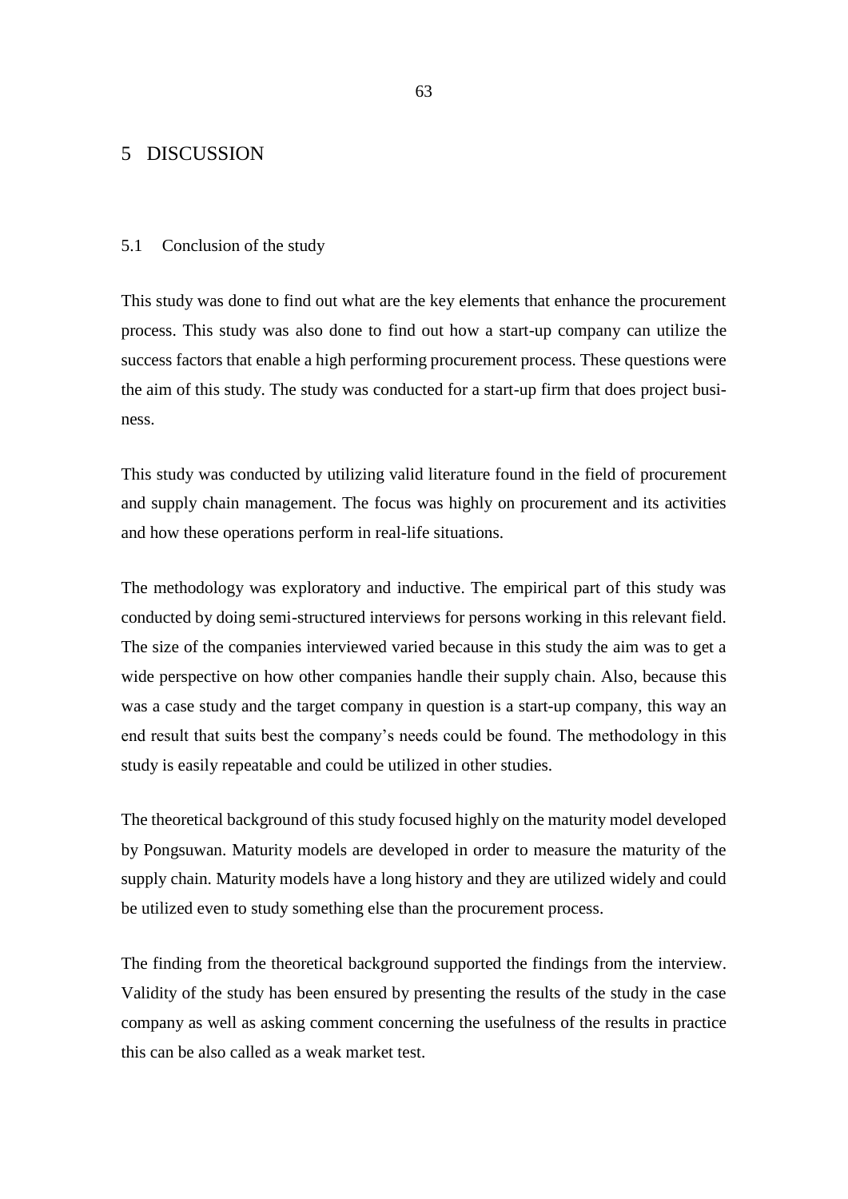# 5 DISCUSSION

## 5.1 Conclusion of the study

This study was done to find out what are the key elements that enhance the procurement process. This study was also done to find out how a start-up company can utilize the success factors that enable a high performing procurement process. These questions were the aim of this study. The study was conducted for a start-up firm that does project business.

This study was conducted by utilizing valid literature found in the field of procurement and supply chain management. The focus was highly on procurement and its activities and how these operations perform in real-life situations.

The methodology was exploratory and inductive. The empirical part of this study was conducted by doing semi-structured interviews for persons working in this relevant field. The size of the companies interviewed varied because in this study the aim was to get a wide perspective on how other companies handle their supply chain. Also, because this was a case study and the target company in question is a start-up company, this way an end result that suits best the company's needs could be found. The methodology in this study is easily repeatable and could be utilized in other studies.

The theoretical background of this study focused highly on the maturity model developed by Pongsuwan. Maturity models are developed in order to measure the maturity of the supply chain. Maturity models have a long history and they are utilized widely and could be utilized even to study something else than the procurement process.

The finding from the theoretical background supported the findings from the interview. Validity of the study has been ensured by presenting the results of the study in the case company as well as asking comment concerning the usefulness of the results in practice this can be also called as a weak market test.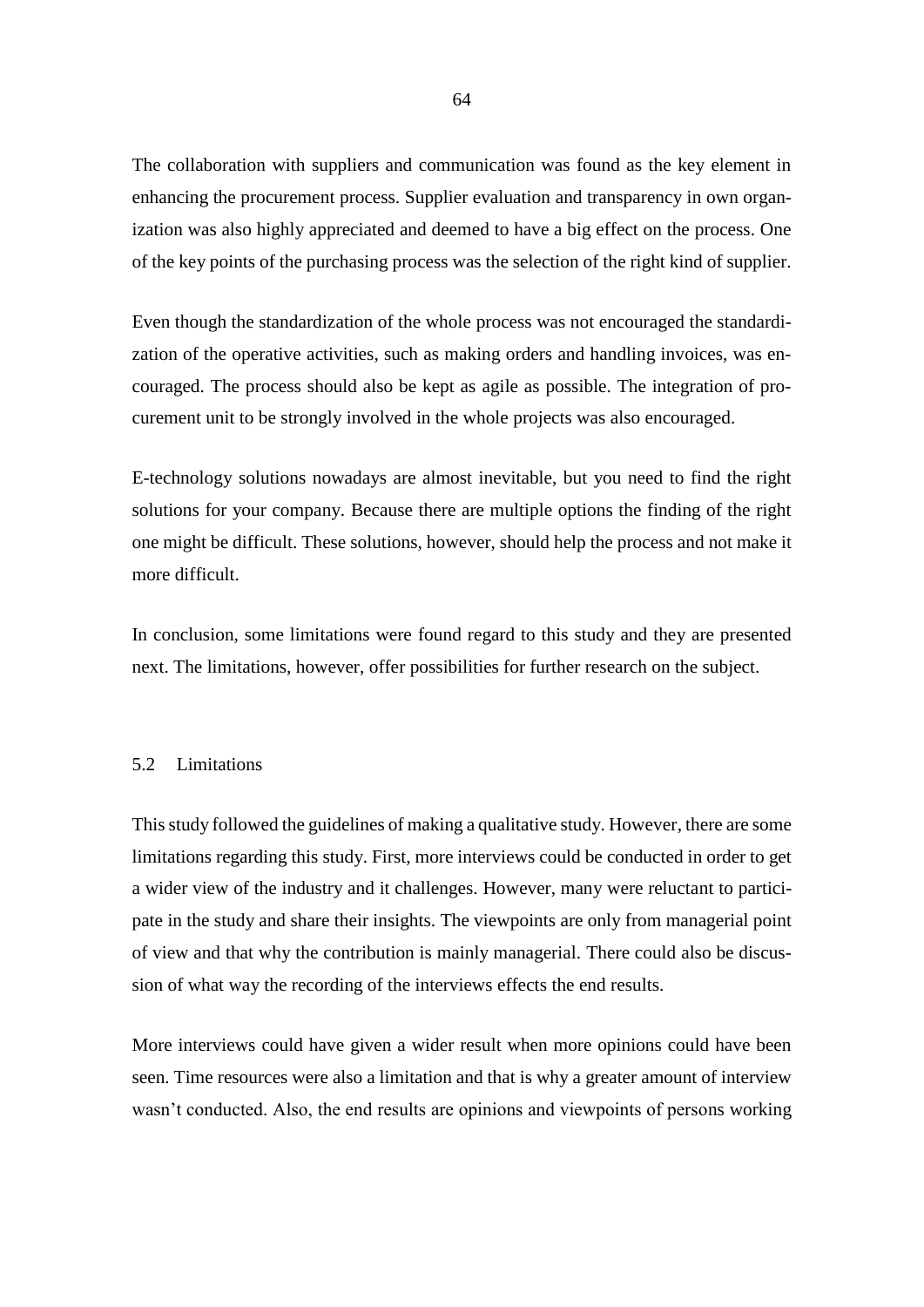The collaboration with suppliers and communication was found as the key element in enhancing the procurement process. Supplier evaluation and transparency in own organization was also highly appreciated and deemed to have a big effect on the process. One of the key points of the purchasing process was the selection of the right kind of supplier.

Even though the standardization of the whole process was not encouraged the standardization of the operative activities, such as making orders and handling invoices, was encouraged. The process should also be kept as agile as possible. The integration of procurement unit to be strongly involved in the whole projects was also encouraged.

E-technology solutions nowadays are almost inevitable, but you need to find the right solutions for your company. Because there are multiple options the finding of the right one might be difficult. These solutions, however, should help the process and not make it more difficult.

In conclusion, some limitations were found regard to this study and they are presented next. The limitations, however, offer possibilities for further research on the subject.

## 5.2 Limitations

This study followed the guidelines of making a qualitative study. However, there are some limitations regarding this study. First, more interviews could be conducted in order to get a wider view of the industry and it challenges. However, many were reluctant to participate in the study and share their insights. The viewpoints are only from managerial point of view and that why the contribution is mainly managerial. There could also be discussion of what way the recording of the interviews effects the end results.

More interviews could have given a wider result when more opinions could have been seen. Time resources were also a limitation and that is why a greater amount of interview wasn't conducted. Also, the end results are opinions and viewpoints of persons working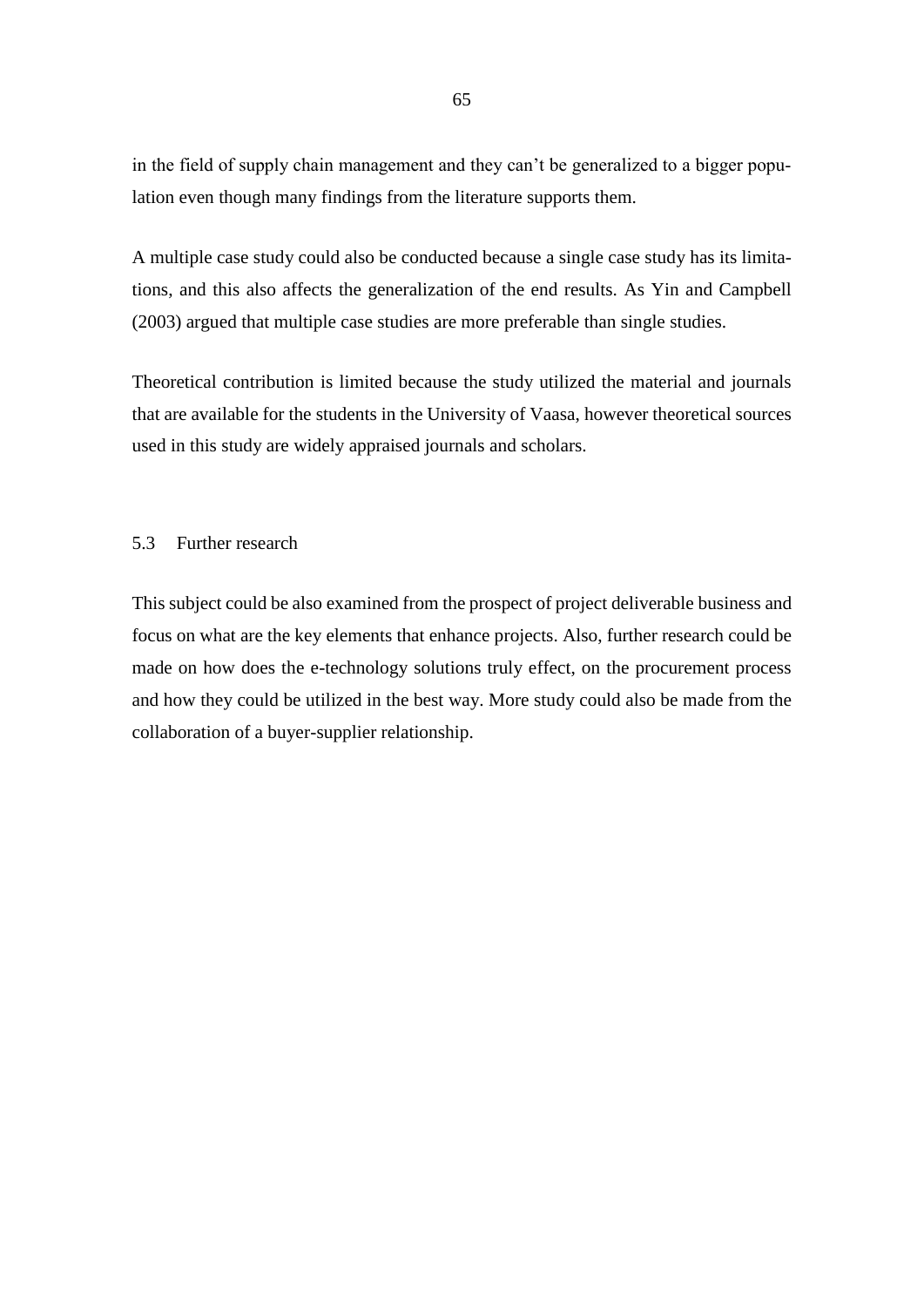in the field of supply chain management and they can't be generalized to a bigger population even though many findings from the literature supports them.

A multiple case study could also be conducted because a single case study has its limitations, and this also affects the generalization of the end results. As Yin and Campbell (2003) argued that multiple case studies are more preferable than single studies.

Theoretical contribution is limited because the study utilized the material and journals that are available for the students in the University of Vaasa, however theoretical sources used in this study are widely appraised journals and scholars.

## 5.3 Further research

This subject could be also examined from the prospect of project deliverable business and focus on what are the key elements that enhance projects. Also, further research could be made on how does the e-technology solutions truly effect, on the procurement process and how they could be utilized in the best way. More study could also be made from the collaboration of a buyer-supplier relationship.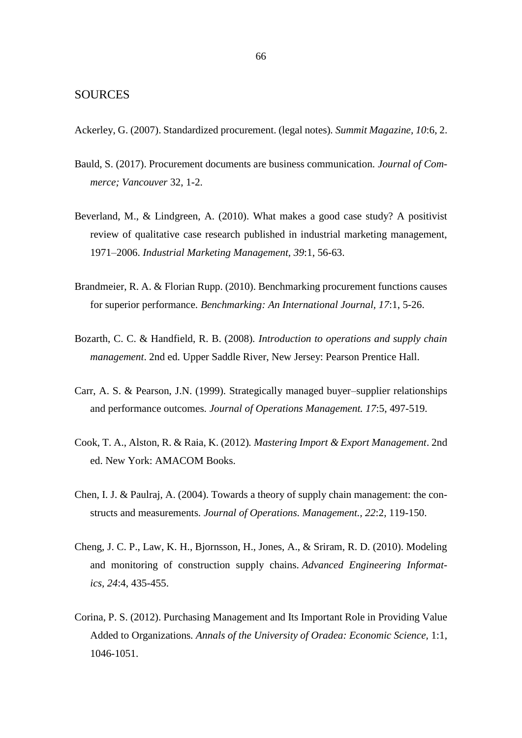## SOURCES

Ackerley, G. (2007). Standardized procurement. (legal notes). *Summit Magazine, 10*:6, 2.

Bauld, S. (2017). Procurement documents are business communication. *Journal of Commerce; Vancouver* 32, 1-2.

Beverland, M., & Lindgreen, A. (2010). What makes a good case study? A positivist review of qualitative case research published in industrial marketing management, 1971–2006. *Industrial Marketing Management, 39*:1, 56-63.

Brandmeier, R. A. & Florian Rupp. (2010). Benchmarking procurement functions causes for superior performance. *Benchmarking: An International Journal, 17*:1, 5-26.

Bozarth, C. C. & Handfield, R. B. (2008). *Introduction to operations and supply chain management*. 2nd ed. Upper Saddle River, New Jersey: Pearson Prentice Hall.

Carr, A. S. & Pearson, J.N. (1999). Strategically managed buyer–supplier relationships and performance outcomes. *Journal of Operations Management. 17*:5, 497-519.

Cook, T. A., Alston, R. & Raia, K. (2012). *Mastering Import & Export Management*. 2nd ed. New York: AMACOM Books.

Chen, I. J. & Paulraj, A. (2004). Towards a theory of supply chain management: the constructs and measurements. *Journal of Operations. Management., 22*:2, 119-150.

Cheng, J. C. P., Law, K. H., Bjornsson, H., Jones, A., & Sriram, R. D. (2010). Modeling and monitoring of construction supply chains. *Advanced Engineering Informatics, 24*:4, 435-455.

Corina, P. S. (2012). Purchasing Management and Its Important Role in Providing Value Added to Organizations. *Annals of the University of Oradea: Economic Science*, 1:1, 1046-1051.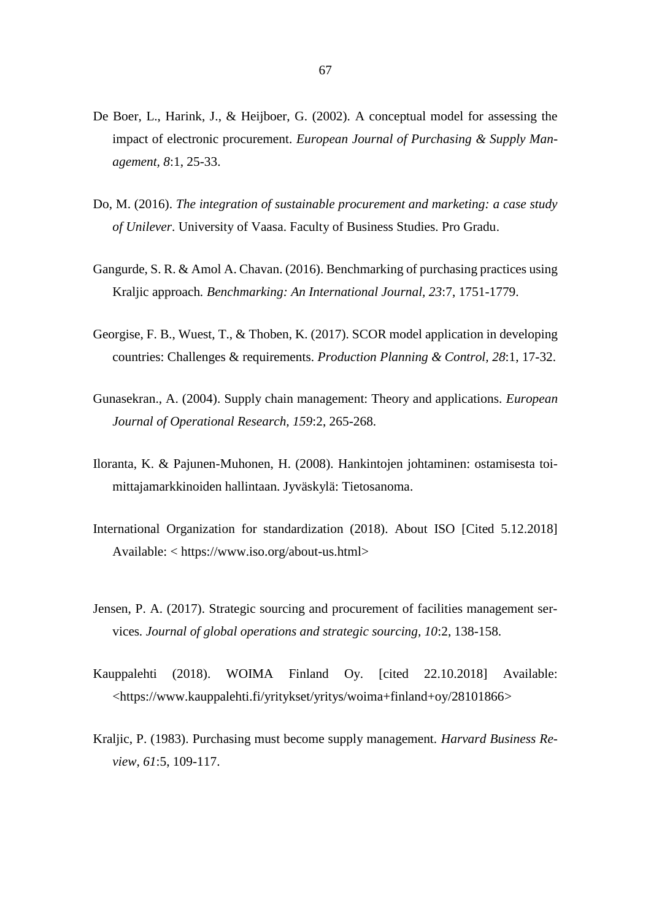De Boer, L., Harink, J., & Heijboer, G. (2002). A conceptual model for assessing the impact of electronic procurement. *European Journal of Purchasing & Supply Management, 8*:1, 25-33.

Do, M. (2016). *The integration of sustainable procurement and marketing: a case study of Unilever*. University of Vaasa. Faculty of Business Studies. Pro Gradu.

Gangurde, S. R. & Amol A. Chavan. (2016). Benchmarking of purchasing practices using Kraljic approach*. Benchmarking: An International Journal, 23*:7, 1751-1779.

Georgise, F. B., Wuest, T., & Thoben, K. (2017). SCOR model application in developing countries: Challenges & requirements. *Production Planning & Control, 28*:1, 17-32.

Gunasekran., A. (2004). Supply chain management: Theory and applications. *European Journal of Operational Research, 159*:2, 265-268.

Iloranta, K. & Pajunen-Muhonen, H. (2008). Hankintojen johtaminen: ostamisesta toimittajamarkkinoiden hallintaan. Jyväskylä: Tietosanoma.

International Organization for standardization (2018). About ISO [Cited 5.12.2018] Available: < https://www.iso.org/about-us.html>

Jensen, P. A. (2017). Strategic sourcing and procurement of facilities management services*. Journal of global operations and strategic sourcing, 10*:2, 138-158.

Kauppalehti (2018). WOIMA Finland Oy. [cited 22.10.2018] Available: <https://www.kauppalehti.fi/yritykset/yritys/woima+finland+oy/28101866>

Kraljic, P. (1983). Purchasing must become supply management. *Harvard Business Review, 61*:5, 109-117.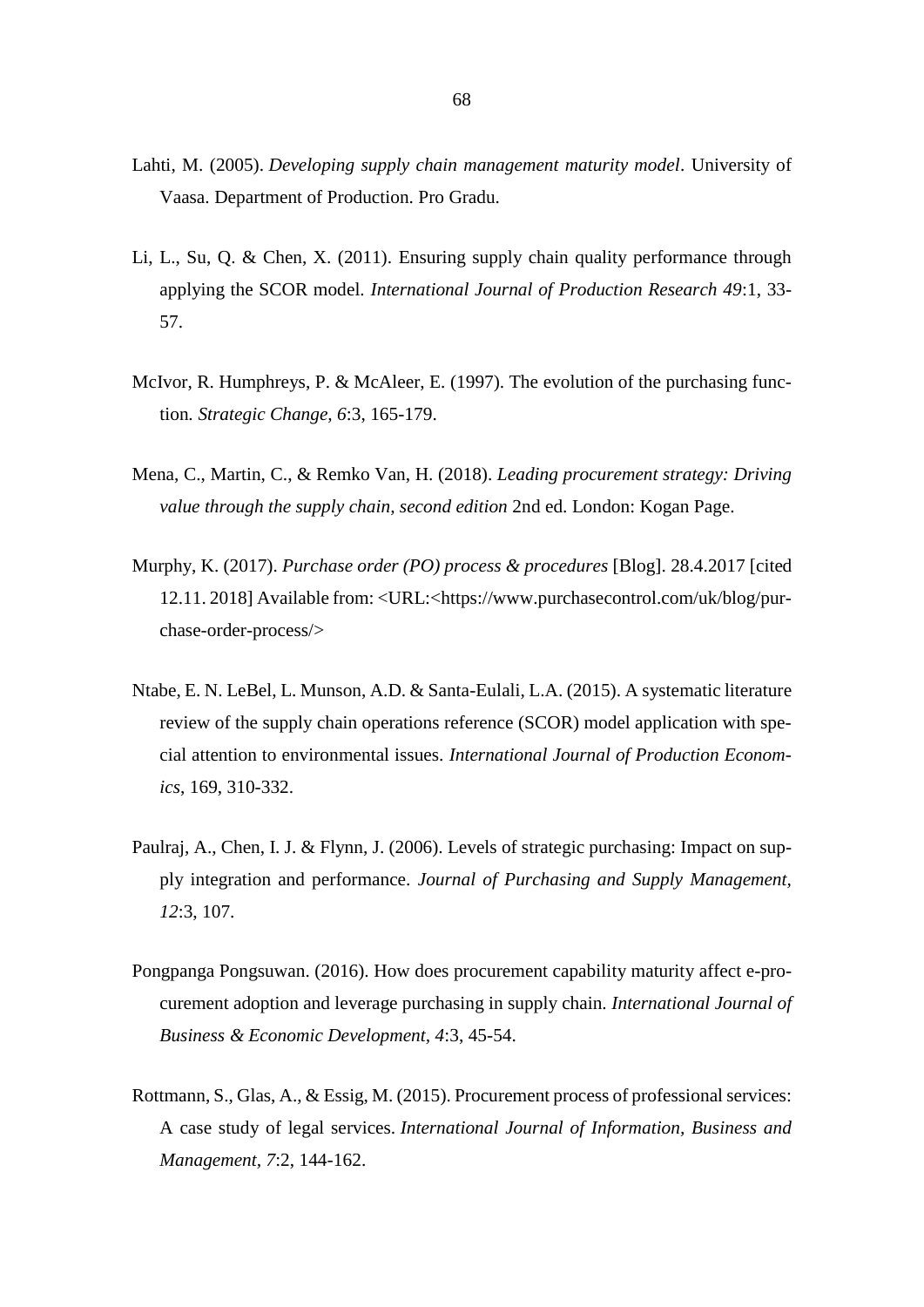Lahti, M. (2005). *Developing supply chain management maturity model*. University of Vaasa. Department of Production. Pro Gradu.

Li, L., Su, Q. & Chen, X. (2011). Ensuring supply chain quality performance through applying the SCOR model. *International Journal of Production Research 49*:1, 33-57.

McIvor, R. Humphreys, P. & McAleer, E. (1997). The evolution of the purchasing function*. Strategic Change, 6*:3, 165-179.

Mena, C., Martin, C., & Remko Van, H. (2018). *Leading procurement strategy: Driving value through the supply chain, second edition* 2nd ed. London: Kogan Page.

Murphy, K. (2017). *Purchase order (PO) process & procedures* [Blog]. 28.4.2017 [cited 12.11. 2018] Available from: <URL:<https://www.purchasecontrol.com/uk/blog/purchase-order-process/>

Ntabe, E. N. LeBel, L. Munson, A.D. & Santa-Eulali, L.A. (2015). A systematic literature review of the supply chain operations reference (SCOR) model application with special attention to environmental issues. *International Journal of Production Economics*, 169, 310-332.

Paulraj, A., Chen, I. J. & Flynn, J. (2006). Levels of strategic purchasing: Impact on supply integration and performance. *Journal of Purchasing and Supply Management*, *12*:3, 107.

Pongpanga Pongsuwan. (2016). How does procurement capability maturity affect e-procurement adoption and leverage purchasing in supply chain. *International Journal of Business & Economic Development, 4*:3, 45-54.

Rottmann, S., Glas, A., & Essig, M. (2015). Procurement process of professional services: A case study of legal services. *International Journal of Information, Business and Management, 7*:2, 144-162.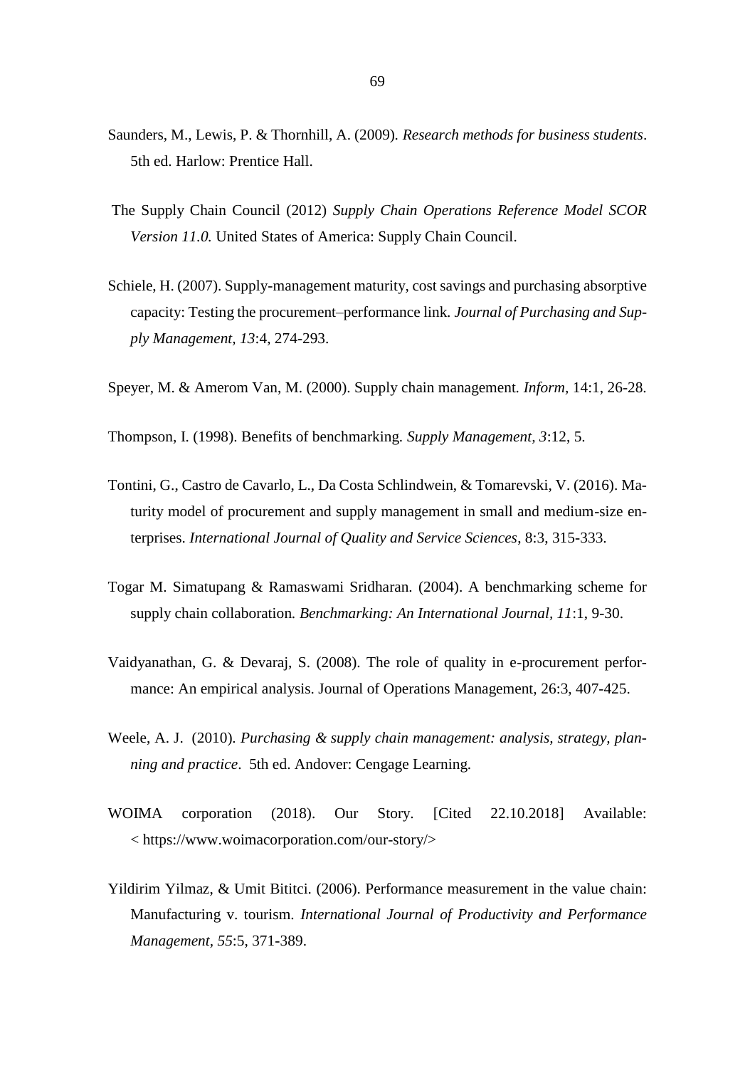Saunders, M., Lewis, P. & Thornhill, A. (2009). *Research methods for business students*. 5th ed. Harlow: Prentice Hall.

The Supply Chain Council (2012) *Supply Chain Operations Reference Model SCOR Version 11.0.* United States of America: Supply Chain Council.

Schiele, H. (2007). Supply-management maturity, cost savings and purchasing absorptive capacity: Testing the procurement–performance link. *Journal of Purchasing and Supply Management, 13*:4, 274-293.

Speyer, M. & Amerom Van, M. (2000). Supply chain management. *Inform,* 14:1, 26-28.

Thompson, I. (1998). Benefits of benchmarking. *Supply Management, 3*:12, 5.

Tontini, G., Castro de Cavarlo, L., Da Costa Schlindwein, & Tomarevski, V. (2016). Maturity model of procurement and supply management in small and medium-size enterprises. *International Journal of Quality and Service Sciences*, 8:3, 315-333.

Togar M. Simatupang & Ramaswami Sridharan. (2004). A benchmarking scheme for supply chain collaboration. *Benchmarking: An International Journal, 11*:1, 9-30.

Vaidyanathan, G. & Devaraj, S. (2008). The role of quality in e-procurement performance: An empirical analysis. Journal of Operations Management, 26:3, 407-425.

Weele, A. J. (2010). *Purchasing & supply chain management: analysis, strategy, planning and practice*. 5th ed. Andover: Cengage Learning.

WOIMA corporation (2018). Our Story. [Cited 22.10.2018] Available: < https://www.woimacorporation.com/our-story/>

Yildirim Yilmaz, & Umit Bititci. (2006). Performance measurement in the value chain: Manufacturing v. tourism. *International Journal of Productivity and Performance Management, 55*:5, 371-389.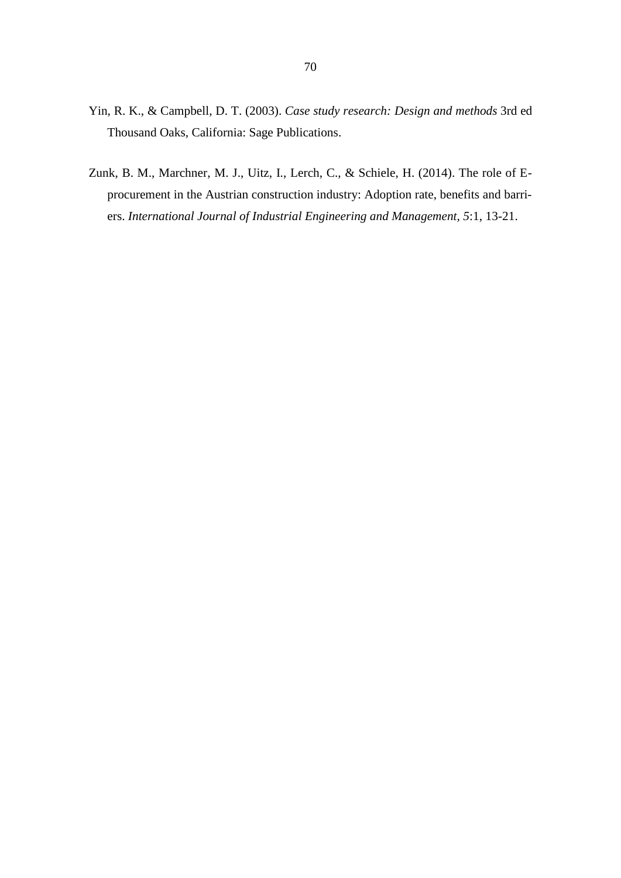Yin, R. K., & Campbell, D. T. (2003). *Case study research: Design and methods* 3rd ed Thousand Oaks, California: Sage Publications.

Zunk, B. M., Marchner, M. J., Uitz, I., Lerch, C., & Schiele, H. (2014). The role of E-procurement in the Austrian construction industry: Adoption rate, benefits and barriers. *International Journal of Industrial Engineering and Management*, *5*:1, 13-21.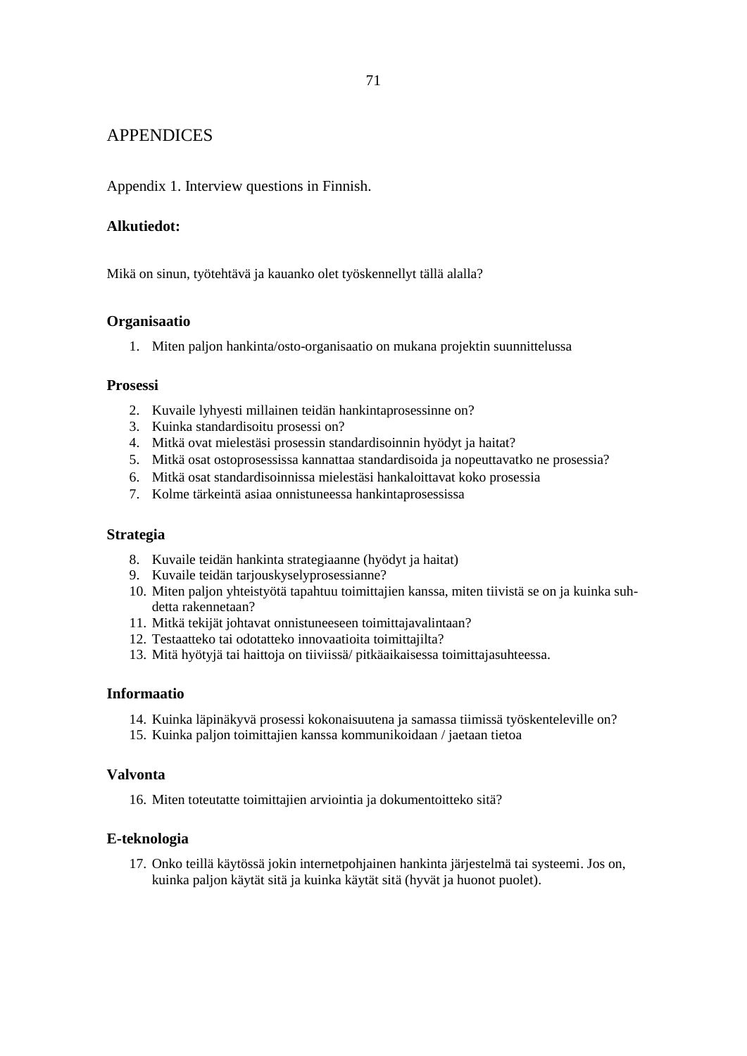# APPENDICES

Appendix 1. Interview questions in Finnish.

**Alkutiedot:**

Mikä on sinun, työtehtävä ja kauanko olet työskennellyt tällä alalla?

**Organisaatio**

1. Miten paljon hankinta/osto-organisaatio on mukana projektin suunnittelussa

**Prosessi**

2. Kuvaile lyhyesti millainen teidän hankintaprosessinne on?
3. Kuinka standardisoitu prosessi on?
4. Mitkä ovat mielestäsi prosessin standardisoinnin hyödyt ja haitat?
5. Mitkä osat ostoprosessissa kannattaa standardisoida ja nopeuttavatko ne prosessia?
6. Mitkä osat standardisoinnissa mielestäsi hankaloittavat koko prosessia
7. Kolme tärkeintä asiaa onnistuneessa hankintaprosessissa

**Strategia**

8. Kuvaile teidän hankinta strategiaanne (hyödyt ja haitat)
9. Kuvaile teidän tarjouskyselyprosessianne?
10. Miten paljon yhteistyötä tapahtuu toimittajien kanssa, miten tiivistä se on ja kuinka suhdetta rakennetaan?
11. Mitkä tekijät johtavat onnistuneeseen toimittajavalintaan?
12. Testaatteko tai odotatteko innovaatioita toimittajilta?
13. Mitä hyötyjä tai haittoja on tiiviissä/ pitkäaikaisessa toimittajasuhteessa.

**Informaatio**

14. Kuinka läpinäkyvä prosessi kokonaisuutena ja samassa tiimissä työskenteleville on?
15. Kuinka paljon toimittajien kanssa kommunikoidaan / jaetaan tietoa

**Valvonta**

16. Miten toteutatte toimittajien arviointia ja dokumentoitteko sitä?

**E-teknologia**

17. Onko teillä käytössä jokin internetpohjainen hankinta järjestelmä tai systeemi. Jos on, kuinka paljon käytät sitä ja kuinka käytät sitä (hyvät ja huonot puolet).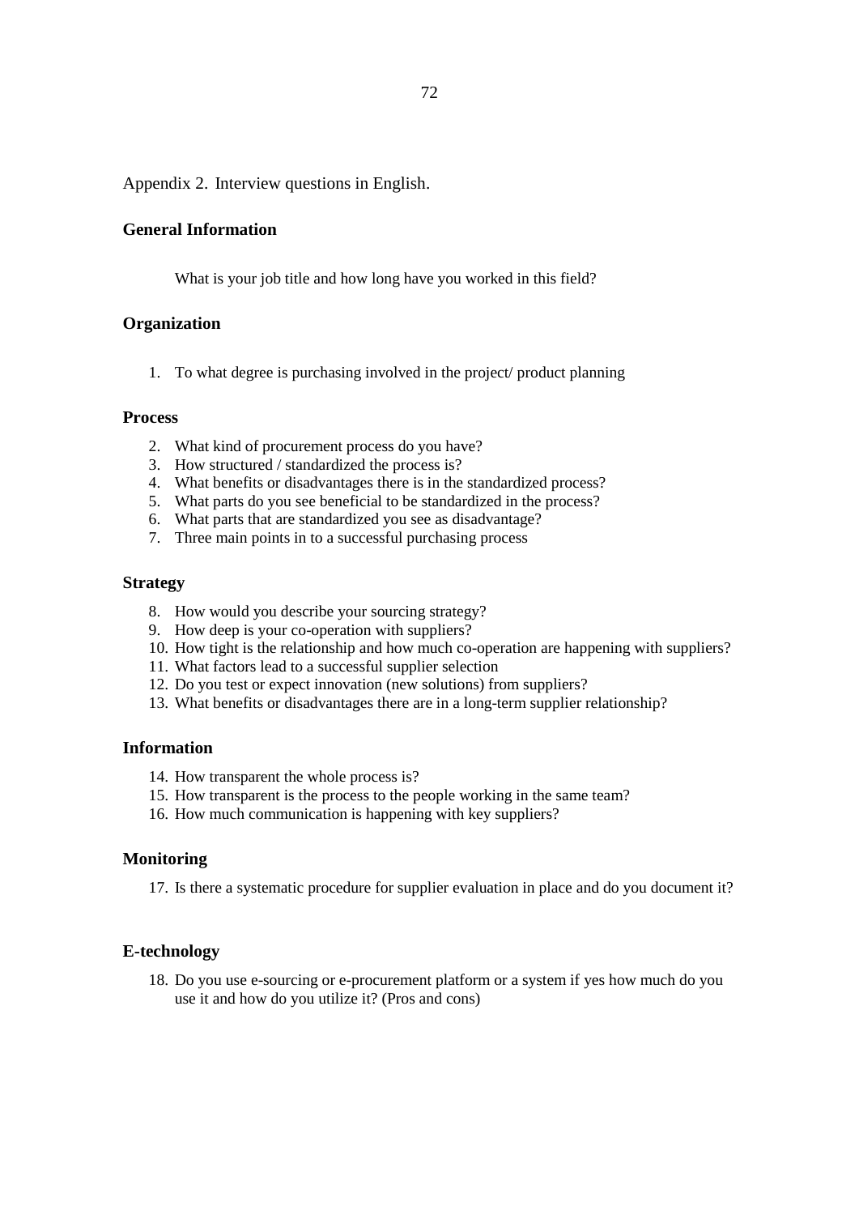Appendix 2. Interview questions in English.

### General Information

What is your job title and how long have you worked in this field?

### Organization

1. To what degree is purchasing involved in the project/ product planning

### Process

2. What kind of procurement process do you have?
3. How structured / standardized the process is?
4. What benefits or disadvantages there is in the standardized process?
5. What parts do you see beneficial to be standardized in the process?
6. What parts that are standardized you see as disadvantage?
7. Three main points in to a successful purchasing process

### Strategy

8. How would you describe your sourcing strategy?
9. How deep is your co-operation with suppliers?
10. How tight is the relationship and how much co-operation are happening with suppliers?
11. What factors lead to a successful supplier selection
12. Do you test or expect innovation (new solutions) from suppliers?
13. What benefits or disadvantages there are in a long-term supplier relationship?

### Information

14. How transparent the whole process is?
15. How transparent is the process to the people working in the same team?
16. How much communication is happening with key suppliers?

### Monitoring

17. Is there a systematic procedure for supplier evaluation in place and do you document it?

### E-technology

18. Do you use e-sourcing or e-procurement platform or a system if yes how much do you use it and how do you utilize it? (Pros and cons)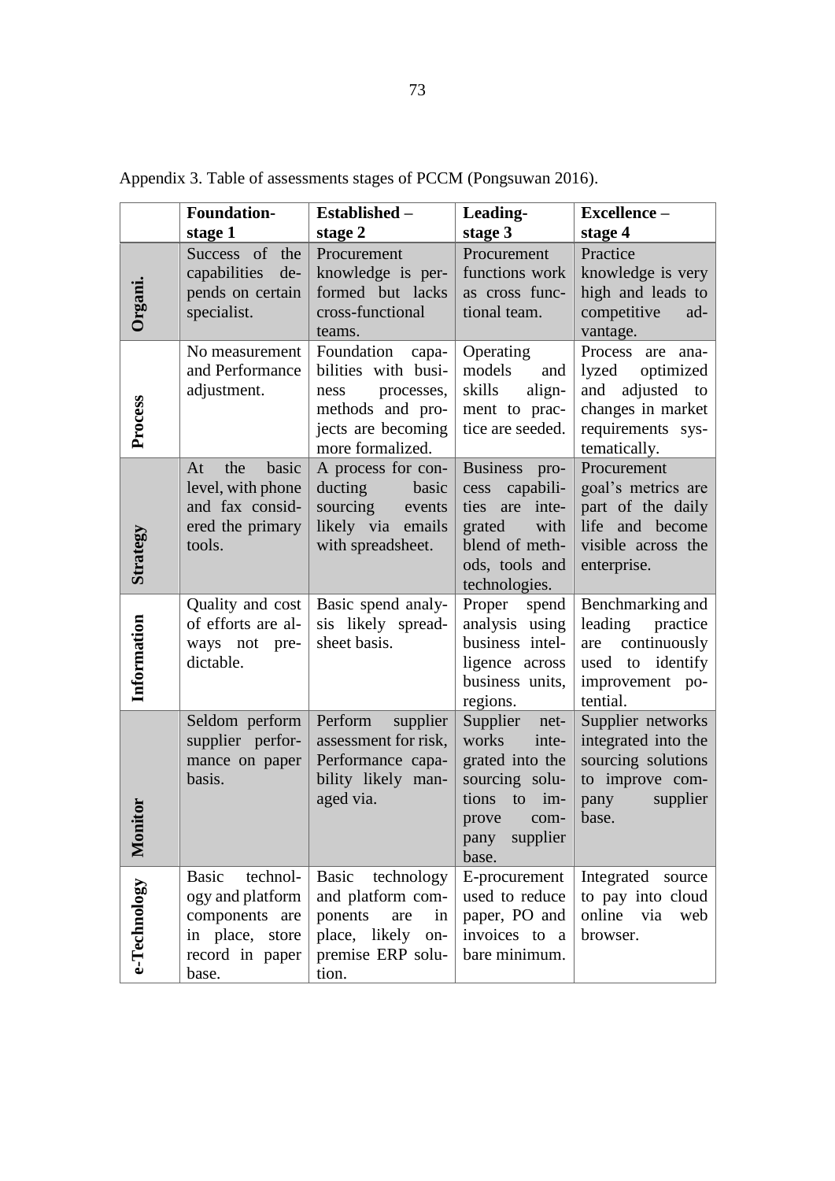Appendix 3. Table of assessments stages of PCCM (Pongsuwan 2016).

| | Foundation-stage 1 | Established – stage 2 | Leading-stage 3 | Excellence – stage 4 |
|---|---|---|---|---|
| **Organi.** | Success of the capabilities depends on certain specialist. | Procurement knowledge is performed but lacks cross-functional teams. | Procurement functions work as cross functional team. | Practice knowledge is very high and leads to competitive advantage. |
| **Process** | No measurement and Performance adjustment. | Foundation capabilities with business processes, methods and projects are becoming more formalized. | Operating models and skills alignment to practice are seeded. | Process are analyzed optimized and adjusted to changes in market requirements systematically. |
| **Strategy** | At the basic level, with phone and fax considered the primary tools. | A process for conducting basic sourcing events likely via emails with spreadsheet. | Business process capabilities are integrated with blend of methods, tools and technologies. | Procurement goal's metrics are part of the daily life and become visible across the enterprise. |
| **Information** | Quality and cost of efforts are always not predictable. | Basic spend analysis likely spreadsheet basis. | Proper spend analysis using business intelligence across business units, regions. | Benchmarking and leading practice are continuously used to identify improvement potential. |
| **Monitor** | Seldom perform supplier performance on paper basis. | Perform supplier assessment for risk, Performance capability likely managed via. | Supplier networks integrated into the sourcing solutions to improve company supplier base. | Supplier networks integrated into the sourcing solutions to improve company supplier base. |
| **e-Technology** | Basic technology and platform components are in place, store record in paper base. | Basic technology and platform components are in place, likely on-premise ERP solution. | E-procurement used to reduce paper, PO and invoices to a bare minimum. | Integrated source to pay into cloud online via web browser. |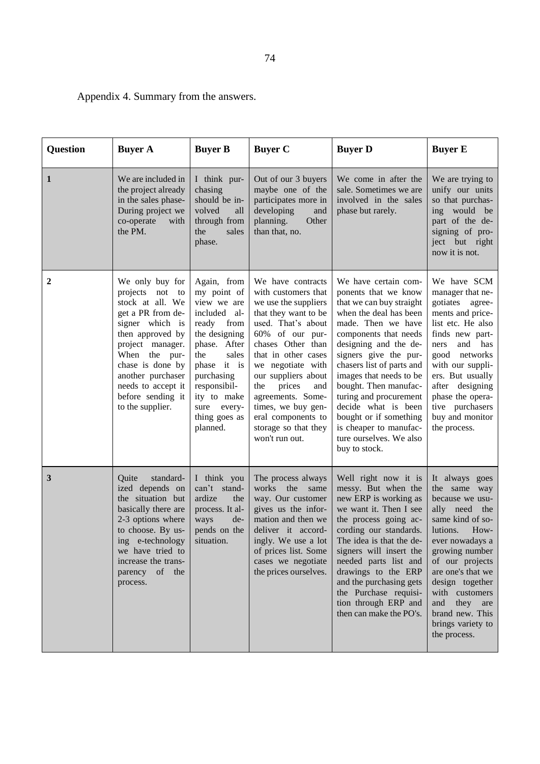Appendix 4. Summary from the answers.

| Question | Buyer A | Buyer B | Buyer C | Buyer D | Buyer E |
|---|---|---|---|---|---|
| 1 | We are included in the project already in the sales phase- During project we co-operate with the PM. | I think purchasing should be involved all through from the sales phase. | Out of our 3 buyers maybe one of the participates more in developing and planning. Other than that, no. | We come in after the sale. Sometimes we are involved in the sales phase but rarely. | We are trying to unify our units so that purchasing would be part of the designing of project but right now it is not. |
| 2 | We only buy for projects not to stock at all. We get a PR from designer which is then approved by project manager. When the purchase is done by another purchaser needs to accept it before sending it to the supplier. | Again, from my point of view we are included already from the designing phase. After the sales phase it is purchasing responsibility to make sure everything goes as planned. | We have contracts with customers that we use the suppliers that they want to be used. That's about 60% of our purchases Other than that in other cases we negotiate with our suppliers about the prices and agreements. Sometimes, we buy general components to storage so that they won't run out. | We have certain components that we know that we can buy straight when the deal has been made. Then we have components that needs designing and the designers give the purchasers list of parts and images that needs to be bought. Then manufacturing and procurement decide what is been bought or if something is cheaper to manufacture ourselves. We also buy to stock. | We have SCM manager that negotiates agreements and pricelist etc. He also finds new partners and has good networks with our suppliers. But usually after designing phase the operative purchasers buy and monitor the process. |
| 3 | Quite standardized depends on the situation but basically there are 2-3 options where to choose. By using e-technology we have tried to increase the transparency of the process. | I think you can't standardize the process. It always depends on the situation. | The process always works the same way. Our customer gives us the information and then we deliver it accordingly. We use a lot of prices list. Some cases we negotiate the prices ourselves. | Well right now it is messy. But when the new ERP is working as we want it. Then I see the process going according our standards. The idea is that the designers will insert the needed parts list and drawings to the ERP and the purchasing gets the Purchase requisition through ERP and then can make the PO's. | It always goes the same way because we usually need the same kind of solutions. However nowadays a growing number of our projects are one's that we design together with customers and they are brand new. This brings variety to the process. |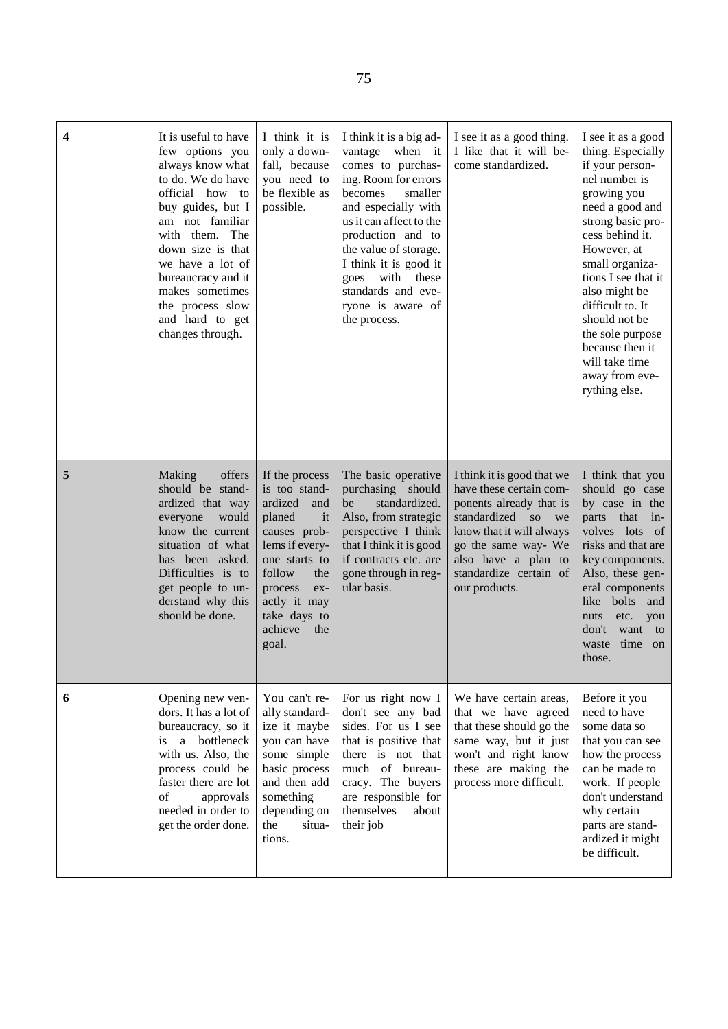| | | | | | |
|---|---|---|---|---|---|
| **4** | It is useful to have few options you always know what to do. We do have official how to buy guides, but I am not familiar with them. The down size is that we have a lot of bureaucracy and it makes sometimes the process slow and hard to get changes through. | I think it is only a downfall, because you need to be flexible as possible. | I think it is a big advantage when it comes to purchasing. Room for errors becomes smaller and especially with us it can affect to the production and to the value of storage. I think it is good it goes with these standards and everyone is aware of the process. | I see it as a good thing. I like that it will become standardized. | I see it as a good thing. Especially if your personnel number is growing you need a good and strong basic process behind it. However, at small organizations I see that it also might be difficult to. It should not be the sole purpose because then it will take time away from everything else. |
| **5** | Making offers should be standardized that way everyone would know the current situation of what has been asked. Difficulties is to get people to understand why this should be done. | If the process is too standardized and planed it causes problems if everyone starts to follow the process exactly it may take days to achieve the goal. | The basic operative purchasing should be standardized. Also, from strategic perspective I think that I think it is good if contracts etc. are gone through in regular basis. | I think it is good that we have these certain components already that is standardized so we know that it will always go the same way- We also have a plan to standardize certain of our products. | I think that you should go case by case in the parts that involves lots of risks and that are key components. Also, these general components like bolts and nuts etc. you don't want to waste time on those. |
| **6** | Opening new vendors. It has a lot of bureaucracy, so it is a bottleneck with us. Also, the process could be faster there are lot of approvals needed in order to get the order done. | You can't really standardize it maybe you can have some simple basic process and then add something depending on the situations. | For us right now I don't see any bad sides. For us I see that is positive that there is not that much of bureaucracy. The buyers are responsible for themselves about their job | We have certain areas, that we have agreed that these should go the same way, but it just won't and right know these are making the process more difficult. | Before it you need to have some data so that you can see how the process can be made to work. If people don't understand why certain parts are standardized it might be difficult. |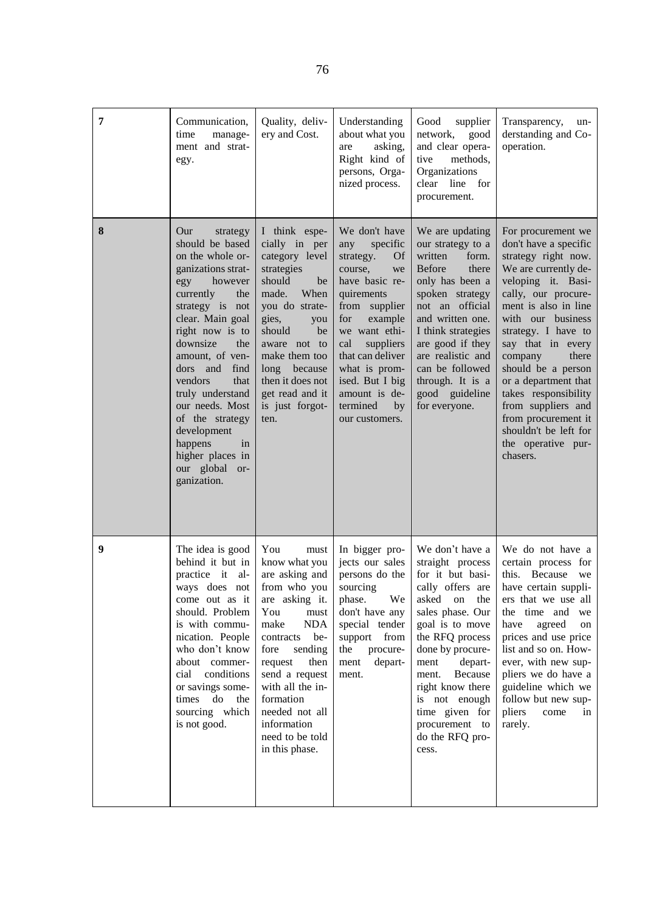| | | | | | |
|---|---|---|---|---|---|
| **7** | Communication, time management and strategy. | Quality, delivery and Cost. | Understanding about what you are asking, Right kind of persons, Organized process. | Good supplier network, good and clear operative methods, Organizations clear line for procurement. | Transparency, understanding and Co-operation. |
| **8** | Our strategy should be based on the whole organizations strategy however currently the strategy is not clear. Main goal right now is to downsize the amount, of vendors and find vendors that truly understand our needs. Most of the strategy development happens in higher places in our global organization. | I think especially in per category level strategies should be made. When you do strategies, you should be aware not to make them too long because then it does not get read and it is just forgotten. | We don't have any specific strategy. Of course, we have basic requirements from supplier for example we want ethical suppliers that can deliver what is promised. But I big amount is determined by our customers. | We are updating our strategy to a written form. Before there only has been a spoken strategy not an official and written one. I think strategies are good if they are realistic and can be followed through. It is a good guideline for everyone. | For procurement we don't have a specific strategy right now. We are currently developing it. Basically, our procurement is also in line with our business strategy. I have to say that in every company there should be a person or a department that takes responsibility from suppliers and from procurement it shouldn't be left for the operative purchasers. |
| **9** | The idea is good behind it but in practice it always does not come out as it should. Problem is with communication. People who don't know about commercial conditions or savings sometimes do the sourcing which is not good. | You must know what you are asking and from who you are asking it. You must make NDA contracts before sending request then send a request with all the information needed not all information need to be told in this phase. | In bigger projects our sales persons do the sourcing phase. We don't have any special tender support from the procurement department. | We don't have a straight process for it but basically offers are asked on the sales phase. Our goal is to move the RFQ process done by procurement department. Because right know there is not enough time given for procurement to do the RFQ process. | We do not have a certain process for this. Because we have certain suppliers that we use all the time and we have agreed on prices and use price list and so on. However, with new suppliers we do have a guideline which we follow but new suppliers come in rarely. |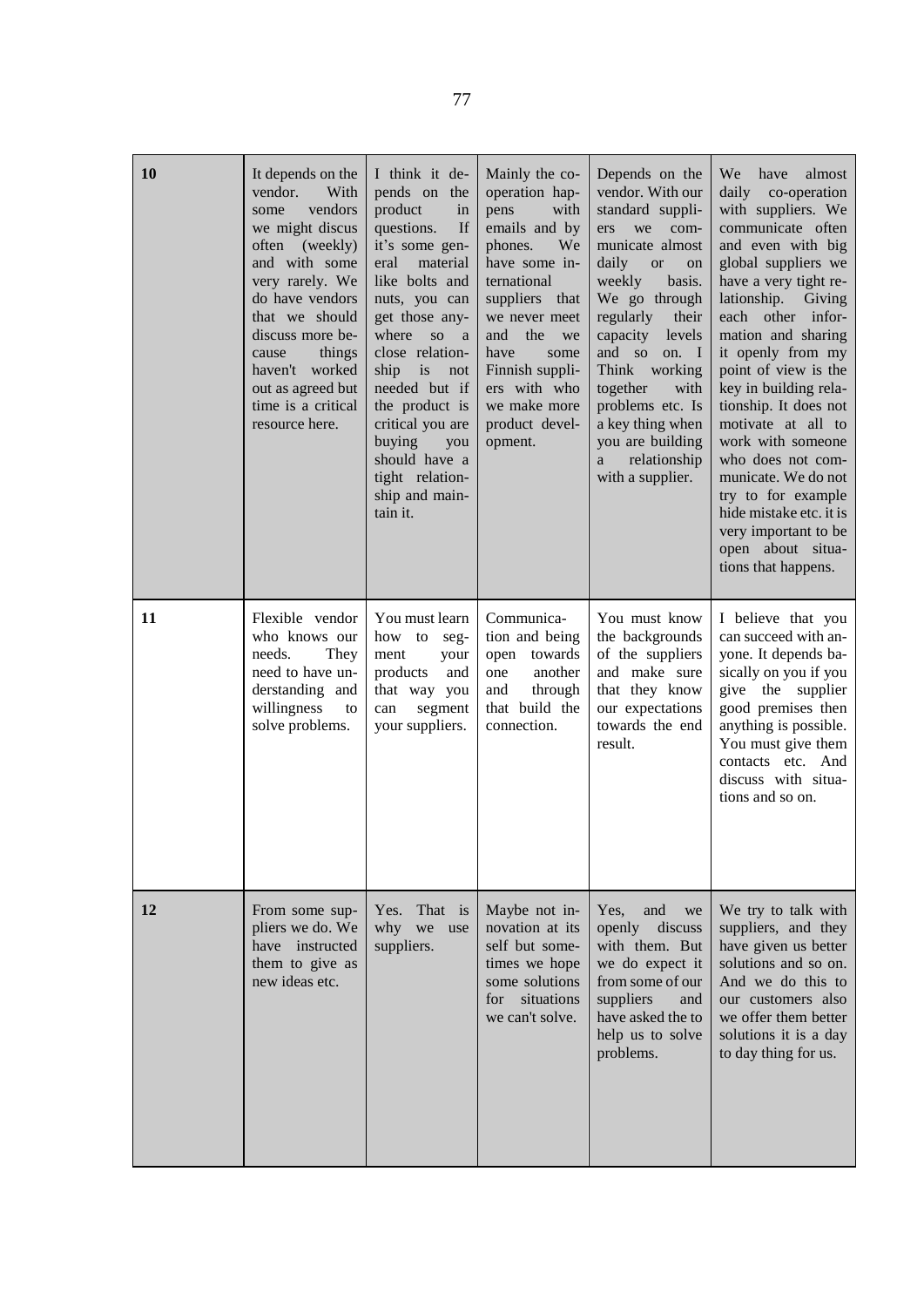| | | | | | |
|---|---|---|---|---|---|
| **10** | It depends on the vendor. With some vendors we might discus often (weekly) and with some very rarely. We do have vendors that we should discuss more because things haven't worked out as agreed but time is a critical resource here. | I think it depends on the product in questions. If it's some general material like bolts and nuts, you can get those anywhere so a close relationship is not needed but if the product is critical you are buying you should have a tight relationship and maintain it. | Mainly the co-operation happens with emails and by phones. We have some international suppliers that we never meet and the we have some Finnish suppliers with who we make more product development. | Depends on the vendor. With our standard suppliers we communicate almost daily or on weekly basis. We go through regularly their capacity levels and so on. I Think working together with problems etc. Is a key thing when you are building a relationship with a supplier. | We have almost daily co-operation with suppliers. We communicate often and even with big global suppliers we have a very tight relationship. Giving each other information and sharing it openly from my point of view is the key in building relationship. It does not motivate at all to work with someone who does not communicate. We do not try to for example hide mistake etc. it is very important to be open about situations that happens. |
| **11** | Flexible vendor who knows our needs. They need to have understanding and willingness to solve problems. | You must learn how to segment your products and that way you can segment your suppliers. | Communication and being open towards one another and through that build the connection. | You must know the backgrounds of the suppliers and make sure that they know our expectations towards the end result. | I believe that you can succeed with anyone. It depends basically on you if you give the supplier good premises then anything is possible. You must give them contacts etc. And discuss with situations and so on. |
| **12** | From some suppliers we do. We have instructed them to give as new ideas etc. | Yes. That is why we use suppliers. | Maybe not innovation at its self but sometimes we hope some solutions for situations we can't solve. | Yes, and we openly discuss with them. But we do expect it from some of our suppliers and have asked the to help us to solve problems. | We try to talk with suppliers, and they have given us better solutions and so on. And we do this to our customers also we offer them better solutions it is a day to day thing for us. |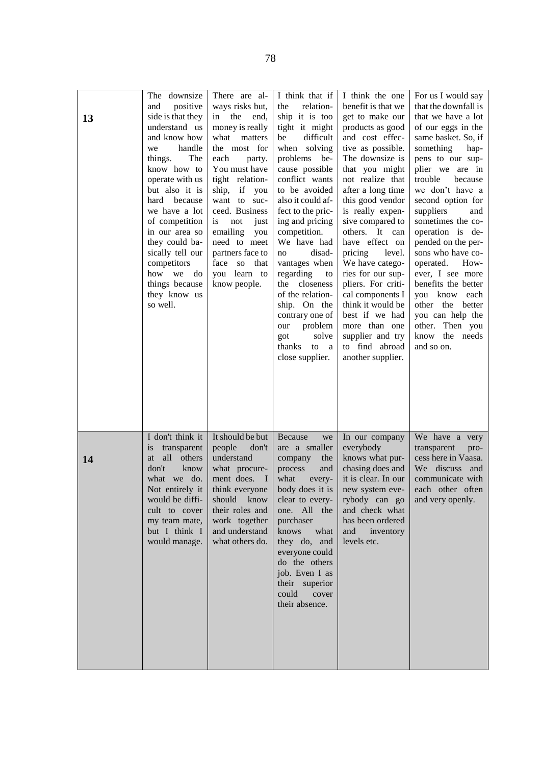| | | | | | |
|---|---|---|---|---|---|
| **13** | The downsize and positive side is that they understand us and know how we handle things. The know how to operate with us but also it is hard because we have a lot of competition in our area so they could basically tell our competitors how we do things because they know us so well. | There are always risks but, in the end, money is really what matters the most for each party. You must have tight relationship, if you want to succeed. Business is not just emailing you need to meet partners face to face so that you learn to know people. | I think that if the relationship it is too tight it might be difficult when solving problems because possible conflict wants to be avoided also it could affect to the pricing and pricing competition. We have had no disadvantages when regarding to the closeness of the relationship. On the contrary one of our problem got solve thanks to a close supplier. | I think the one benefit is that we get to make our products as good and cost effective as possible. The downsize is that you might not realize that after a long time this good vendor is really expensive compared to others. It can have effect on pricing level. We have categories for our suppliers. For critical components I think it would be best if we had more than one supplier and try to find abroad another supplier. | For us I would say that the downfall is that we have a lot of our eggs in the same basket. So, if something happens to our supplier we are in trouble because we don't have a second option for suppliers and sometimes the cooperation is depended on the persons who have cooperated. However, I see more benefits the better you know each other the better you can help the other. Then you know the needs and so on. |
| **14** | I don't think it is transparent at all others don't know what we do. Not entirely it would be difficult to cover my team mate, but I think I would manage. | It should be but people don't understand what procurement does. I think everyone should know their roles and work together and understand what others do. | Because we are a smaller company the process and what everybody does it is clear to everyone. All the purchaser knows what they do, and everyone could do the others job. Even I as their superior could cover their absence. | In our company everybody knows what purchasing does and it is clear. In our new system everybody can go and check what has been ordered and inventory levels etc. | We have a very transparent process here in Vaasa. We discuss and communicate with each other often and very openly. |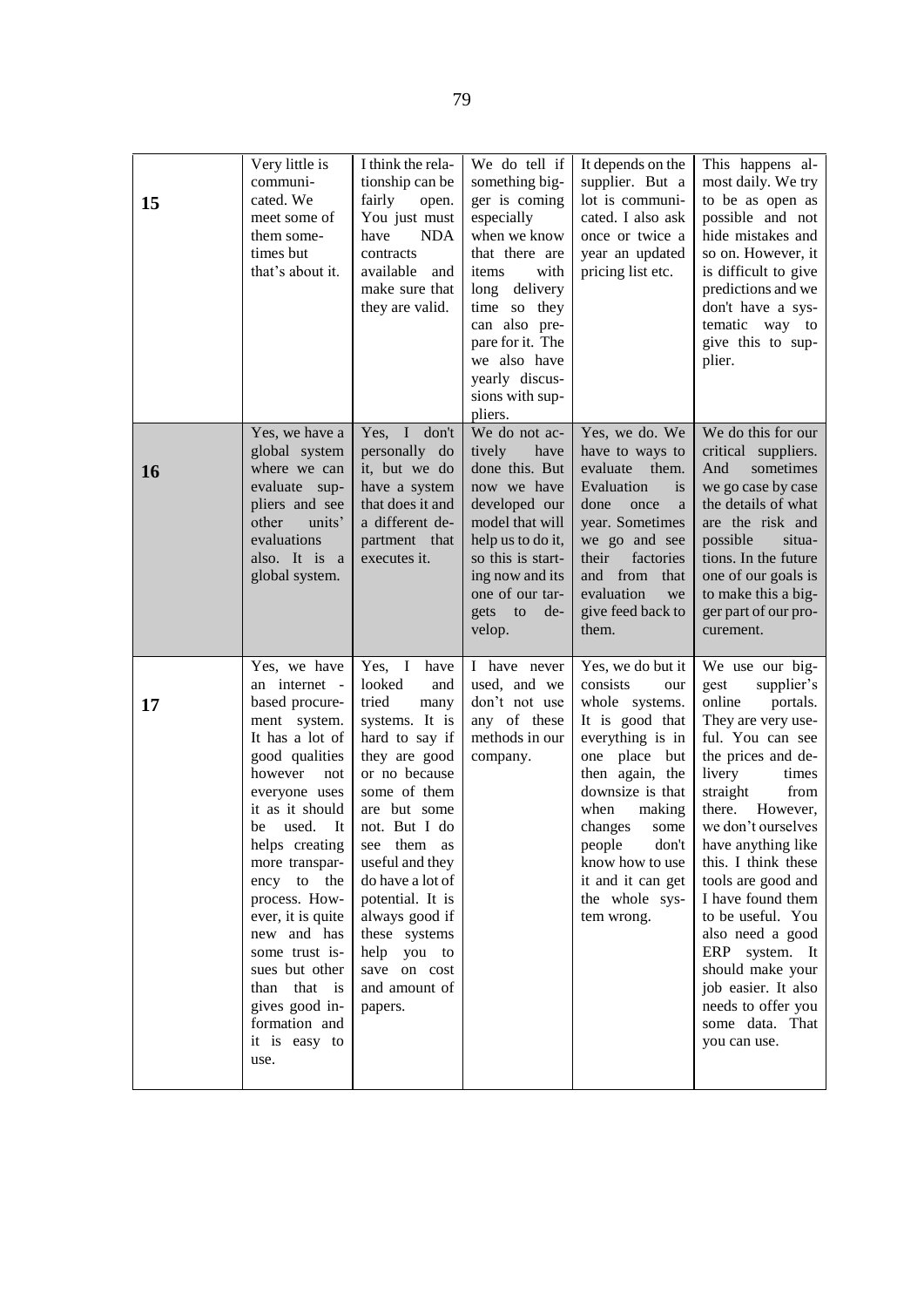| | | | | | |
|---|---|---|---|---|---|
| **15** | Very little is communicated. We meet some of them sometimes but that's about it. | I think the relationship can be fairly open. You just must have NDA contracts available and make sure that they are valid. | We do tell if something bigger is coming especially when we know that there are items with long delivery time so they can also prepare for it. The we also have yearly discussions with suppliers. | It depends on the supplier. But a lot is communicated. I also ask once or twice a year an updated pricing list etc. | This happens almost daily. We try to be as open as possible and not hide mistakes and so on. However, it is difficult to give predictions and we don't have a systematic way to give this to supplier. |
| **16** | Yes, we have a global system where we can evaluate suppliers and see other units' evaluations also. It is a global system. | Yes, I don't personally do it, but we do have a system that does it and a different department that executes it. | We do not actively have done this. But now we have developed our model that will help us to do it, so this is starting now and its one of our targets to develop. | Yes, we do. We have to ways to evaluate them. Evaluation is done once a year. Sometimes we go and see their factories and from that evaluation we give feed back to them. | We do this for our critical suppliers. And sometimes we go case by case the details of what are the risk and possible situations. In the future one of our goals is to make this a bigger part of our procurement. |
| **17** | Yes, we have an internet - based procurement system. It has a lot of good qualities however not everyone uses it as it should be used. It helps creating more transparency to the process. However, it is quite new and has some trust issues but other than that is gives good information and it is easy to use. | Yes, I have looked and tried many systems. It is hard to say if they are good or no because some of them are but some not. But I do see them as useful and they do have a lot of potential. It is always good if these systems help you to save on cost and amount of papers. | I have never used, and we don't not use any of these methods in our company. | Yes, we do but it consists our whole systems. It is good that everything is in one place but then again, the downsize is that when making changes some people don't know how to use it and it can get the whole system wrong. | We use our biggest supplier's online portals. They are very useful. You can see the prices and delivery times straight from there. However, we don't ourselves have anything like this. I think these tools are good and I have found them to be useful. You also need a good ERP system. It should make your job easier. It also needs to offer you some data. That you can use. |